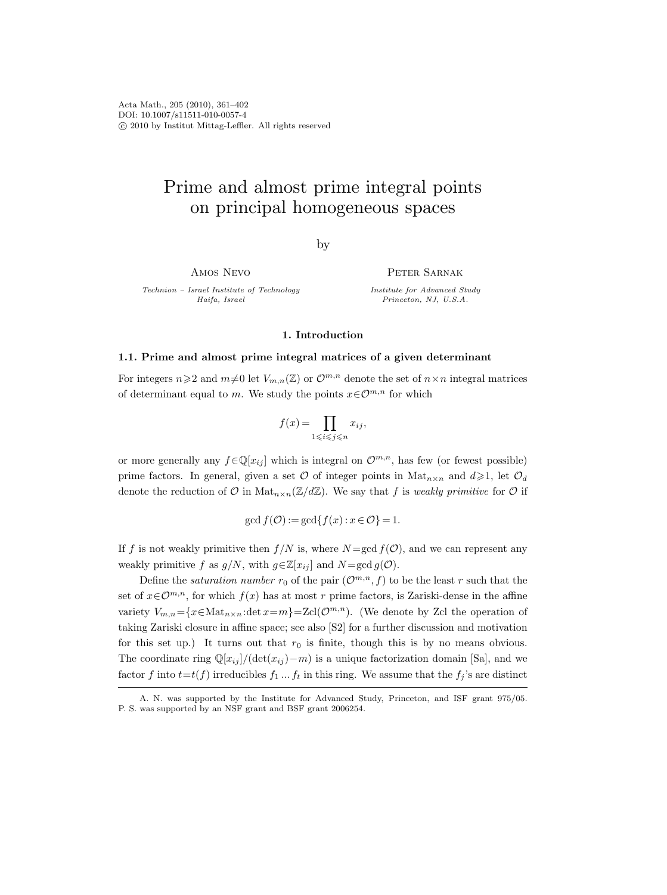# Prime and almost prime integral points on principal homogeneous spaces

by

Amos Nevo

*Technion – Israel Institute of Technology*
*Haifa, Israel*

Peter Sarnak

*Institute for Advanced Study*
*Princeton, NJ, U.S.A.*

## 1. Introduction

### 1.1. Prime and almost prime integral matrices of a given determinant

For integers $n\geqslant 2$ and $m\neq 0$ let $V_{m,n}(\mathbb{Z})$ or $\mathcal{O}^{m,n}$ denote the set of $n\times n$ integral matrices of determinant equal to $m$. We study the points $x\in\mathcal{O}^{m,n}$ for which

$$f(x)=\prod_{1\leqslant i\leqslant j\leqslant n} x_{ij},$$

or more generally any $f\in\mathbb{Q}[x_{ij}]$ which is integral on $\mathcal{O}^{m,n}$, has few (or fewest possible) prime factors. In general, given a set $\mathcal{O}$ of integer points in $\mathrm{Mat}_{n\times n}$ and $d\geqslant 1$, let $\mathcal{O}_d$ denote the reduction of $\mathcal{O}$ in $\mathrm{Mat}_{n\times n}(\mathbb{Z}/d\mathbb{Z})$. We say that $f$ is *weakly primitive* for $\mathcal{O}$ if

$$\gcd f(\mathcal{O}):=\gcd\{f(x): x\in\mathcal{O}\}=1.$$

If $f$ is not weakly primitive then $f/N$ is, where $N=\gcd f(\mathcal{O})$, and we can represent any weakly primitive $f$ as $g/N$, with $g\in\mathbb{Z}[x_{ij}]$ and $N=\gcd g(\mathcal{O})$.

Define the *saturation number* $r_0$ of the pair $(\mathcal{O}^{m,n},f)$ to be the least $r$ such that the set of $x\in\mathcal{O}^{m,n}$, for which $f(x)$ has at most $r$ prime factors, is Zariski-dense in the affine variety $V_{m,n}=\{x\in\mathrm{Mat}_{n\times n}:\det x=m\}=\mathrm{Zcl}(\mathcal{O}^{m,n})$. (We denote by Zcl the operation of taking Zariski closure in affine space; see also [S2] for a further discussion and motivation for this set up.) It turns out that $r_0$ is finite, though this is by no means obvious. The coordinate ring $\mathbb{Q}[x_{ij}]/(\det(x_{ij})-m)$ is a unique factorization domain [Sa], and we factor $f$ into $t=t(f)$ irreducibles $f_1\ldots f_t$ in this ring. We assume that the $f_j$'s are distinct

A. N. was supported by the Institute for Advanced Study, Princeton, and ISF grant 975/05. P. S. was supported by an NSF grant and BSF grant 2006254.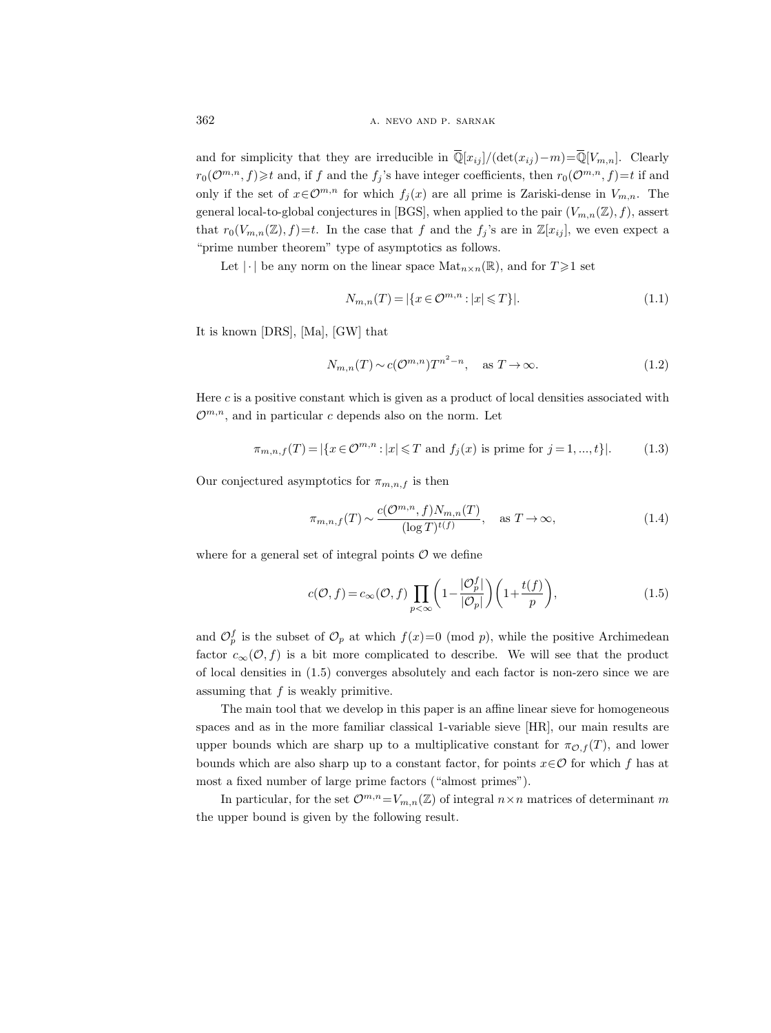and for simplicity that they are irreducible in $\overline{\mathbb{Q}}[x_{ij}]/(\det(x_{ij})-m)=\overline{\mathbb{Q}}[V_{m,n}]$. Clearly $r_0(\mathcal{O}^{m,n},f)\geqslant t$ and, if $f$ and the $f_j$'s have integer coefficients, then $r_0(\mathcal{O}^{m,n},f)=t$ if and only if the set of $x\in\mathcal{O}^{m,n}$ for which $f_j(x)$ are all prime is Zariski-dense in $V_{m,n}$. The general local-to-global conjectures in [BGS], when applied to the pair $(V_{m,n}(\mathbb{Z}),f)$, assert that $r_0(V_{m,n}(\mathbb{Z}),f)=t$. In the case that $f$ and the $f_j$'s are in $\mathbb{Z}[x_{ij}]$, we even expect a "prime number theorem" type of asymptotics as follows.

Let $|\cdot|$ be any norm on the linear space $\mathrm{Mat}_{n\times n}(\mathbb{R})$, and for $T\geqslant 1$ set

$$N_{m,n}(T)=|\{x\in\mathcal{O}^{m,n}:|x|\leqslant T\}|. \tag{1.1}$$

It is known [DRS], [Ma], [GW] that

$$N_{m,n}(T)\sim c(\mathcal{O}^{m,n})T^{n^2-n},\quad \text{as } T\to\infty. \tag{1.2}$$

Here $c$ is a positive constant which is given as a product of local densities associated with $\mathcal{O}^{m,n}$, and in particular $c$ depends also on the norm. Let

$$\pi_{m,n,f}(T)=|\{x\in\mathcal{O}^{m,n}:|x|\leqslant T \text{ and } f_j(x) \text{ is prime for } j=1,...,t\}|. \tag{1.3}$$

Our conjectured asymptotics for $\pi_{m,n,f}$ is then

$$\pi_{m,n,f}(T)\sim\frac{c(\mathcal{O}^{m,n},f)N_{m,n}(T)}{(\log T)^{t(f)}},\quad \text{as } T\to\infty, \tag{1.4}$$

where for a general set of integral points $\mathcal{O}$ we define

$$c(\mathcal{O},f)=c_\infty(\mathcal{O},f)\prod_{p<\infty}\left(1-\frac{|\mathcal{O}_p^f|}{|\mathcal{O}_p|}\right)\left(1+\frac{t(f)}{p}\right), \tag{1.5}$$

and $\mathcal{O}_p^f$ is the subset of $\mathcal{O}_p$ at which $f(x)=0 \pmod p$, while the positive Archimedean factor $c_\infty(\mathcal{O},f)$ is a bit more complicated to describe. We will see that the product of local densities in (1.5) converges absolutely and each factor is non-zero since we are assuming that $f$ is weakly primitive.

The main tool that we develop in this paper is an affine linear sieve for homogeneous spaces and as in the more familiar classical 1-variable sieve [HR], our main results are upper bounds which are sharp up to a multiplicative constant for $\pi_{\mathcal{O},f}(T)$, and lower bounds which are also sharp up to a constant factor, for points $x\in\mathcal{O}$ for which $f$ has at most a fixed number of large prime factors ("almost primes").

In particular, for the set $\mathcal{O}^{m,n}=V_{m,n}(\mathbb{Z})$ of integral $n\times n$ matrices of determinant $m$ the upper bound is given by the following result.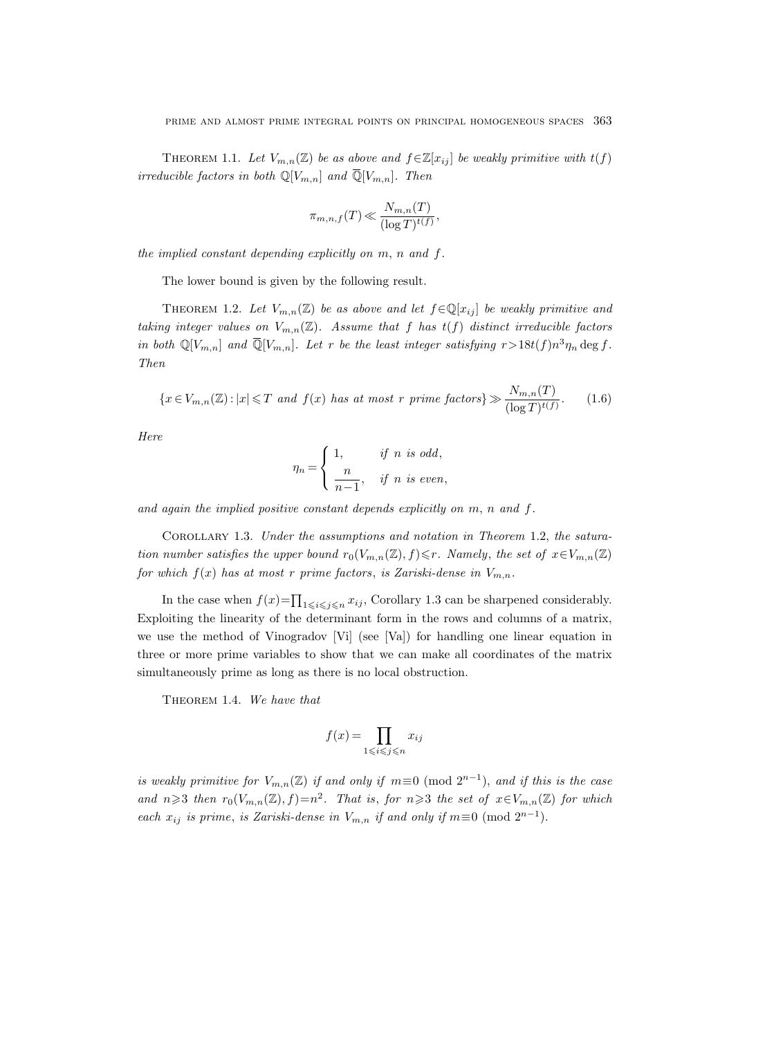THEOREM 1.1. *Let $V_{m,n}(\mathbb{Z})$ be as above and $f \in \mathbb{Z}[x_{ij}]$ be weakly primitive with $t(f)$ irreducible factors in both $\mathbb{Q}[V_{m,n}]$ and $\overline{\mathbb{Q}}[V_{m,n}]$. Then*

$$\pi_{m,n,f}(T) \ll \frac{N_{m,n}(T)}{(\log T)^{t(f)}},$$

*the implied constant depending explicitly on $m$, $n$ and $f$.*

The lower bound is given by the following result.

THEOREM 1.2. *Let $V_{m,n}(\mathbb{Z})$ be as above and let $f \in \mathbb{Q}[x_{ij}]$ be weakly primitive and taking integer values on $V_{m,n}(\mathbb{Z})$. Assume that $f$ has $t(f)$ distinct irreducible factors in both $\mathbb{Q}[V_{m,n}]$ and $\overline{\mathbb{Q}}[V_{m,n}]$. Let $r$ be the least integer satisfying $r > 18t(f)n^3\eta_n \deg f$. Then*

$$\{x \in V_{m,n}(\mathbb{Z}) : |x| \leqslant T \text{ and } f(x) \text{ has at most } r \text{ prime factors}\} \gg \frac{N_{m,n}(T)}{(\log T)^{t(f)}}. \tag{1.6}$$

*Here*

$$\eta_n = \begin{cases} 1, & \text{if } n \text{ is odd,} \\ \dfrac{n}{n-1}, & \text{if } n \text{ is even,} \end{cases}$$

*and again the implied positive constant depends explicitly on $m$, $n$ and $f$.*

COROLLARY 1.3. *Under the assumptions and notation in Theorem 1.2, the saturation number satisfies the upper bound $r_0(V_{m,n}(\mathbb{Z}), f) \leqslant r$. Namely, the set of $x \in V_{m,n}(\mathbb{Z})$ for which $f(x)$ has at most $r$ prime factors, is Zariski-dense in $V_{m,n}$.*

In the case when $f(x) = \prod_{1 \leqslant i \leqslant j \leqslant n} x_{ij}$, Corollary 1.3 can be sharpened considerably. Exploiting the linearity of the determinant form in the rows and columns of a matrix, we use the method of Vinogradov [Vi] (see [Va]) for handling one linear equation in three or more prime variables to show that we can make all coordinates of the matrix simultaneously prime as long as there is no local obstruction.

THEOREM 1.4. *We have that*

$$f(x) = \prod_{1 \leqslant i \leqslant j \leqslant n} x_{ij}$$

*is weakly primitive for $V_{m,n}(\mathbb{Z})$ if and only if $m \equiv 0 \pmod{2^{n-1}}$, and if this is the case and $n \geqslant 3$ then $r_0(V_{m,n}(\mathbb{Z}), f) = n^2$. That is, for $n \geqslant 3$ the set of $x \in V_{m,n}(\mathbb{Z})$ for which each $x_{ij}$ is prime, is Zariski-dense in $V_{m,n}$ if and only if $m \equiv 0 \pmod{2^{n-1}}$.*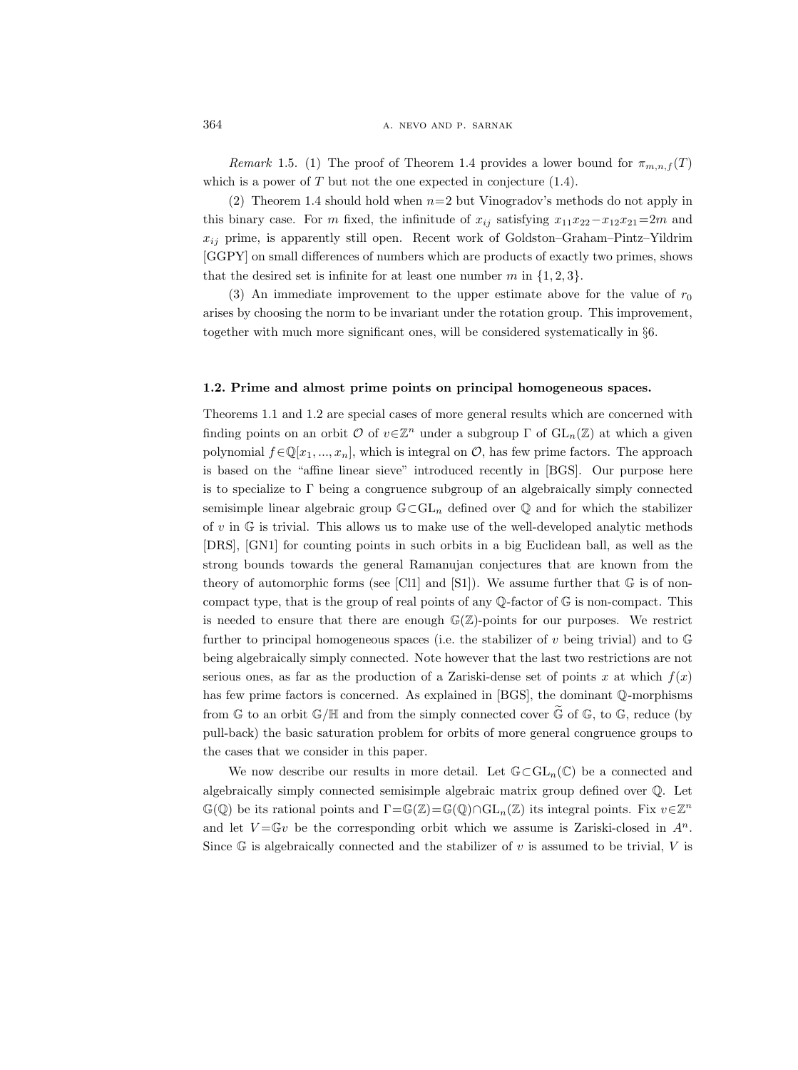*Remark* 1.5. (1) The proof of Theorem 1.4 provides a lower bound for $\pi_{m,n,f}(T)$ which is a power of $T$ but not the one expected in conjecture (1.4).

(2) Theorem 1.4 should hold when $n=2$ but Vinogradov's methods do not apply in this binary case. For $m$ fixed, the infinitude of $x_{ij}$ satisfying $x_{11}x_{22}-x_{12}x_{21}=2m$ and $x_{ij}$ prime, is apparently still open. Recent work of Goldston–Graham–Pintz–Yildrim [GGPY] on small differences of numbers which are products of exactly two primes, shows that the desired set is infinite for at least one number $m$ in $\{1,2,3\}$.

(3) An immediate improvement to the upper estimate above for the value of $r_0$ arises by choosing the norm to be invariant under the rotation group. This improvement, together with much more significant ones, will be considered systematically in §6.

### 1.2. Prime and almost prime points on principal homogeneous spaces.

Theorems 1.1 and 1.2 are special cases of more general results which are concerned with finding points on an orbit $\mathcal{O}$ of $v\in\mathbb{Z}^n$ under a subgroup $\Gamma$ of $\mathrm{GL}_n(\mathbb{Z})$ at which a given polynomial $f\in\mathbb{Q}[x_1,...,x_n]$, which is integral on $\mathcal{O}$, has few prime factors. The approach is based on the "affine linear sieve" introduced recently in [BGS]. Our purpose here is to specialize to $\Gamma$ being a congruence subgroup of an algebraically simply connected semisimple linear algebraic group $\mathbb{G}\subset\mathrm{GL}_n$ defined over $\mathbb{Q}$ and for which the stabilizer of $v$ in $\mathbb{G}$ is trivial. This allows us to make use of the well-developed analytic methods [DRS], [GN1] for counting points in such orbits in a big Euclidean ball, as well as the strong bounds towards the general Ramanujan conjectures that are known from the theory of automorphic forms (see [Cl1] and [S1]). We assume further that $\mathbb{G}$ is of non-compact type, that is the group of real points of any $\mathbb{Q}$-factor of $\mathbb{G}$ is non-compact. This is needed to ensure that there are enough $\mathbb{G}(\mathbb{Z})$-points for our purposes. We restrict further to principal homogeneous spaces (i.e. the stabilizer of $v$ being trivial) and to $\mathbb{G}$ being algebraically simply connected. Note however that the last two restrictions are not serious ones, as far as the production of a Zariski-dense set of points $x$ at which $f(x)$ has few prime factors is concerned. As explained in [BGS], the dominant $\mathbb{Q}$-morphisms from $\mathbb{G}$ to an orbit $\mathbb{G}/\mathbb{H}$ and from the simply connected cover $\widetilde{\mathbb{G}}$ of $\mathbb{G}$, to $\mathbb{G}$, reduce (by pull-back) the basic saturation problem for orbits of more general congruence groups to the cases that we consider in this paper.

We now describe our results in more detail. Let $\mathbb{G}\subset\mathrm{GL}_n(\mathbb{C})$ be a connected and algebraically simply connected semisimple algebraic matrix group defined over $\mathbb{Q}$. Let $\mathbb{G}(\mathbb{Q})$ be its rational points and $\Gamma=\mathbb{G}(\mathbb{Z})=\mathbb{G}(\mathbb{Q})\cap\mathrm{GL}_n(\mathbb{Z})$ its integral points. Fix $v\in\mathbb{Z}^n$ and let $V=\mathbb{G}v$ be the corresponding orbit which we assume is Zariski-closed in $A^n$. Since $\mathbb{G}$ is algebraically connected and the stabilizer of $v$ is assumed to be trivial, $V$ is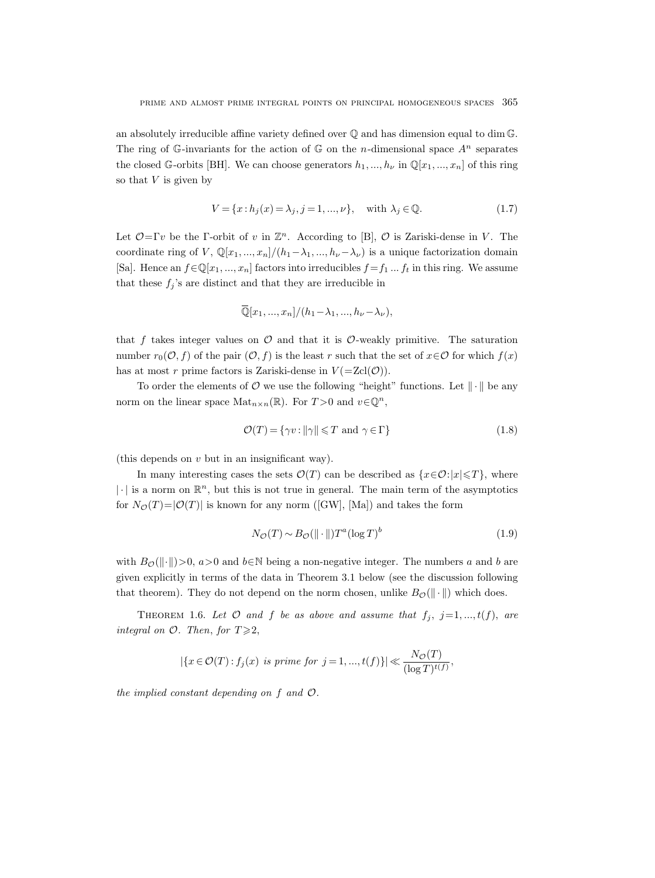an absolutely irreducible affine variety defined over $\mathbb{Q}$ and has dimension equal to $\dim \mathbb{G}$. The ring of $\mathbb{G}$-invariants for the action of $\mathbb{G}$ on the $n$-dimensional space $A^n$ separates the closed $\mathbb{G}$-orbits [BH]. We can choose generators $h_1, ..., h_\nu$ in $\mathbb{Q}[x_1, ..., x_n]$ of this ring so that $V$ is given by

$$V = \{x : h_j(x) = \lambda_j, j = 1, ..., \nu\}, \quad \text{with } \lambda_j \in \mathbb{Q}. \tag{1.7}$$

Let $\mathcal{O} = \Gamma v$ be the $\Gamma$-orbit of $v$ in $\mathbb{Z}^n$. According to [B], $\mathcal{O}$ is Zariski-dense in $V$. The coordinate ring of $V$, $\mathbb{Q}[x_1, ..., x_n]/(h_1 - \lambda_1, ..., h_\nu - \lambda_\nu)$ is a unique factorization domain [Sa]. Hence an $f \in \mathbb{Q}[x_1, ..., x_n]$ factors into irreducibles $f = f_1 \dots f_t$ in this ring. We assume that these $f_j$'s are distinct and that they are irreducible in

$$\overline{\mathbb{Q}}[x_1, ..., x_n]/(h_1 - \lambda_1, ..., h_\nu - \lambda_\nu),$$

that $f$ takes integer values on $\mathcal{O}$ and that it is $\mathcal{O}$-weakly primitive. The saturation number $r_0(\mathcal{O}, f)$ of the pair $(\mathcal{O}, f)$ is the least $r$ such that the set of $x \in \mathcal{O}$ for which $f(x)$ has at most $r$ prime factors is Zariski-dense in $V (= \operatorname{Zcl}(\mathcal{O}))$.

To order the elements of $\mathcal{O}$ we use the following "height" functions. Let $\|\cdot\|$ be any norm on the linear space $\operatorname{Mat}_{n \times n}(\mathbb{R})$. For $T > 0$ and $v \in \mathbb{Q}^n$,

$$\mathcal{O}(T) = \{\gamma v : \|\gamma\| \leqslant T \text{ and } \gamma \in \Gamma\} \tag{1.8}$$

(this depends on $v$ but in an insignificant way).

In many interesting cases the sets $\mathcal{O}(T)$ can be described as $\{x \in \mathcal{O} : |x| \leqslant T\}$, where $|\cdot|$ is a norm on $\mathbb{R}^n$, but this is not true in general. The main term of the asymptotics for $N_{\mathcal{O}}(T) = |\mathcal{O}(T)|$ is known for any norm ([GW], [Ma]) and takes the form

$$N_{\mathcal{O}}(T) \sim B_{\mathcal{O}}(\|\cdot\|) T^a (\log T)^b \tag{1.9}$$

with $B_{\mathcal{O}}(\|\cdot\|) > 0$, $a > 0$ and $b \in \mathbb{N}$ being a non-negative integer. The numbers $a$ and $b$ are given explicitly in terms of the data in Theorem 3.1 below (see the discussion following that theorem). They do not depend on the norm chosen, unlike $B_{\mathcal{O}}(\|\cdot\|)$ which does.

Theorem 1.6. *Let $\mathcal{O}$ and $f$ be as above and assume that $f_j$, $j = 1, ..., t(f)$, are integral on $\mathcal{O}$. Then, for $T \geqslant 2$,*

$$|\{x \in \mathcal{O}(T) : f_j(x) \text{ is prime for } j = 1, ..., t(f)\}| \ll \frac{N_{\mathcal{O}}(T)}{(\log T)^{t(f)}},$$

*the implied constant depending on $f$ and $\mathcal{O}$.*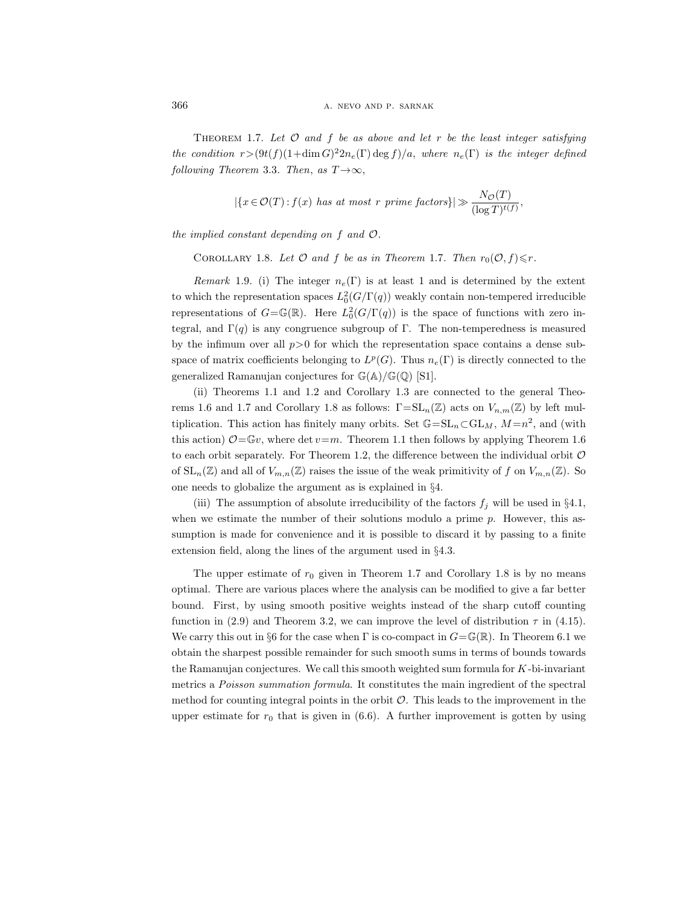**Theorem 1.7.** *Let $\mathcal{O}$ and $f$ be as above and let $r$ be the least integer satisfying the condition $r>(9t(f)(1+\dim G)^2 2n_e(\Gamma)\deg f)/a$, where $n_e(\Gamma)$ is the integer defined following Theorem* 3.3. *Then, as $T\to\infty$,*

$$|\{x\in\mathcal{O}(T): f(x) \text{ has at most } r \text{ prime factors}\}| \gg \frac{N_{\mathcal{O}}(T)}{(\log T)^{t(f)}},$$

*the implied constant depending on $f$ and $\mathcal{O}$.*

**Corollary 1.8.** *Let $\mathcal{O}$ and $f$ be as in Theorem* 1.7. *Then $r_0(\mathcal{O},f)\leqslant r$.*

*Remark* 1.9. (i) The integer $n_e(\Gamma)$ is at least 1 and is determined by the extent to which the representation spaces $L_0^2(G/\Gamma(q))$ weakly contain non-tempered irreducible representations of $G=\mathbb{G}(\mathbb{R})$. Here $L_0^2(G/\Gamma(q))$ is the space of functions with zero integral, and $\Gamma(q)$ is any congruence subgroup of $\Gamma$. The non-temperedness is measured by the infimum over all $p>0$ for which the representation space contains a dense subspace of matrix coefficients belonging to $L^p(G)$. Thus $n_e(\Gamma)$ is directly connected to the generalized Ramanujan conjectures for $\mathbb{G}(\mathbb{A})/\mathbb{G}(\mathbb{Q})$ [S1].

(ii) Theorems 1.1 and 1.2 and Corollary 1.3 are connected to the general Theorems 1.6 and 1.7 and Corollary 1.8 as follows: $\Gamma=\mathrm{SL}_n(\mathbb{Z})$ acts on $V_{n,m}(\mathbb{Z})$ by left multiplication. This action has finitely many orbits. Set $\mathbb{G}=\mathrm{SL}_n\subset\mathrm{GL}_M$, $M=n^2$, and (with this action) $\mathcal{O}=\mathbb{G}v$, where $\det v=m$. Theorem 1.1 then follows by applying Theorem 1.6 to each orbit separately. For Theorem 1.2, the difference between the individual orbit $\mathcal{O}$ of $\mathrm{SL}_n(\mathbb{Z})$ and all of $V_{m,n}(\mathbb{Z})$ raises the issue of the weak primitivity of $f$ on $V_{m,n}(\mathbb{Z})$. So one needs to globalize the argument as is explained in §4.

(iii) The assumption of absolute irreducibility of the factors $f_j$ will be used in §4.1, when we estimate the number of their solutions modulo a prime $p$. However, this assumption is made for convenience and it is possible to discard it by passing to a finite extension field, along the lines of the argument used in §4.3.

The upper estimate of $r_0$ given in Theorem 1.7 and Corollary 1.8 is by no means optimal. There are various places where the analysis can be modified to give a far better bound. First, by using smooth positive weights instead of the sharp cutoff counting function in (2.9) and Theorem 3.2, we can improve the level of distribution $\tau$ in (4.15). We carry this out in §6 for the case when $\Gamma$ is co-compact in $G=\mathbb{G}(\mathbb{R})$. In Theorem 6.1 we obtain the sharpest possible remainder for such smooth sums in terms of bounds towards the Ramanujan conjectures. We call this smooth weighted sum formula for $K$-bi-invariant metrics a *Poisson summation formula*. It constitutes the main ingredient of the spectral method for counting integral points in the orbit $\mathcal{O}$. This leads to the improvement in the upper estimate for $r_0$ that is given in (6.6). A further improvement is gotten by using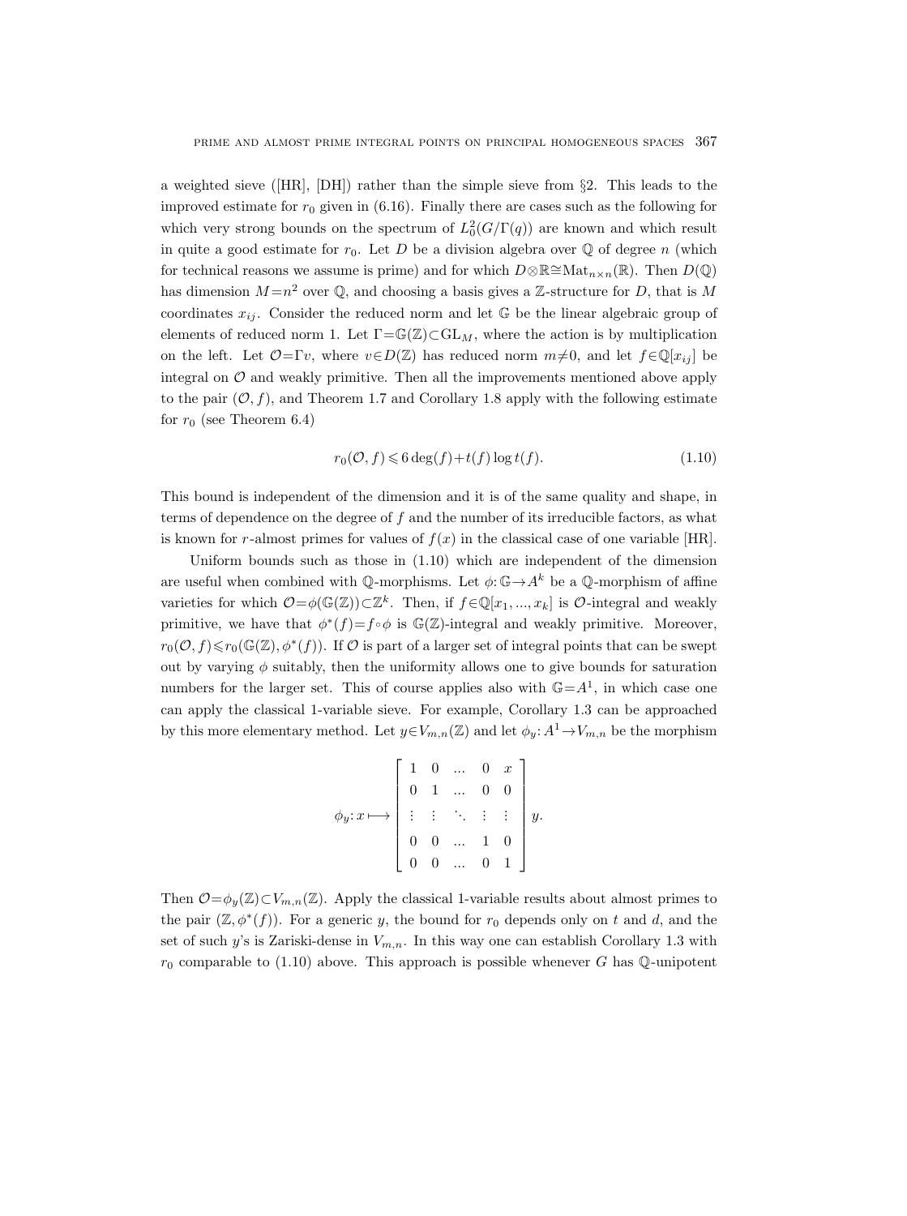a weighted sieve ([HR], [DH]) rather than the simple sieve from §2. This leads to the improved estimate for $r_0$ given in (6.16). Finally there are cases such as the following for which very strong bounds on the spectrum of $L_0^2(G/\Gamma(q))$ are known and which result in quite a good estimate for $r_0$. Let $D$ be a division algebra over $\mathbb{Q}$ of degree $n$ (which for technical reasons we assume is prime) and for which $D\otimes\mathbb{R}\cong\mathrm{Mat}_{n\times n}(\mathbb{R})$. Then $D(\mathbb{Q})$ has dimension $M=n^2$ over $\mathbb{Q}$, and choosing a basis gives a $\mathbb{Z}$-structure for $D$, that is $M$ coordinates $x_{ij}$. Consider the reduced norm and let $\mathbb{G}$ be the linear algebraic group of elements of reduced norm 1. Let $\Gamma=\mathbb{G}(\mathbb{Z})\subset\mathrm{GL}_M$, where the action is by multiplication on the left. Let $\mathcal{O}=\Gamma v$, where $v\in D(\mathbb{Z})$ has reduced norm $m\neq 0$, and let $f\in\mathbb{Q}[x_{ij}]$ be integral on $\mathcal{O}$ and weakly primitive. Then all the improvements mentioned above apply to the pair $(\mathcal{O},f)$, and Theorem 1.7 and Corollary 1.8 apply with the following estimate for $r_0$ (see Theorem 6.4)

$$r_0(\mathcal{O},f)\leqslant 6\deg(f)+t(f)\log t(f). \tag{1.10}$$

This bound is independent of the dimension and it is of the same quality and shape, in terms of dependence on the degree of $f$ and the number of its irreducible factors, as what is known for $r$-almost primes for values of $f(x)$ in the classical case of one variable [HR].

Uniform bounds such as those in (1.10) which are independent of the dimension are useful when combined with $\mathbb{Q}$-morphisms. Let $\phi\colon\mathbb{G}\to A^k$ be a $\mathbb{Q}$-morphism of affine varieties for which $\mathcal{O}=\phi(\mathbb{G}(\mathbb{Z}))\subset\mathbb{Z}^k$. Then, if $f\in\mathbb{Q}[x_1,...,x_k]$ is $\mathcal{O}$-integral and weakly primitive, we have that $\phi^*(f)=f\circ\phi$ is $\mathbb{G}(\mathbb{Z})$-integral and weakly primitive. Moreover, $r_0(\mathcal{O},f)\leqslant r_0(\mathbb{G}(\mathbb{Z}),\phi^*(f))$. If $\mathcal{O}$ is part of a larger set of integral points that can be swept out by varying $\phi$ suitably, then the uniformity allows one to give bounds for saturation numbers for the larger set. This of course applies also with $\mathbb{G}=A^1$, in which case one can apply the classical 1-variable sieve. For example, Corollary 1.3 can be approached by this more elementary method. Let $y\in V_{m,n}(\mathbb{Z})$ and let $\phi_y\colon A^1\to V_{m,n}$ be the morphism

$$\phi_y\colon x\longmapsto\begin{bmatrix}1 & 0 & \dots & 0 & x\\ 0 & 1 & \dots & 0 & 0\\ \vdots & \vdots & \ddots & \vdots & \vdots\\ 0 & 0 & \dots & 1 & 0\\ 0 & 0 & \dots & 0 & 1\end{bmatrix}y.$$

Then $\mathcal{O}=\phi_y(\mathbb{Z})\subset V_{m,n}(\mathbb{Z})$. Apply the classical 1-variable results about almost primes to the pair $(\mathbb{Z},\phi^*(f))$. For a generic $y$, the bound for $r_0$ depends only on $t$ and $d$, and the set of such $y$'s is Zariski-dense in $V_{m,n}$. In this way one can establish Corollary 1.3 with $r_0$ comparable to (1.10) above. This approach is possible whenever $G$ has $\mathbb{Q}$-unipotent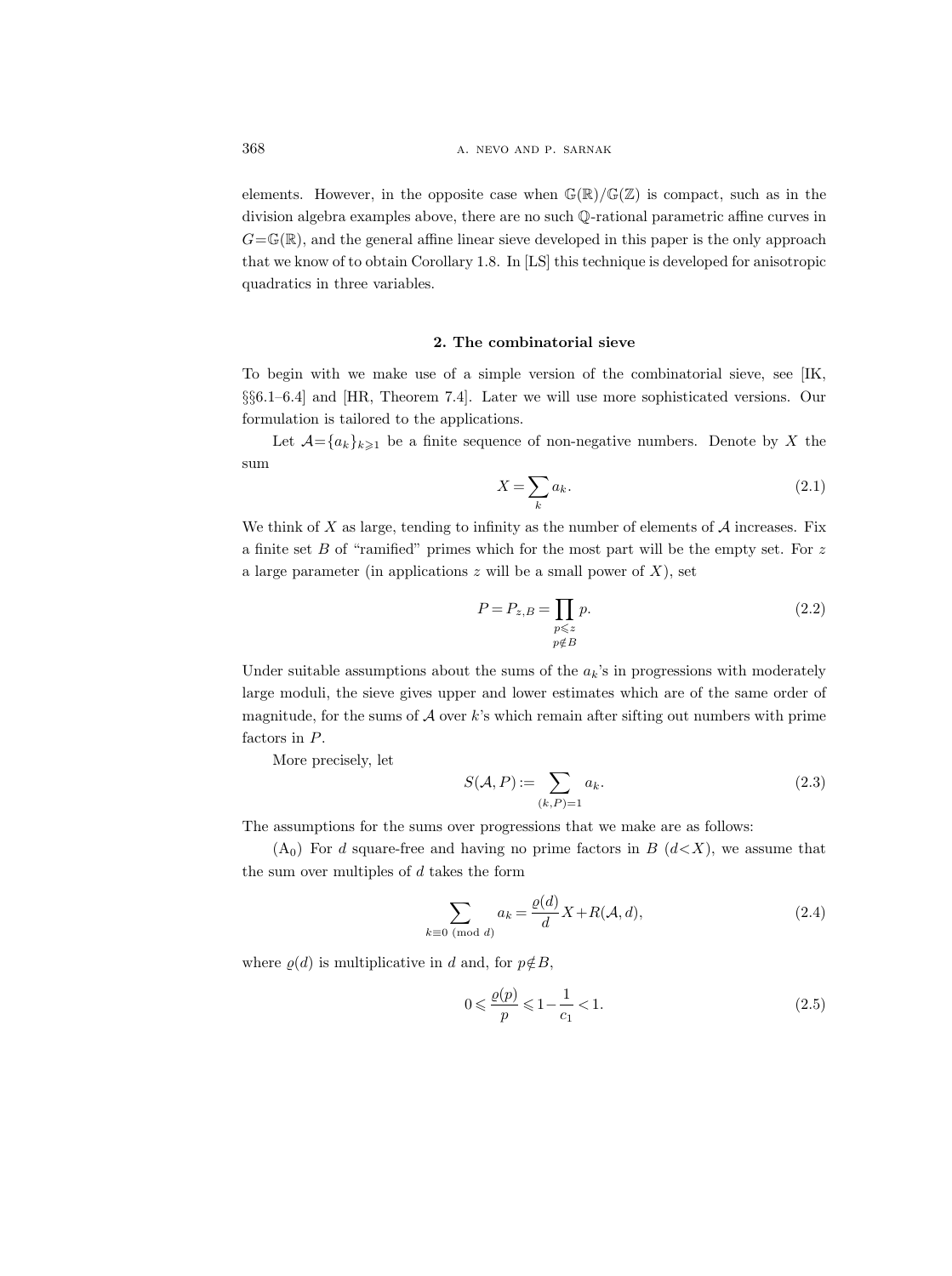elements. However, in the opposite case when $\mathbb{G}(\mathbb{R})/\mathbb{G}(\mathbb{Z})$ is compact, such as in the division algebra examples above, there are no such $\mathbb{Q}$-rational parametric affine curves in $G=\mathbb{G}(\mathbb{R})$, and the general affine linear sieve developed in this paper is the only approach that we know of to obtain Corollary 1.8. In [LS] this technique is developed for anisotropic quadratics in three variables.

## 2. The combinatorial sieve

To begin with we make use of a simple version of the combinatorial sieve, see [IK, §§6.1–6.4] and [HR, Theorem 7.4]. Later we will use more sophisticated versions. Our formulation is tailored to the applications.

Let $\mathcal{A}=\{a_k\}_{k\geqslant 1}$ be a finite sequence of non-negative numbers. Denote by $X$ the sum

$$X=\sum_k a_k. \tag{2.1}$$

We think of $X$ as large, tending to infinity as the number of elements of $\mathcal{A}$ increases. Fix a finite set $B$ of "ramified" primes which for the most part will be the empty set. For $z$ a large parameter (in applications $z$ will be a small power of $X$), set

$$P=P_{z,B}=\prod_{\substack{p\leqslant z\\ p\notin B}} p. \tag{2.2}$$

Under suitable assumptions about the sums of the $a_k$'s in progressions with moderately large moduli, the sieve gives upper and lower estimates which are of the same order of magnitude, for the sums of $\mathcal{A}$ over $k$'s which remain after sifting out numbers with prime factors in $P$.

More precisely, let

$$S(\mathcal{A},P):=\sum_{(k,P)=1} a_k. \tag{2.3}$$

The assumptions for the sums over progressions that we make are as follows:

($\mathrm{A}_0$) For $d$ square-free and having no prime factors in $B$ ($d<X$), we assume that the sum over multiples of $d$ takes the form

$$\sum_{k\equiv 0 \pmod d} a_k=\frac{\varrho(d)}{d}X+R(\mathcal{A},d), \tag{2.4}$$

where $\varrho(d)$ is multiplicative in $d$ and, for $p\notin B$,

$$0\leqslant \frac{\varrho(p)}{p}\leqslant 1-\frac{1}{c_1}<1. \tag{2.5}$$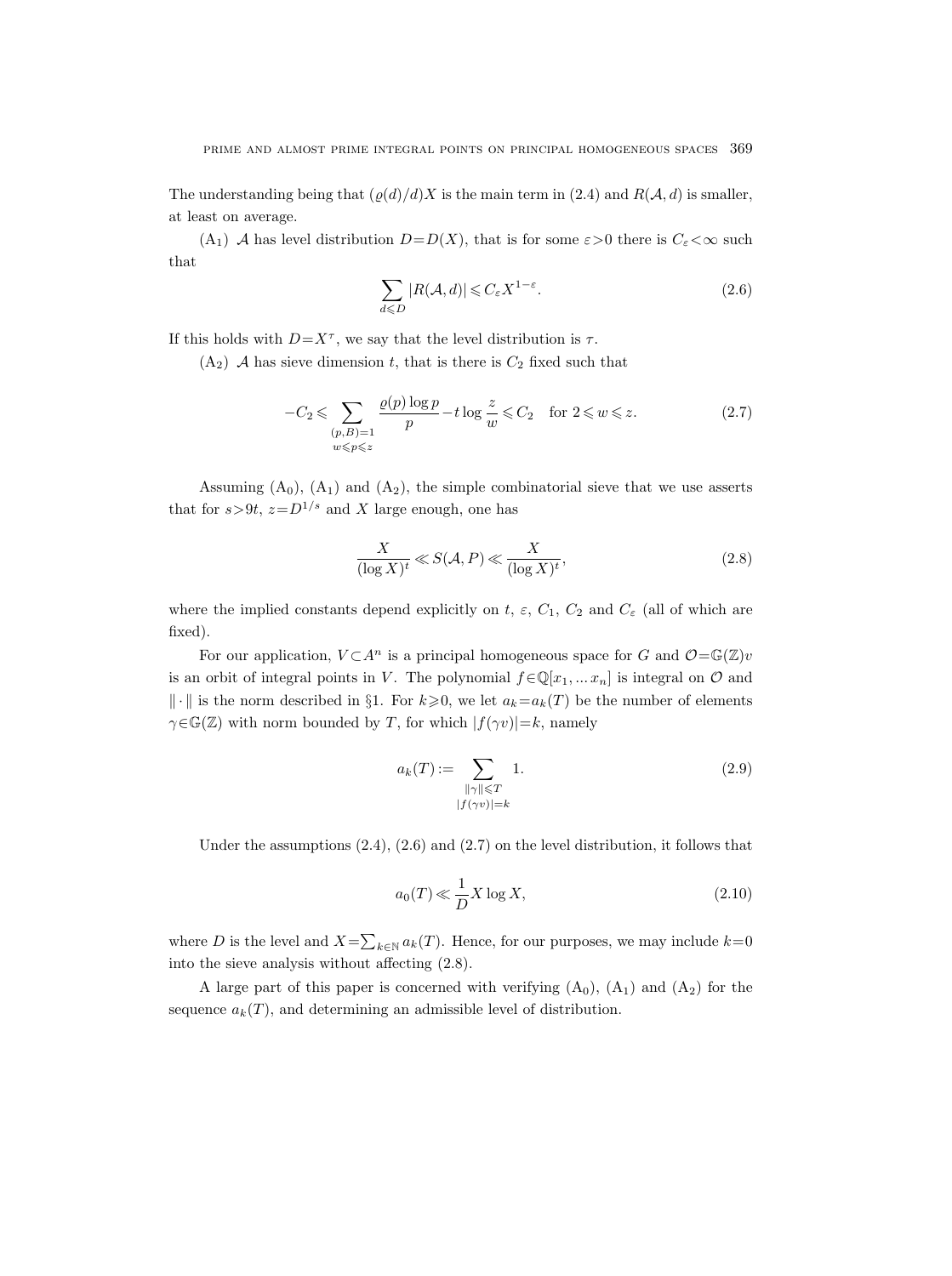The understanding being that $(\varrho(d)/d)X$ is the main term in (2.4) and $R(\mathcal{A},d)$ is smaller, at least on average.

($A_1$) $\mathcal{A}$ has level distribution $D=D(X)$, that is for some $\varepsilon>0$ there is $C_\varepsilon<\infty$ such that

$$\sum_{d\leqslant D} |R(\mathcal{A},d)| \leqslant C_\varepsilon X^{1-\varepsilon}. \tag{2.6}$$

If this holds with $D=X^\tau$, we say that the level distribution is $\tau$.

($A_2$) $\mathcal{A}$ has sieve dimension $t$, that is there is $C_2$ fixed such that

$$-C_2 \leqslant \sum_{\substack{(p,B)=1\\ w\leqslant p\leqslant z}} \frac{\varrho(p)\log p}{p} - t\log\frac{z}{w} \leqslant C_2 \quad \text{for } 2\leqslant w\leqslant z. \tag{2.7}$$

Assuming ($A_0$), ($A_1$) and ($A_2$), the simple combinatorial sieve that we use asserts that for $s>9t$, $z=D^{1/s}$ and $X$ large enough, one has

$$\frac{X}{(\log X)^t} \ll S(\mathcal{A},P) \ll \frac{X}{(\log X)^t}, \tag{2.8}$$

where the implied constants depend explicitly on $t$, $\varepsilon$, $C_1$, $C_2$ and $C_\varepsilon$ (all of which are fixed).

For our application, $V\subset A^n$ is a principal homogeneous space for $G$ and $\mathcal{O}=\mathbb{G}(\mathbb{Z})v$ is an orbit of integral points in $V$. The polynomial $f\in\mathbb{Q}[x_1,\dots x_n]$ is integral on $\mathcal{O}$ and $\|\cdot\|$ is the norm described in §1. For $k\geqslant 0$, we let $a_k=a_k(T)$ be the number of elements $\gamma\in\mathbb{G}(\mathbb{Z})$ with norm bounded by $T$, for which $|f(\gamma v)|=k$, namely

$$a_k(T) := \sum_{\substack{\|\gamma\|\leqslant T\\ |f(\gamma v)|=k}} 1. \tag{2.9}$$

Under the assumptions (2.4), (2.6) and (2.7) on the level distribution, it follows that

$$a_0(T) \ll \frac{1}{D} X\log X, \tag{2.10}$$

where $D$ is the level and $X=\sum_{k\in\mathbb{N}} a_k(T)$. Hence, for our purposes, we may include $k=0$ into the sieve analysis without affecting (2.8).

A large part of this paper is concerned with verifying ($A_0$), ($A_1$) and ($A_2$) for the sequence $a_k(T)$, and determining an admissible level of distribution.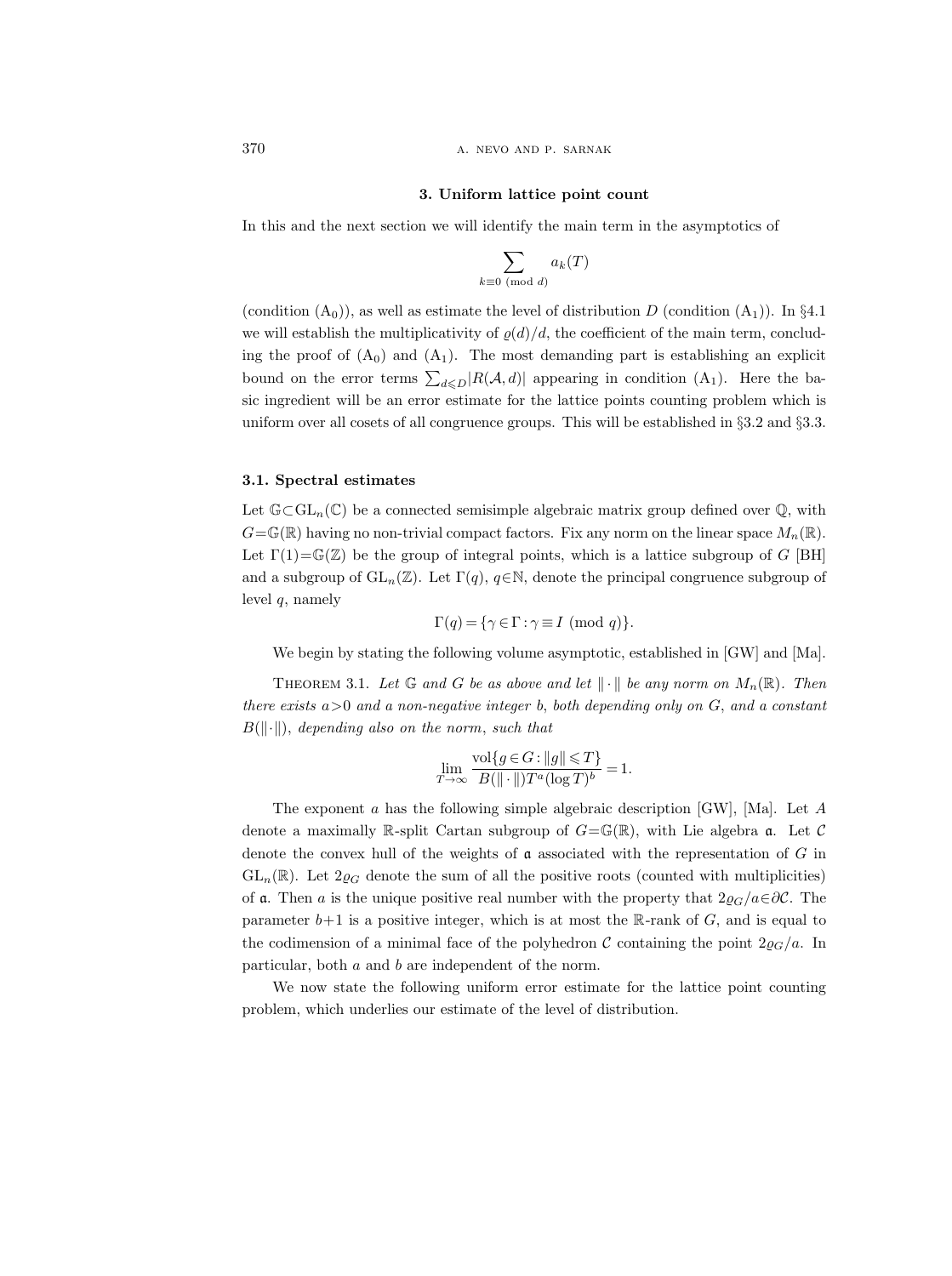## 3. Uniform lattice point count

In this and the next section we will identify the main term in the asymptotics of

$$\sum_{k\equiv 0 \pmod d} a_k(T)$$

(condition $(\mathrm{A}_0)$), as well as estimate the level of distribution $D$ (condition $(\mathrm{A}_1)$). In §4.1 we will establish the multiplicativity of $\varrho(d)/d$, the coefficient of the main term, concluding the proof of $(\mathrm{A}_0)$ and $(\mathrm{A}_1)$. The most demanding part is establishing an explicit bound on the error terms $\sum_{d\leqslant D}|R(\mathcal{A},d)|$ appearing in condition $(\mathrm{A}_1)$. Here the basic ingredient will be an error estimate for the lattice points counting problem which is uniform over all cosets of all congruence groups. This will be established in §3.2 and §3.3.

### 3.1. Spectral estimates

Let $\mathbb{G}\subset \mathrm{GL}_n(\mathbb{C})$ be a connected semisimple algebraic matrix group defined over $\mathbb{Q}$, with $G=\mathbb{G}(\mathbb{R})$ having no non-trivial compact factors. Fix any norm on the linear space $M_n(\mathbb{R})$. Let $\Gamma(1)=\mathbb{G}(\mathbb{Z})$ be the group of integral points, which is a lattice subgroup of $G$ [BH] and a subgroup of $\mathrm{GL}_n(\mathbb{Z})$. Let $\Gamma(q)$, $q\in\mathbb{N}$, denote the principal congruence subgroup of level $q$, namely

$$\Gamma(q)=\{\gamma\in\Gamma:\gamma\equiv I \pmod q\}.$$

We begin by stating the following volume asymptotic, established in [GW] and [Ma].

Theorem 3.1. *Let $\mathbb{G}$ and $G$ be as above and let $\|\cdot\|$ be any norm on $M_n(\mathbb{R})$. Then there exists $a>0$ and a non-negative integer $b$, both depending only on $G$, and a constant $B(\|\cdot\|)$, depending also on the norm, such that*

$$\lim_{T\to\infty}\frac{\operatorname{vol}\{g\in G:\|g\|\leqslant T\}}{B(\|\cdot\|)T^a(\log T)^b}=1.$$

The exponent $a$ has the following simple algebraic description [GW], [Ma]. Let $A$ denote a maximally $\mathbb{R}$-split Cartan subgroup of $G=\mathbb{G}(\mathbb{R})$, with Lie algebra $\mathfrak{a}$. Let $\mathcal{C}$ denote the convex hull of the weights of $\mathfrak{a}$ associated with the representation of $G$ in $\mathrm{GL}_n(\mathbb{R})$. Let $2\varrho_G$ denote the sum of all the positive roots (counted with multiplicities) of $\mathfrak{a}$. Then $a$ is the unique positive real number with the property that $2\varrho_G/a\in\partial\mathcal{C}$. The parameter $b+1$ is a positive integer, which is at most the $\mathbb{R}$-rank of $G$, and is equal to the codimension of a minimal face of the polyhedron $\mathcal{C}$ containing the point $2\varrho_G/a$. In particular, both $a$ and $b$ are independent of the norm.

We now state the following uniform error estimate for the lattice point counting problem, which underlies our estimate of the level of distribution.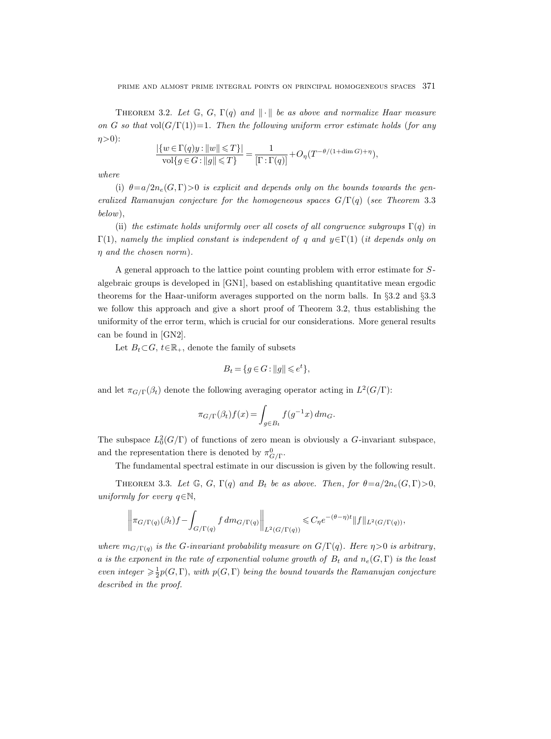THEOREM 3.2. *Let* $\mathbb{G}$, $G$, $\Gamma(q)$ *and* $\|\cdot\|$ *be as above and normalize Haar measure on* $G$ *so that* $\operatorname{vol}(G/\Gamma(1))=1$. *Then the following uniform error estimate holds* (*for any* $\eta>0$):

$$\frac{|\{w\in\Gamma(q)y:\|w\|\leqslant T\}|}{\operatorname{vol}\{g\in G:\|g\|\leqslant T\}}=\frac{1}{[\Gamma:\Gamma(q)]}+O_\eta(T^{-\theta/(1+\dim G)+\eta}),$$

*where*

(i) $\theta=a/2n_e(G,\Gamma)>0$ *is explicit and depends only on the bounds towards the generalized Ramanujan conjecture for the homogeneous spaces* $G/\Gamma(q)$ (*see Theorem* 3.3 *below*),

(ii) *the estimate holds uniformly over all cosets of all congruence subgroups* $\Gamma(q)$ *in* $\Gamma(1)$, *namely the implied constant is independent of* $q$ *and* $y\in\Gamma(1)$ (*it depends only on* $\eta$ *and the chosen norm*).

A general approach to the lattice point counting problem with error estimate for $S$-algebraic groups is developed in [GN1], based on establishing quantitative mean ergodic theorems for the Haar-uniform averages supported on the norm balls. In §3.2 and §3.3 we follow this approach and give a short proof of Theorem 3.2, thus establishing the uniformity of the error term, which is crucial for our considerations. More general results can be found in [GN2].

Let $B_t\subset G$, $t\in\mathbb{R}_+$, denote the family of subsets

$$B_t=\{g\in G:\|g\|\leqslant e^t\},$$

and let $\pi_{G/\Gamma}(\beta_t)$ denote the following averaging operator acting in $L^2(G/\Gamma)$:

$$\pi_{G/\Gamma}(\beta_t)f(x)=\int_{g\in B_t}f(g^{-1}x)\,dm_G.$$

The subspace $L^2_0(G/\Gamma)$ of functions of zero mean is obviously a $G$-invariant subspace, and the representation there is denoted by $\pi^0_{G/\Gamma}$.

The fundamental spectral estimate in our discussion is given by the following result.

THEOREM 3.3. *Let* $\mathbb{G}$, $G$, $\Gamma(q)$ *and* $B_t$ *be as above. Then, for* $\theta=a/2n_e(G,\Gamma)>0$, *uniformly for every* $q\in\mathbb{N}$,

$$\left\|\pi_{G/\Gamma(q)}(\beta_t)f-\int_{G/\Gamma(q)}f\,dm_{G/\Gamma(q)}\right\|_{L^2(G/\Gamma(q))}\leqslant C_\eta e^{-(\theta-\eta)t}\|f\|_{L^2(G/\Gamma(q))},$$

*where* $m_{G/\Gamma(q)}$ *is the* $G$-*invariant probability measure on* $G/\Gamma(q)$. *Here* $\eta>0$ *is arbitrary*, $a$ *is the exponent in the rate of exponential volume growth of* $B_t$ *and* $n_e(G,\Gamma)$ *is the least even integer* $\geqslant\frac{1}{2}p(G,\Gamma)$, *with* $p(G,\Gamma)$ *being the bound towards the Ramanujan conjecture described in the proof.*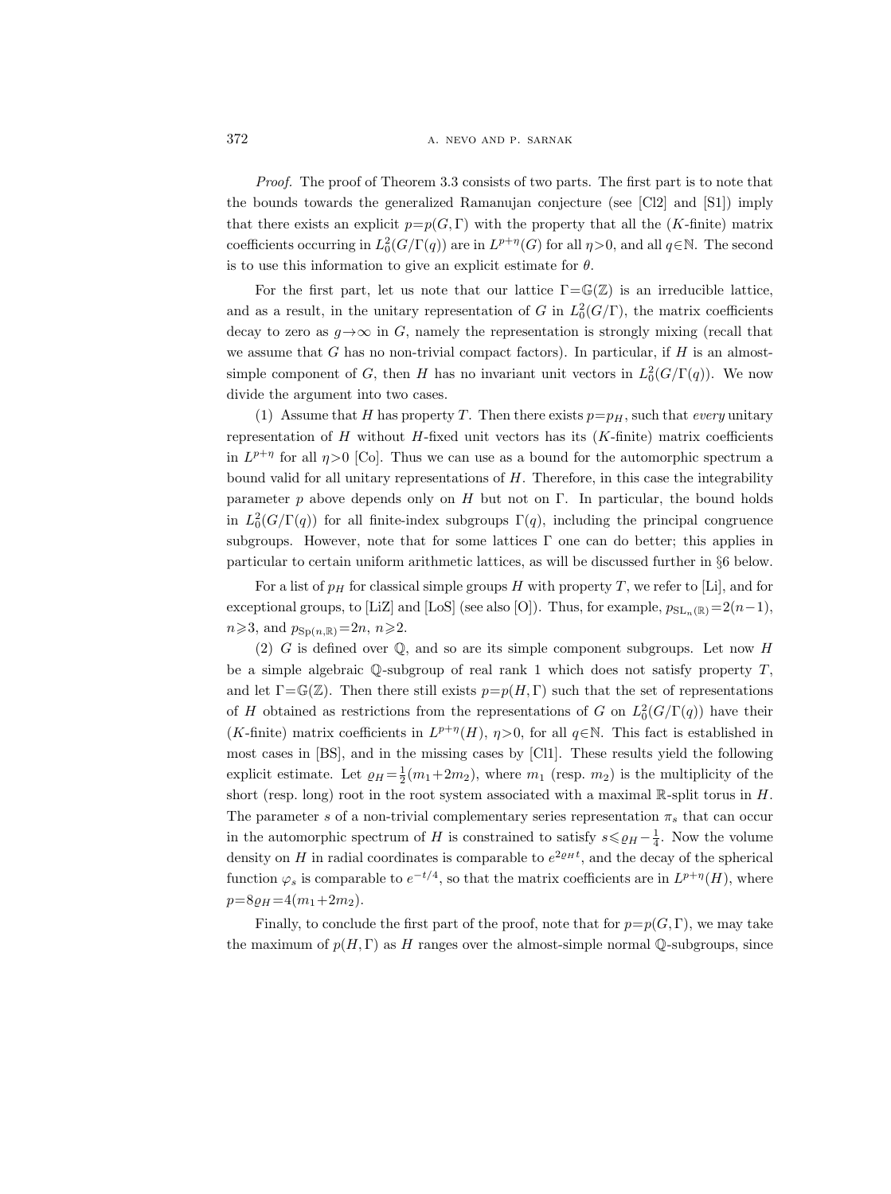*Proof.* The proof of Theorem 3.3 consists of two parts. The first part is to note that the bounds towards the generalized Ramanujan conjecture (see [Cl2] and [S1]) imply that there exists an explicit $p=p(G,\Gamma)$ with the property that all the ($K$-finite) matrix coefficients occurring in $L_0^2(G/\Gamma(q))$ are in $L^{p+\eta}(G)$ for all $\eta>0$, and all $q\in\mathbb{N}$. The second is to use this information to give an explicit estimate for $\theta$.

For the first part, let us note that our lattice $\Gamma=\mathbb{G}(\mathbb{Z})$ is an irreducible lattice, and as a result, in the unitary representation of $G$ in $L_0^2(G/\Gamma)$, the matrix coefficients decay to zero as $g\to\infty$ in $G$, namely the representation is strongly mixing (recall that we assume that $G$ has no non-trivial compact factors). In particular, if $H$ is an almost-simple component of $G$, then $H$ has no invariant unit vectors in $L_0^2(G/\Gamma(q))$. We now divide the argument into two cases.

(1) Assume that $H$ has property $T$. Then there exists $p=p_H$, such that *every* unitary representation of $H$ without $H$-fixed unit vectors has its ($K$-finite) matrix coefficients in $L^{p+\eta}$ for all $\eta>0$ [Co]. Thus we can use as a bound for the automorphic spectrum a bound valid for all unitary representations of $H$. Therefore, in this case the integrability parameter $p$ above depends only on $H$ but not on $\Gamma$. In particular, the bound holds in $L_0^2(G/\Gamma(q))$ for all finite-index subgroups $\Gamma(q)$, including the principal congruence subgroups. However, note that for some lattices $\Gamma$ one can do better; this applies in particular to certain uniform arithmetic lattices, as will be discussed further in §6 below.

For a list of $p_H$ for classical simple groups $H$ with property $T$, we refer to [Li], and for exceptional groups, to [LiZ] and [LoS] (see also [O]). Thus, for example, $p_{\mathrm{SL}_n(\mathbb{R})}=2(n-1)$, $n\geqslant 3$, and $p_{\mathrm{Sp}(n,\mathbb{R})}=2n$, $n\geqslant 2$.

(2) $G$ is defined over $\mathbb{Q}$, and so are its simple component subgroups. Let now $H$ be a simple algebraic $\mathbb{Q}$-subgroup of real rank 1 which does not satisfy property $T$, and let $\Gamma=\mathbb{G}(\mathbb{Z})$. Then there still exists $p=p(H,\Gamma)$ such that the set of representations of $H$ obtained as restrictions from the representations of $G$ on $L_0^2(G/\Gamma(q))$ have their ($K$-finite) matrix coefficients in $L^{p+\eta}(H)$, $\eta>0$, for all $q\in\mathbb{N}$. This fact is established in most cases in [BS], and in the missing cases by [Cl1]. These results yield the following explicit estimate. Let $\varrho_H=\frac{1}{2}(m_1+2m_2)$, where $m_1$ (resp. $m_2$) is the multiplicity of the short (resp. long) root in the root system associated with a maximal $\mathbb{R}$-split torus in $H$. The parameter $s$ of a non-trivial complementary series representation $\pi_s$ that can occur in the automorphic spectrum of $H$ is constrained to satisfy $s\leqslant\varrho_H-\frac{1}{4}$. Now the volume density on $H$ in radial coordinates is comparable to $e^{2\varrho_H t}$, and the decay of the spherical function $\varphi_s$ is comparable to $e^{-t/4}$, so that the matrix coefficients are in $L^{p+\eta}(H)$, where $p=8\varrho_H=4(m_1+2m_2)$.

Finally, to conclude the first part of the proof, note that for $p=p(G,\Gamma)$, we may take the maximum of $p(H,\Gamma)$ as $H$ ranges over the almost-simple normal $\mathbb{Q}$-subgroups, since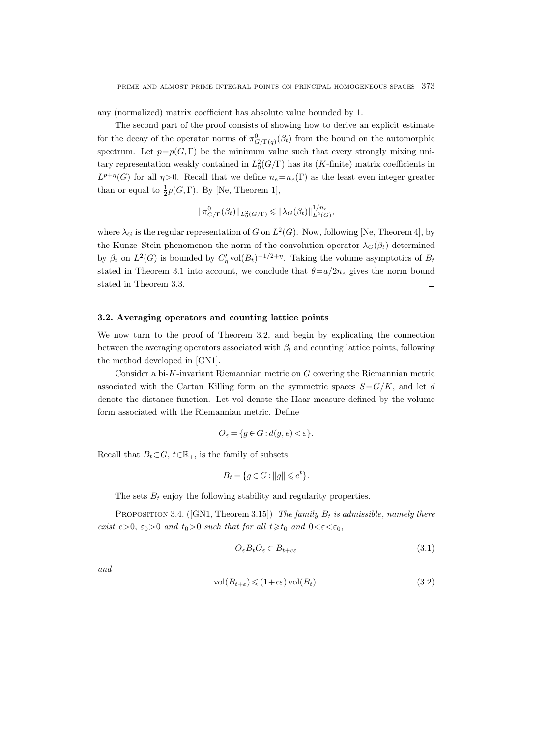any (normalized) matrix coefficient has absolute value bounded by 1.

The second part of the proof consists of showing how to derive an explicit estimate for the decay of the operator norms of $\pi^0_{G/\Gamma(q)}(\beta_t)$ from the bound on the automorphic spectrum. Let $p=p(G,\Gamma)$ be the minimum value such that every strongly mixing unitary representation weakly contained in $L^2_0(G/\Gamma)$ has its ($K$-finite) matrix coefficients in $L^{p+\eta}(G)$ for all $\eta>0$. Recall that we define $n_e=n_e(\Gamma)$ as the least even integer greater than or equal to $\frac{1}{2}p(G,\Gamma)$. By [Ne, Theorem 1],

$$\|\pi^0_{G/\Gamma}(\beta_t)\|_{L^2_0(G/\Gamma)} \leqslant \|\lambda_G(\beta_t)\|^{1/n_e}_{L^2(G)},$$

where $\lambda_G$ is the regular representation of $G$ on $L^2(G)$. Now, following [Ne, Theorem 4], by the Kunze–Stein phenomenon the norm of the convolution operator $\lambda_G(\beta_t)$ determined by $\beta_t$ on $L^2(G)$ is bounded by $C'_\eta \operatorname{vol}(B_t)^{-1/2+\eta}$. Taking the volume asymptotics of $B_t$ stated in Theorem 3.1 into account, we conclude that $\theta=a/2n_e$ gives the norm bound stated in Theorem 3.3. $\square$

### 3.2. Averaging operators and counting lattice points

We now turn to the proof of Theorem 3.2, and begin by explicating the connection between the averaging operators associated with $\beta_t$ and counting lattice points, following the method developed in [GN1].

Consider a bi-$K$-invariant Riemannian metric on $G$ covering the Riemannian metric associated with the Cartan–Killing form on the symmetric spaces $S=G/K$, and let $d$ denote the distance function. Let vol denote the Haar measure defined by the volume form associated with the Riemannian metric. Define

$$O_\varepsilon = \{g\in G : d(g,e)<\varepsilon\}.$$

Recall that $B_t\subset G$, $t\in\mathbb{R}_+$, is the family of subsets

$$B_t=\{g\in G : \|g\|\leqslant e^t\}.$$

The sets $B_t$ enjoy the following stability and regularity properties.

Proposition 3.4. ([GN1, Theorem 3.15]) *The family $B_t$ is admissible, namely there exist $c>0$, $\varepsilon_0>0$ and $t_0>0$ such that for all $t\geqslant t_0$ and $0<\varepsilon<\varepsilon_0$,*

$$O_\varepsilon B_t O_\varepsilon \subset B_{t+c\varepsilon} \tag{3.1}$$

*and*

$$\operatorname{vol}(B_{t+\varepsilon})\leqslant (1+c\varepsilon)\operatorname{vol}(B_t). \tag{3.2}$$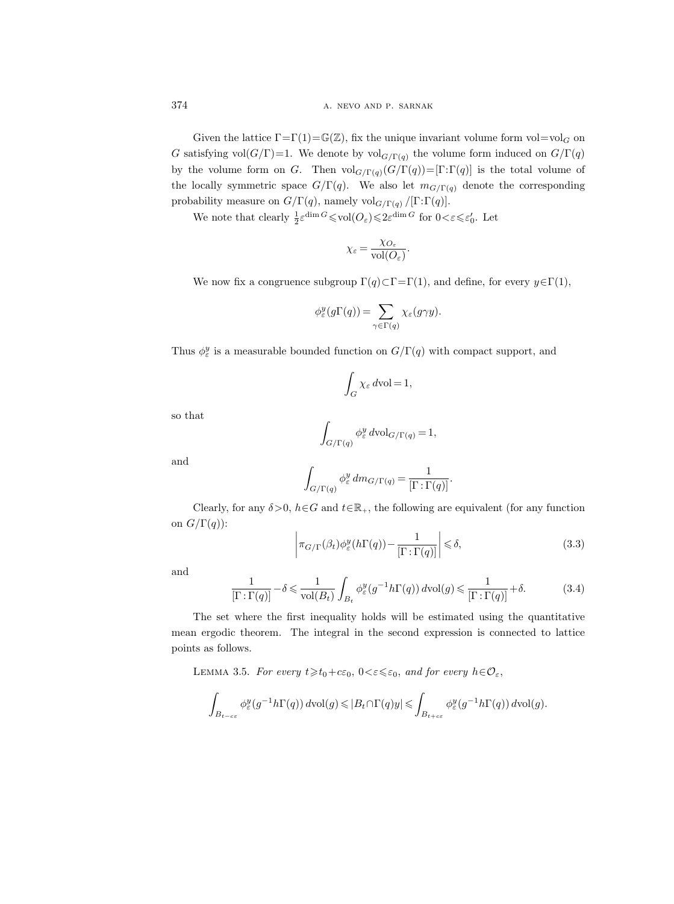Given the lattice $\Gamma=\Gamma(1)=\mathbb{G}(\mathbb{Z})$, fix the unique invariant volume form $\mathrm{vol}=\mathrm{vol}_G$ on $G$ satisfying $\mathrm{vol}(G/\Gamma)=1$. We denote by $\mathrm{vol}_{G/\Gamma(q)}$ the volume form induced on $G/\Gamma(q)$ by the volume form on $G$. Then $\mathrm{vol}_{G/\Gamma(q)}(G/\Gamma(q))=[\Gamma:\Gamma(q)]$ is the total volume of the locally symmetric space $G/\Gamma(q)$. We also let $m_{G/\Gamma(q)}$ denote the corresponding probability measure on $G/\Gamma(q)$, namely $\mathrm{vol}_{G/\Gamma(q)}/[\Gamma:\Gamma(q)]$.

We note that clearly $\frac{1}{2}\varepsilon^{\dim G}\leqslant \mathrm{vol}(O_\varepsilon)\leqslant 2\varepsilon^{\dim G}$ for $0<\varepsilon\leqslant\varepsilon_0'$. Let

$$\chi_\varepsilon=\frac{\chi_{O_\varepsilon}}{\mathrm{vol}(O_\varepsilon)}.$$

We now fix a congruence subgroup $\Gamma(q)\subset\Gamma=\Gamma(1)$, and define, for every $y\in\Gamma(1)$,

$$\phi_\varepsilon^y(g\Gamma(q))=\sum_{\gamma\in\Gamma(q)}\chi_\varepsilon(g\gamma y).$$

Thus $\phi_\varepsilon^y$ is a measurable bounded function on $G/\Gamma(q)$ with compact support, and

$$\int_G \chi_\varepsilon\, d\mathrm{vol}=1,$$

so that

$$\int_{G/\Gamma(q)}\phi_\varepsilon^y\, d\mathrm{vol}_{G/\Gamma(q)}=1,$$

and

$$\int_{G/\Gamma(q)}\phi_\varepsilon^y\, dm_{G/\Gamma(q)}=\frac{1}{[\Gamma:\Gamma(q)]}.$$

Clearly, for any $\delta>0$, $h\in G$ and $t\in\mathbb{R}_+$, the following are equivalent (for any function on $G/\Gamma(q)$):

$$\left|\pi_{G/\Gamma}(\beta_t)\phi_\varepsilon^y(h\Gamma(q))-\frac{1}{[\Gamma:\Gamma(q)]}\right|\leqslant\delta, \tag{3.3}$$

and

$$\frac{1}{[\Gamma:\Gamma(q)]}-\delta\leqslant\frac{1}{\mathrm{vol}(B_t)}\int_{B_t}\phi_\varepsilon^y(g^{-1}h\Gamma(q))\, d\mathrm{vol}(g)\leqslant\frac{1}{[\Gamma:\Gamma(q)]}+\delta. \tag{3.4}$$

The set where the first inequality holds will be estimated using the quantitative mean ergodic theorem. The integral in the second expression is connected to lattice points as follows.

Lemma 3.5. *For every $t\geqslant t_0+c\varepsilon_0$, $0<\varepsilon\leqslant\varepsilon_0$, and for every $h\in\mathcal{O}_\varepsilon$,*

$$\int_{B_{t-c\varepsilon}}\phi_\varepsilon^y(g^{-1}h\Gamma(q))\, d\mathrm{vol}(g)\leqslant|B_t\cap\Gamma(q)y|\leqslant\int_{B_{t+c\varepsilon}}\phi_\varepsilon^y(g^{-1}h\Gamma(q))\, d\mathrm{vol}(g).$$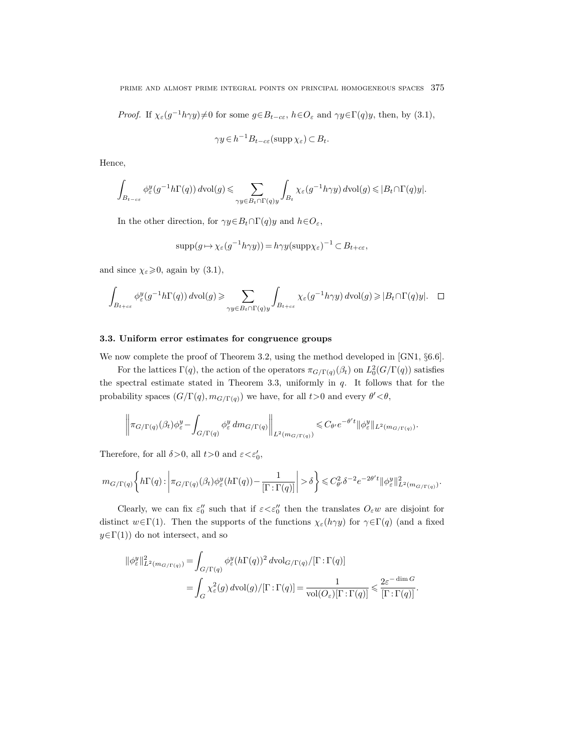*Proof.* If $\chi_\varepsilon(g^{-1}h\gamma y)\neq 0$ for some $g\in B_{t-c\varepsilon}$, $h\in O_\varepsilon$ and $\gamma y\in\Gamma(q)y$, then, by (3.1),

$$\gamma y\in h^{-1}B_{t-c\varepsilon}(\operatorname{supp}\chi_\varepsilon)\subset B_t.$$

Hence,

$$\int_{B_{t-c\varepsilon}}\phi_\varepsilon^y(g^{-1}h\Gamma(q))\,d\mathrm{vol}(g)\leqslant\sum_{\gamma y\in B_t\cap\Gamma(q)y}\int_{B_t}\chi_\varepsilon(g^{-1}h\gamma y)\,d\mathrm{vol}(g)\leqslant|B_t\cap\Gamma(q)y|.$$

In the other direction, for $\gamma y\in B_t\cap\Gamma(q)y$ and $h\in O_\varepsilon$,

$$\operatorname{supp}(g\mapsto\chi_\varepsilon(g^{-1}h\gamma y))=h\gamma y(\operatorname{supp}\chi_\varepsilon)^{-1}\subset B_{t+c\varepsilon},$$

and since $\chi_\varepsilon\geqslant 0$, again by (3.1),

$$\int_{B_{t+c\varepsilon}}\phi_\varepsilon^y(g^{-1}h\Gamma(q))\,d\mathrm{vol}(g)\geqslant\sum_{\gamma y\in B_t\cap\Gamma(q)y}\int_{B_{t+c\varepsilon}}\chi_\varepsilon(g^{-1}h\gamma y)\,d\mathrm{vol}(g)\geqslant|B_t\cap\Gamma(q)y|.\quad\square$$

### 3.3. Uniform error estimates for congruence groups

We now complete the proof of Theorem 3.2, using the method developed in [GN1, §6.6].

For the lattices $\Gamma(q)$, the action of the operators $\pi_{G/\Gamma(q)}(\beta_t)$ on $L_0^2(G/\Gamma(q))$ satisfies the spectral estimate stated in Theorem 3.3, uniformly in $q$. It follows that for the probability spaces $(G/\Gamma(q),m_{G/\Gamma(q)})$ we have, for all $t>0$ and every $\theta'<\theta$,

$$\left\|\pi_{G/\Gamma(q)}(\beta_t)\phi_\varepsilon^y-\int_{G/\Gamma(q)}\phi_\varepsilon^y\,dm_{G/\Gamma(q)}\right\|_{L^2(m_{G/\Gamma(q)})}\leqslant C_{\theta'}e^{-\theta' t}\|\phi_\varepsilon^y\|_{L^2(m_{G/\Gamma(q)})}.$$

Therefore, for all $\delta>0$, all $t>0$ and $\varepsilon<\varepsilon_0'$,

$$m_{G/\Gamma(q)}\left\{h\Gamma(q):\left|\pi_{G/\Gamma(q)}(\beta_t)\phi_\varepsilon^y(h\Gamma(q))-\frac{1}{[\Gamma:\Gamma(q)]}\right|>\delta\right\}\leqslant C_{\theta'}^2\delta^{-2}e^{-2\theta' t}\|\phi_\varepsilon^y\|^2_{L^2(m_{G/\Gamma(q)})}.$$

Clearly, we can fix $\varepsilon_0''$ such that if $\varepsilon<\varepsilon_0''$ then the translates $O_\varepsilon w$ are disjoint for distinct $w\in\Gamma(1)$. Then the supports of the functions $\chi_\varepsilon(h\gamma y)$ for $\gamma\in\Gamma(q)$ (and a fixed $y\in\Gamma(1)$) do not intersect, and so

$$\begin{aligned}\|\phi_\varepsilon^y\|^2_{L^2(m_{G/\Gamma(q)})}&=\int_{G/\Gamma(q)}\phi_\varepsilon^y(h\Gamma(q))^2\,d\mathrm{vol}_{G/\Gamma(q)}/[\Gamma:\Gamma(q)]\\&=\int_G\chi_\varepsilon^2(g)\,d\mathrm{vol}(g)/[\Gamma:\Gamma(q)]=\frac{1}{\mathrm{vol}(O_\varepsilon)[\Gamma:\Gamma(q)]}\leqslant\frac{2\varepsilon^{-\dim G}}{[\Gamma:\Gamma(q)]}.\end{aligned}$$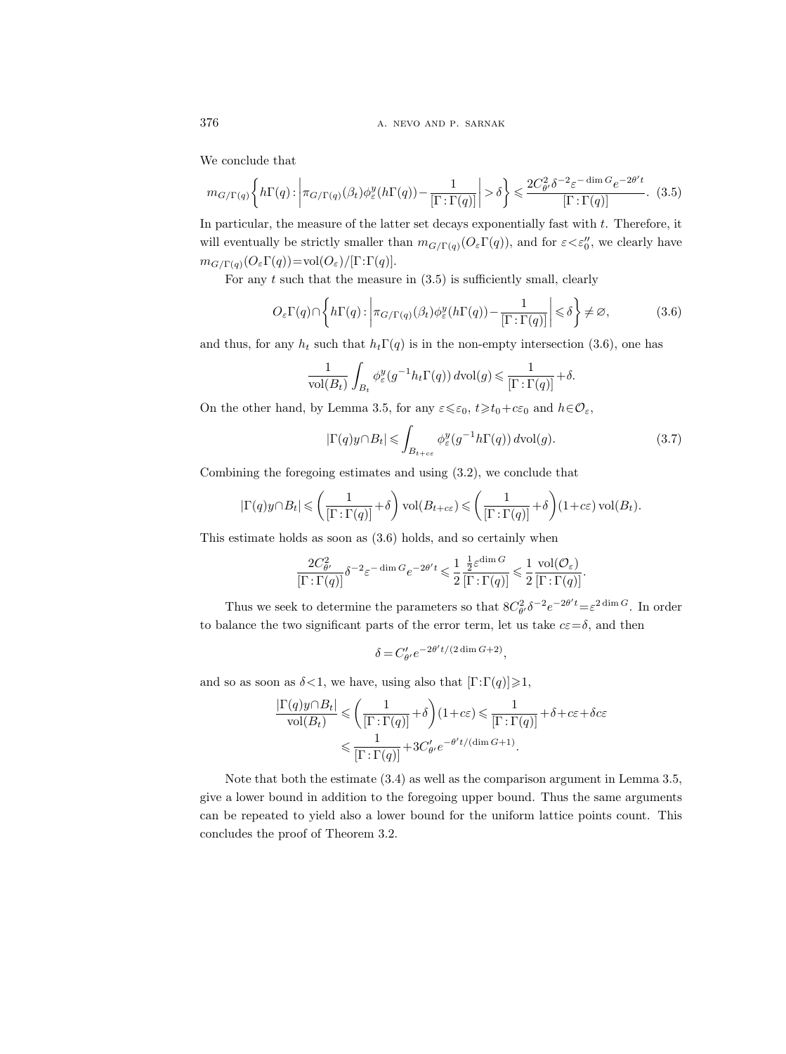We conclude that

$$m_{G/\Gamma(q)}\left\{h\Gamma(q):\left|\pi_{G/\Gamma(q)}(\beta_t)\phi_\varepsilon^y(h\Gamma(q))-\frac{1}{[\Gamma:\Gamma(q)]}\right|>\delta\right\}\leqslant\frac{2C_{\theta'}^2\delta^{-2}\varepsilon^{-\dim G}e^{-2\theta' t}}{[\Gamma:\Gamma(q)]}. \quad (3.5)$$

In particular, the measure of the latter set decays exponentially fast with $t$. Therefore, it will eventually be strictly smaller than $m_{G/\Gamma(q)}(O_\varepsilon\Gamma(q))$, and for $\varepsilon<\varepsilon_0''$, we clearly have $m_{G/\Gamma(q)}(O_\varepsilon\Gamma(q))=\mathrm{vol}(O_\varepsilon)/[\Gamma:\Gamma(q)]$.

For any $t$ such that the measure in (3.5) is sufficiently small, clearly

$$O_\varepsilon\Gamma(q)\cap\left\{h\Gamma(q):\left|\pi_{G/\Gamma(q)}(\beta_t)\phi_\varepsilon^y(h\Gamma(q))-\frac{1}{[\Gamma:\Gamma(q)]}\right|\leqslant\delta\right\}\neq\varnothing, \quad (3.6)$$

and thus, for any $h_t$ such that $h_t\Gamma(q)$ is in the non-empty intersection (3.6), one has

$$\frac{1}{\mathrm{vol}(B_t)}\int_{B_t}\phi_\varepsilon^y(g^{-1}h_t\Gamma(q))\,d\mathrm{vol}(g)\leqslant\frac{1}{[\Gamma:\Gamma(q)]}+\delta.$$

On the other hand, by Lemma 3.5, for any $\varepsilon\leqslant\varepsilon_0$, $t\geqslant t_0+c\varepsilon_0$ and $h\in\mathcal{O}_\varepsilon$,

$$|\Gamma(q)y\cap B_t|\leqslant\int_{B_{t+c\varepsilon}}\phi_\varepsilon^y(g^{-1}h\Gamma(q))\,d\mathrm{vol}(g). \quad (3.7)$$

Combining the foregoing estimates and using (3.2), we conclude that

$$|\Gamma(q)y\cap B_t|\leqslant\left(\frac{1}{[\Gamma:\Gamma(q)]}+\delta\right)\mathrm{vol}(B_{t+c\varepsilon})\leqslant\left(\frac{1}{[\Gamma:\Gamma(q)]}+\delta\right)(1+c\varepsilon)\,\mathrm{vol}(B_t).$$

This estimate holds as soon as (3.6) holds, and so certainly when

$$\frac{2C_{\theta'}^2}{[\Gamma:\Gamma(q)]}\delta^{-2}\varepsilon^{-\dim G}e^{-2\theta' t}\leqslant\frac{1}{2}\,\frac{\frac{1}{2}\varepsilon^{\dim G}}{[\Gamma:\Gamma(q)]}\leqslant\frac{1}{2}\,\frac{\mathrm{vol}(\mathcal{O}_\varepsilon)}{[\Gamma:\Gamma(q)]}.$$

Thus we seek to determine the parameters so that $8C_{\theta'}^2\delta^{-2}e^{-2\theta' t}=\varepsilon^{2\dim G}$. In order to balance the two significant parts of the error term, let us take $c\varepsilon=\delta$, and then

$$\delta=C'_{\theta'}e^{-2\theta' t/(2\dim G+2)},$$

and so as soon as $\delta<1$, we have, using also that $[\Gamma:\Gamma(q)]\geqslant 1$,

$$\begin{aligned}\frac{|\Gamma(q)y\cap B_t|}{\mathrm{vol}(B_t)}&\leqslant\left(\frac{1}{[\Gamma:\Gamma(q)]}+\delta\right)(1+c\varepsilon)\leqslant\frac{1}{[\Gamma:\Gamma(q)]}+\delta+c\varepsilon+\delta c\varepsilon\\&\leqslant\frac{1}{[\Gamma:\Gamma(q)]}+3C'_{\theta'}e^{-\theta' t/(\dim G+1)}.\end{aligned}$$

Note that both the estimate (3.4) as well as the comparison argument in Lemma 3.5, give a lower bound in addition to the foregoing upper bound. Thus the same arguments can be repeated to yield also a lower bound for the uniform lattice points count. This concludes the proof of Theorem 3.2.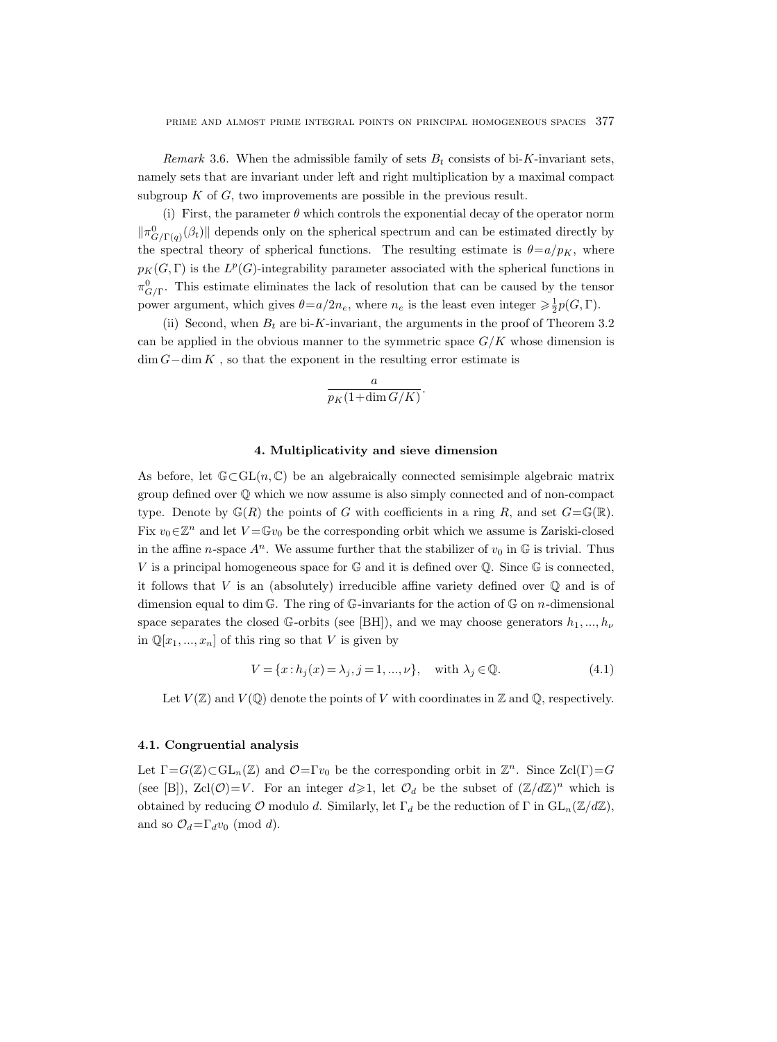*Remark* 3.6. When the admissible family of sets $B_t$ consists of bi-$K$-invariant sets, namely sets that are invariant under left and right multiplication by a maximal compact subgroup $K$ of $G$, two improvements are possible in the previous result.

(i) First, the parameter $\theta$ which controls the exponential decay of the operator norm $\|\pi^0_{G/\Gamma(q)}(\beta_t)\|$ depends only on the spherical spectrum and can be estimated directly by the spectral theory of spherical functions. The resulting estimate is $\theta = a/p_K$, where $p_K(G,\Gamma)$ is the $L^p(G)$-integrability parameter associated with the spherical functions in $\pi^0_{G/\Gamma}$. This estimate eliminates the lack of resolution that can be caused by the tensor power argument, which gives $\theta = a/2n_e$, where $n_e$ is the least even integer $\geqslant \frac{1}{2}p(G,\Gamma)$.

(ii) Second, when $B_t$ are bi-$K$-invariant, the arguments in the proof of Theorem 3.2 can be applied in the obvious manner to the symmetric space $G/K$ whose dimension is $\dim G - \dim K$ , so that the exponent in the resulting error estimate is

$$\frac{a}{p_K(1+\dim G/K)}.$$

## 4. Multiplicativity and sieve dimension

As before, let $\mathbb{G}\subset \mathrm{GL}(n,\mathbb{C})$ be an algebraically connected semisimple algebraic matrix group defined over $\mathbb{Q}$ which we now assume is also simply connected and of non-compact type. Denote by $\mathbb{G}(R)$ the points of $G$ with coefficients in a ring $R$, and set $G=\mathbb{G}(\mathbb{R})$. Fix $v_0\in\mathbb{Z}^n$ and let $V=\mathbb{G}v_0$ be the corresponding orbit which we assume is Zariski-closed in the affine $n$-space $A^n$. We assume further that the stabilizer of $v_0$ in $\mathbb{G}$ is trivial. Thus $V$ is a principal homogeneous space for $\mathbb{G}$ and it is defined over $\mathbb{Q}$. Since $\mathbb{G}$ is connected, it follows that $V$ is an (absolutely) irreducible affine variety defined over $\mathbb{Q}$ and is of dimension equal to $\dim \mathbb{G}$. The ring of $\mathbb{G}$-invariants for the action of $\mathbb{G}$ on $n$-dimensional space separates the closed $\mathbb{G}$-orbits (see [BH]), and we may choose generators $h_1, ..., h_\nu$ in $\mathbb{Q}[x_1, ..., x_n]$ of this ring so that $V$ is given by

$$V = \{x : h_j(x) = \lambda_j, j = 1, ..., \nu\}, \quad \text{with } \lambda_j \in \mathbb{Q}. \tag{4.1}$$

Let $V(\mathbb{Z})$ and $V(\mathbb{Q})$ denote the points of $V$ with coordinates in $\mathbb{Z}$ and $\mathbb{Q}$, respectively.

### 4.1. Congruential analysis

Let $\Gamma = G(\mathbb{Z})\subset \mathrm{GL}_n(\mathbb{Z})$ and $\mathcal{O}=\Gamma v_0$ be the corresponding orbit in $\mathbb{Z}^n$. Since $\mathrm{Zcl}(\Gamma)=G$ (see [B]), $\mathrm{Zcl}(\mathcal{O})=V$. For an integer $d\geqslant 1$, let $\mathcal{O}_d$ be the subset of $(\mathbb{Z}/d\mathbb{Z})^n$ which is obtained by reducing $\mathcal{O}$ modulo $d$. Similarly, let $\Gamma_d$ be the reduction of $\Gamma$ in $\mathrm{GL}_n(\mathbb{Z}/d\mathbb{Z})$, and so $\mathcal{O}_d = \Gamma_d v_0 \pmod d$.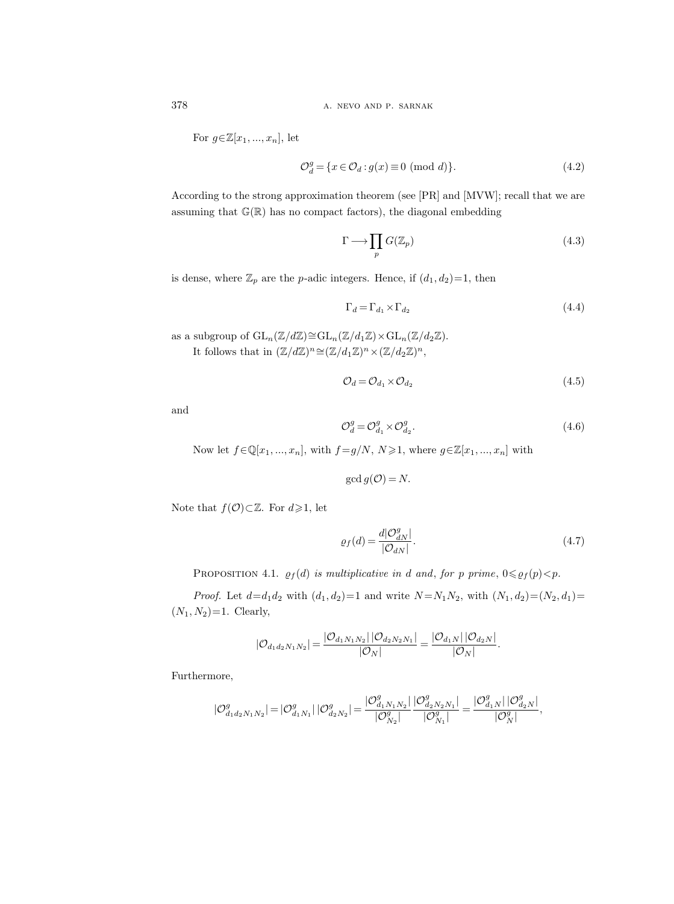For $g \in \mathbb{Z}[x_1, ..., x_n]$, let

$$\mathcal{O}_d^g = \{x \in \mathcal{O}_d : g(x) \equiv 0 \pmod{d}\}. \tag{4.2}$$

According to the strong approximation theorem (see [PR] and [MVW]; recall that we are assuming that $\mathbb{G}(\mathbb{R})$ has no compact factors), the diagonal embedding

$$\Gamma \longrightarrow \prod_p G(\mathbb{Z}_p) \tag{4.3}$$

is dense, where $\mathbb{Z}_p$ are the $p$-adic integers. Hence, if $(d_1, d_2) = 1$, then

$$\Gamma_d = \Gamma_{d_1} \times \Gamma_{d_2} \tag{4.4}$$

as a subgroup of $\mathrm{GL}_n(\mathbb{Z}/d\mathbb{Z}) \cong \mathrm{GL}_n(\mathbb{Z}/d_1\mathbb{Z}) \times \mathrm{GL}_n(\mathbb{Z}/d_2\mathbb{Z})$.

It follows that in $(\mathbb{Z}/d\mathbb{Z})^n \cong (\mathbb{Z}/d_1\mathbb{Z})^n \times (\mathbb{Z}/d_2\mathbb{Z})^n$,

$$\mathcal{O}_d = \mathcal{O}_{d_1} \times \mathcal{O}_{d_2} \tag{4.5}$$

and

$$\mathcal{O}_d^g = \mathcal{O}_{d_1}^g \times \mathcal{O}_{d_2}^g. \tag{4.6}$$

Now let $f \in \mathbb{Q}[x_1, ..., x_n]$, with $f = g/N$, $N \geqslant 1$, where $g \in \mathbb{Z}[x_1, ..., x_n]$ with

$$\gcd g(\mathcal{O}) = N.$$

Note that $f(\mathcal{O}) \subset \mathbb{Z}$. For $d \geqslant 1$, let

$$\varrho_f(d) = \frac{d|\mathcal{O}_{dN}^g|}{|\mathcal{O}_{dN}|}. \tag{4.7}$$

Proposition 4.1. *$\varrho_f(d)$ is multiplicative in $d$ and, for $p$ prime, $0 \leqslant \varrho_f(p) < p$.*

*Proof.* Let $d = d_1 d_2$ with $(d_1, d_2) = 1$ and write $N = N_1 N_2$, with $(N_1, d_2) = (N_2, d_1) = (N_1, N_2) = 1$. Clearly,

$$|\mathcal{O}_{d_1 d_2 N_1 N_2}| = \frac{|\mathcal{O}_{d_1 N_1 N_2}|\,|\mathcal{O}_{d_2 N_2 N_1}|}{|\mathcal{O}_N|} = \frac{|\mathcal{O}_{d_1 N}|\,|\mathcal{O}_{d_2 N}|}{|\mathcal{O}_N|}.$$

Furthermore,

$$|\mathcal{O}_{d_1 d_2 N_1 N_2}^g| = |\mathcal{O}_{d_1 N_1}^g|\,|\mathcal{O}_{d_2 N_2}^g| = \frac{|\mathcal{O}_{d_1 N_1 N_2}^g|}{|\mathcal{O}_{N_2}^g|}\frac{|\mathcal{O}_{d_2 N_2 N_1}^g|}{|\mathcal{O}_{N_1}^g|} = \frac{|\mathcal{O}_{d_1 N}^g|\,|\mathcal{O}_{d_2 N}^g|}{|\mathcal{O}_N^g|},$$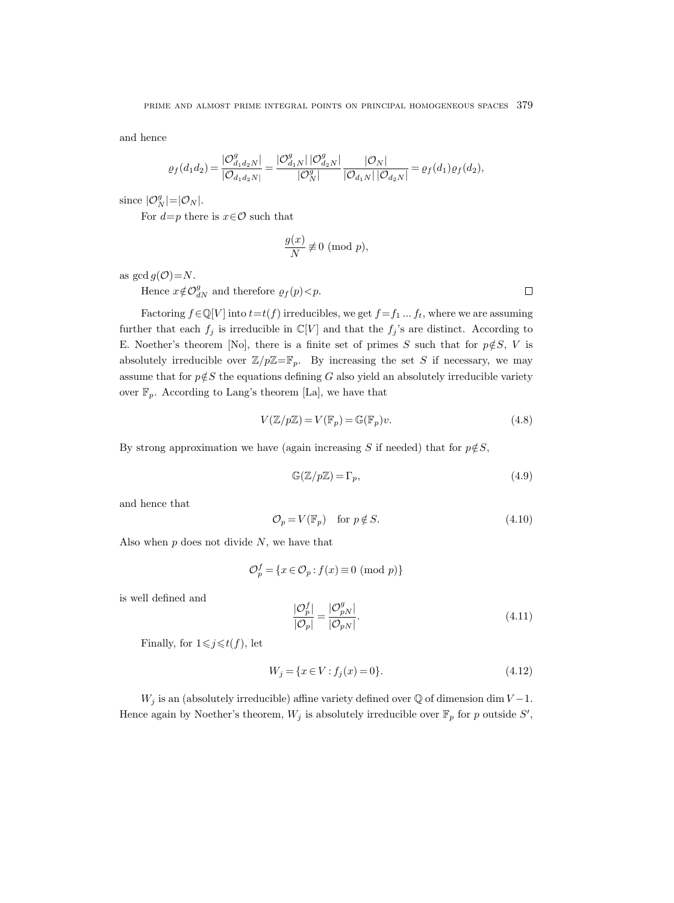and hence

$$\varrho_f(d_1 d_2) = \frac{|\mathcal{O}^g_{d_1 d_2 N}|}{|\mathcal{O}_{d_1 d_2 N}|} = \frac{|\mathcal{O}^g_{d_1 N}|\,|\mathcal{O}^g_{d_2 N}|}{|\mathcal{O}^g_N|} \frac{|\mathcal{O}_N|}{|\mathcal{O}_{d_1 N}|\,|\mathcal{O}_{d_2 N}|} = \varrho_f(d_1)\varrho_f(d_2),$$

since $|\mathcal{O}^g_N| = |\mathcal{O}_N|$.

For $d=p$ there is $x \in \mathcal{O}$ such that

$$\frac{g(x)}{N} \not\equiv 0 \pmod p,$$

as $\gcd g(\mathcal{O}) = N$.

Hence $x \notin \mathcal{O}^g_{dN}$ and therefore $\varrho_f(p) < p$. $\square$

Factoring $f \in \mathbb{Q}[V]$ into $t = t(f)$ irreducibles, we get $f = f_1 \ldots f_t$, where we are assuming further that each $f_j$ is irreducible in $\mathbb{C}[V]$ and that the $f_j$'s are distinct. According to E. Noether's theorem [No], there is a finite set of primes $S$ such that for $p \notin S$, $V$ is absolutely irreducible over $\mathbb{Z}/p\mathbb{Z} = \mathbb{F}_p$. By increasing the set $S$ if necessary, we may assume that for $p \notin S$ the equations defining $G$ also yield an absolutely irreducible variety over $\mathbb{F}_p$. According to Lang's theorem [La], we have that

$$V(\mathbb{Z}/p\mathbb{Z}) = V(\mathbb{F}_p) = \mathbb{G}(\mathbb{F}_p)v. \tag{4.8}$$

By strong approximation we have (again increasing $S$ if needed) that for $p \notin S$,

$$\mathbb{G}(\mathbb{Z}/p\mathbb{Z}) = \Gamma_p, \tag{4.9}$$

and hence that

$$\mathcal{O}_p = V(\mathbb{F}_p) \quad \text{for } p \notin S. \tag{4.10}$$

Also when $p$ does not divide $N$, we have that

$$\mathcal{O}^f_p = \{x \in \mathcal{O}_p : f(x) \equiv 0 \pmod p\}$$

is well defined and

$$\frac{|\mathcal{O}^f_p|}{|\mathcal{O}_p|} = \frac{|\mathcal{O}^g_{pN}|}{|\mathcal{O}_{pN}|}. \tag{4.11}$$

Finally, for $1 \leqslant j \leqslant t(f)$, let

$$W_j = \{x \in V : f_j(x) = 0\}. \tag{4.12}$$

$W_j$ is an (absolutely irreducible) affine variety defined over $\mathbb{Q}$ of dimension $\dim V - 1$. Hence again by Noether's theorem, $W_j$ is absolutely irreducible over $\mathbb{F}_p$ for $p$ outside $S'$,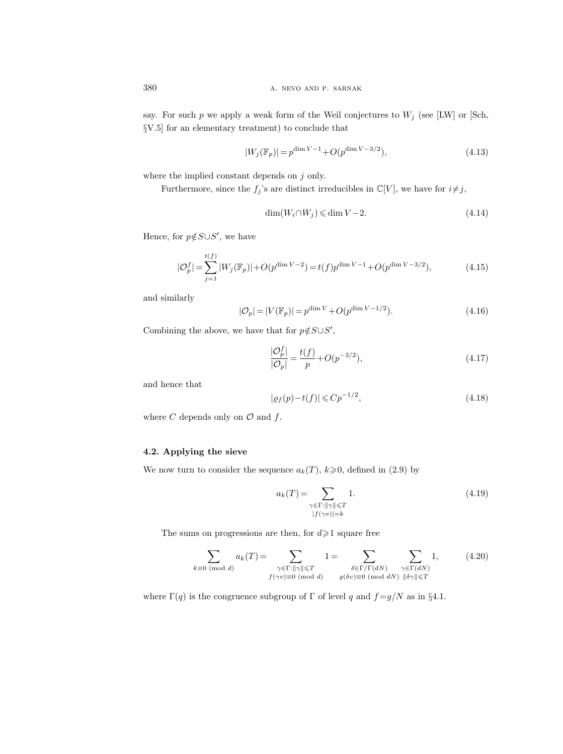say. For such $p$ we apply a weak form of the Weil conjectures to $W_j$ (see [LW] or [Sch, §V.5] for an elementary treatment) to conclude that

$$|W_j(\mathbb{F}_p)| = p^{\dim V-1} + O(p^{\dim V-3/2}), \tag{4.13}$$

where the implied constant depends on $j$ only.

Furthermore, since the $f_j$'s are distinct irreducibles in $\mathbb{C}[V]$, we have for $i \neq j$,

$$\dim(W_i \cap W_j) \leqslant \dim V - 2. \tag{4.14}$$

Hence, for $p \notin S \cup S'$, we have

$$|\mathcal{O}_p^f| = \sum_{j=1}^{t(f)} |W_j(\mathbb{F}_p)| + O(p^{\dim V-2}) = t(f) p^{\dim V-1} + O(p^{\dim V-3/2}), \tag{4.15}$$

and similarly

$$|\mathcal{O}_p| = |V(\mathbb{F}_p)| = p^{\dim V} + O(p^{\dim V-1/2}). \tag{4.16}$$

Combining the above, we have that for $p \notin S \cup S'$,

$$\frac{|\mathcal{O}_p^f|}{|\mathcal{O}_p|} = \frac{t(f)}{p} + O(p^{-3/2}), \tag{4.17}$$

and hence that

$$|\varrho_f(p) - t(f)| \leqslant C p^{-1/2}, \tag{4.18}$$

where $C$ depends only on $\mathcal{O}$ and $f$.

### 4.2. Applying the sieve

We now turn to consider the sequence $a_k(T)$, $k \geqslant 0$, defined in (2.9) by

$$a_k(T) = \sum_{\substack{\gamma \in \Gamma : \|\gamma\| \leqslant T \\ |f(\gamma v)| = k}} 1. \tag{4.19}$$

The sums on progressions are then, for $d \geqslant 1$ square free

$$\sum_{k \equiv 0 \ (\mathrm{mod}\ d)} a_k(T) = \sum_{\substack{\gamma \in \Gamma : \|\gamma\| \leqslant T \\ f(\gamma v) \equiv 0 \ (\mathrm{mod}\ d)}} 1 = \sum_{\substack{\delta \in \Gamma/\Gamma(dN) \\ g(\delta v) \equiv 0 \ (\mathrm{mod}\ dN)}} \sum_{\substack{\gamma \in \Gamma(dN) \\ \|\delta\gamma\| \leqslant T}} 1, \tag{4.20}$$

where $\Gamma(q)$ is the congruence subgroup of $\Gamma$ of level $q$ and $f = g/N$ as in §4.1.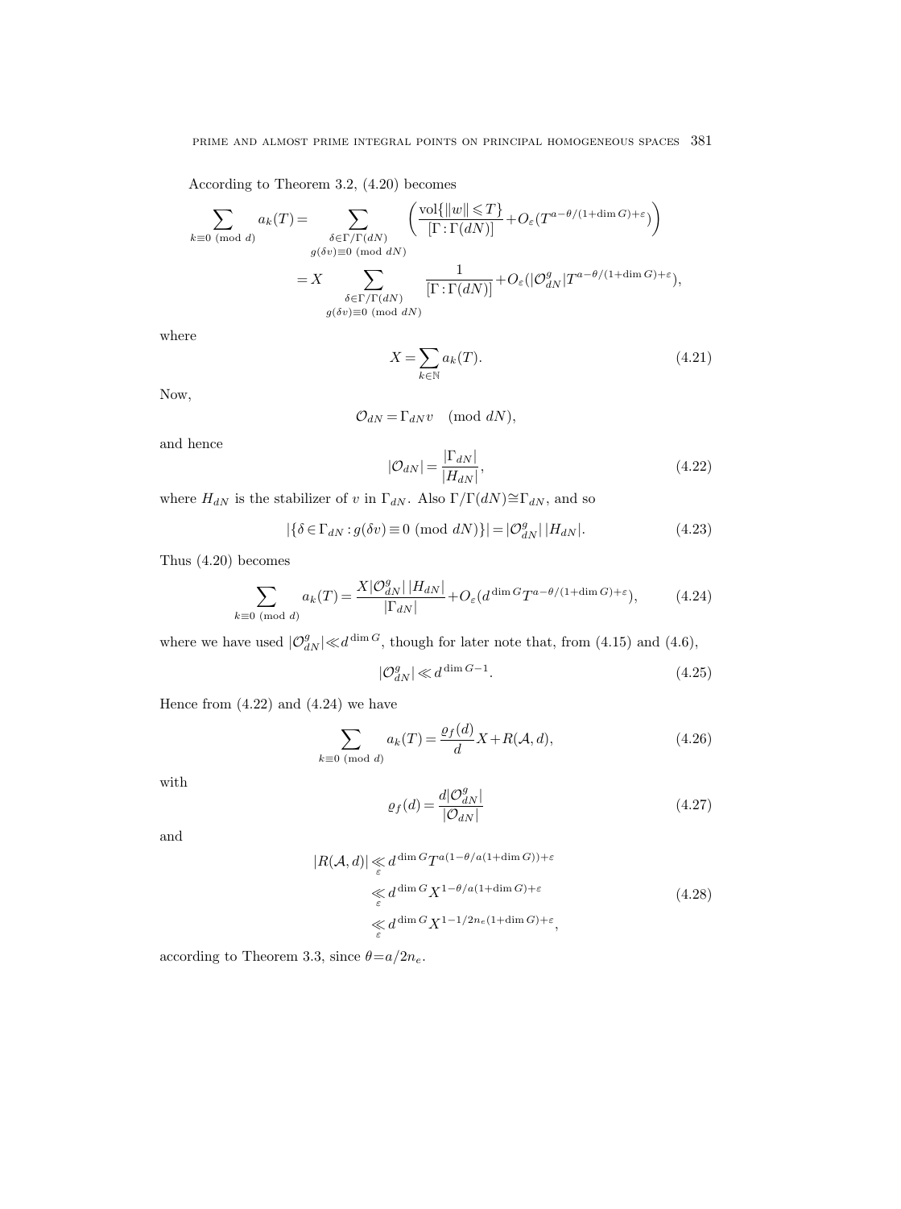According to Theorem 3.2, (4.20) becomes

$$
\begin{aligned}
\sum_{k\equiv 0 \pmod d} a_k(T) &= \sum_{\substack{\delta\in\Gamma/\Gamma(dN)\\ g(\delta v)\equiv 0 \pmod{dN}}} \left(\frac{\operatorname{vol}\{\|w\|\leqslant T\}}{[\Gamma:\Gamma(dN)]} + O_\varepsilon(T^{a-\theta/(1+\dim G)+\varepsilon})\right)\\
&= X \sum_{\substack{\delta\in\Gamma/\Gamma(dN)\\ g(\delta v)\equiv 0 \pmod{dN}}} \frac{1}{[\Gamma:\Gamma(dN)]} + O_\varepsilon(|\mathcal{O}^g_{dN}| T^{a-\theta/(1+\dim G)+\varepsilon}),
\end{aligned}
$$

where

$$
X = \sum_{k\in\mathbb{N}} a_k(T). \tag{4.21}
$$

Now,

$$
\mathcal{O}_{dN} = \Gamma_{dN} v \pmod{dN},
$$

and hence

$$
|\mathcal{O}_{dN}| = \frac{|\Gamma_{dN}|}{|H_{dN}|}, \tag{4.22}
$$

where $H_{dN}$ is the stabilizer of $v$ in $\Gamma_{dN}$. Also $\Gamma/\Gamma(dN)\cong\Gamma_{dN}$, and so

$$
|\{\delta\in\Gamma_{dN} : g(\delta v)\equiv 0 \ (\text{mod } dN)\}| = |\mathcal{O}^g_{dN}|\,|H_{dN}|. \tag{4.23}
$$

Thus (4.20) becomes

$$
\sum_{k\equiv 0 \pmod d} a_k(T) = \frac{X|\mathcal{O}^g_{dN}|\,|H_{dN}|}{|\Gamma_{dN}|} + O_\varepsilon(d^{\dim G} T^{a-\theta/(1+\dim G)+\varepsilon}), \tag{4.24}
$$

where we have used $|\mathcal{O}^g_{dN}|\ll d^{\dim G}$, though for later note that, from (4.15) and (4.6),

$$
|\mathcal{O}^g_{dN}| \ll d^{\dim G-1}. \tag{4.25}
$$

Hence from (4.22) and (4.24) we have

$$
\sum_{k\equiv 0 \pmod d} a_k(T) = \frac{\varrho_f(d)}{d} X + R(\mathcal{A}, d), \tag{4.26}
$$

with

$$
\varrho_f(d) = \frac{d|\mathcal{O}^g_{dN}|}{|\mathcal{O}_{dN}|} \tag{4.27}
$$

and

$$
\begin{aligned}
|R(\mathcal{A},d)| &\ll_\varepsilon d^{\dim G} T^{a(1-\theta/a(1+\dim G))+\varepsilon}\\
&\ll_\varepsilon d^{\dim G} X^{1-\theta/a(1+\dim G)+\varepsilon}\\
&\ll_\varepsilon d^{\dim G} X^{1-1/2n_e(1+\dim G)+\varepsilon},
\end{aligned} \tag{4.28}
$$

according to Theorem 3.3, since $\theta = a/2n_e$.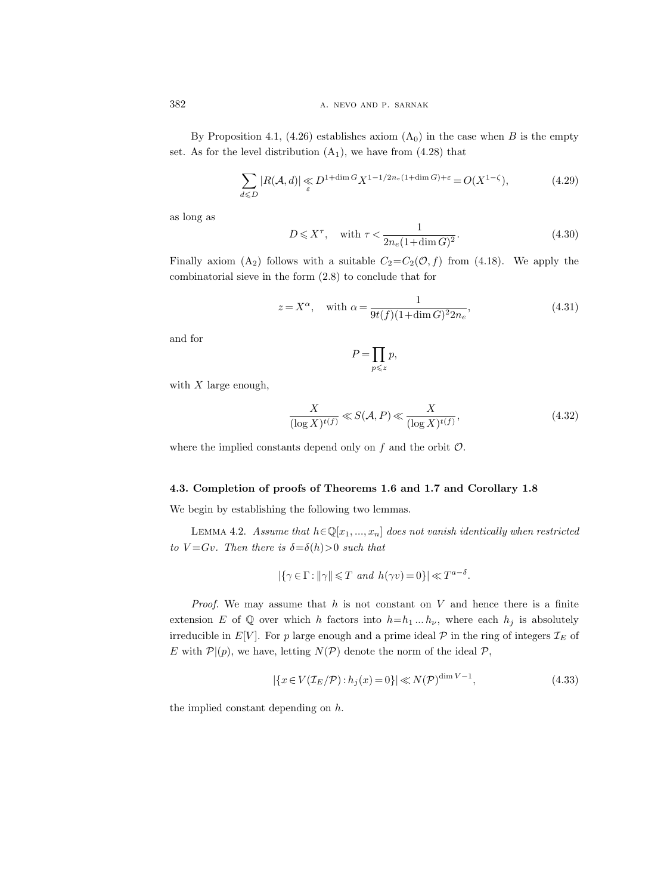By Proposition 4.1, (4.26) establishes axiom ($\mathrm{A}_0$) in the case when $B$ is the empty set. As for the level distribution ($\mathrm{A}_1$), we have from (4.28) that

$$\sum_{d \leqslant D} |R(\mathcal{A}, d)| \ll_{\varepsilon} D^{1+\dim G} X^{1-1/2n_e(1+\dim G)+\varepsilon} = O(X^{1-\zeta}), \tag{4.29}$$

as long as

$$D \leqslant X^{\tau}, \quad \text{with } \tau < \frac{1}{2n_e(1+\dim G)^2}. \tag{4.30}$$

Finally axiom ($\mathrm{A}_2$) follows with a suitable $C_2 = C_2(\mathcal{O}, f)$ from (4.18). We apply the combinatorial sieve in the form (2.8) to conclude that for

$$z = X^{\alpha}, \quad \text{with } \alpha = \frac{1}{9t(f)(1+\dim G)^2 2n_e}, \tag{4.31}$$

and for

$$P = \prod_{p \leqslant z} p,$$

with $X$ large enough,

$$\frac{X}{(\log X)^{t(f)}} \ll S(\mathcal{A}, P) \ll \frac{X}{(\log X)^{t(f)}}, \tag{4.32}$$

where the implied constants depend only on $f$ and the orbit $\mathcal{O}$.

### 4.3. Completion of proofs of Theorems 1.6 and 1.7 and Corollary 1.8

We begin by establishing the following two lemmas.

Lemma 4.2. *Assume that $h \in \mathbb{Q}[x_1, ..., x_n]$ does not vanish identically when restricted to $V = Gv$. Then there is $\delta = \delta(h) > 0$ such that*

$$|\{\gamma \in \Gamma : \|\gamma\| \leqslant T \text{ and } h(\gamma v) = 0\}| \ll T^{a-\delta}.$$

*Proof.* We may assume that $h$ is not constant on $V$ and hence there is a finite extension $E$ of $\mathbb{Q}$ over which $h$ factors into $h = h_1 \dots h_\nu$, where each $h_j$ is absolutely irreducible in $E[V]$. For $p$ large enough and a prime ideal $\mathcal{P}$ in the ring of integers $\mathcal{I}_E$ of $E$ with $\mathcal{P} | (p)$, we have, letting $N(\mathcal{P})$ denote the norm of the ideal $\mathcal{P}$,

$$|\{x \in V(\mathcal{I}_E/\mathcal{P}) : h_j(x) = 0\}| \ll N(\mathcal{P})^{\dim V - 1}, \tag{4.33}$$

the implied constant depending on $h$.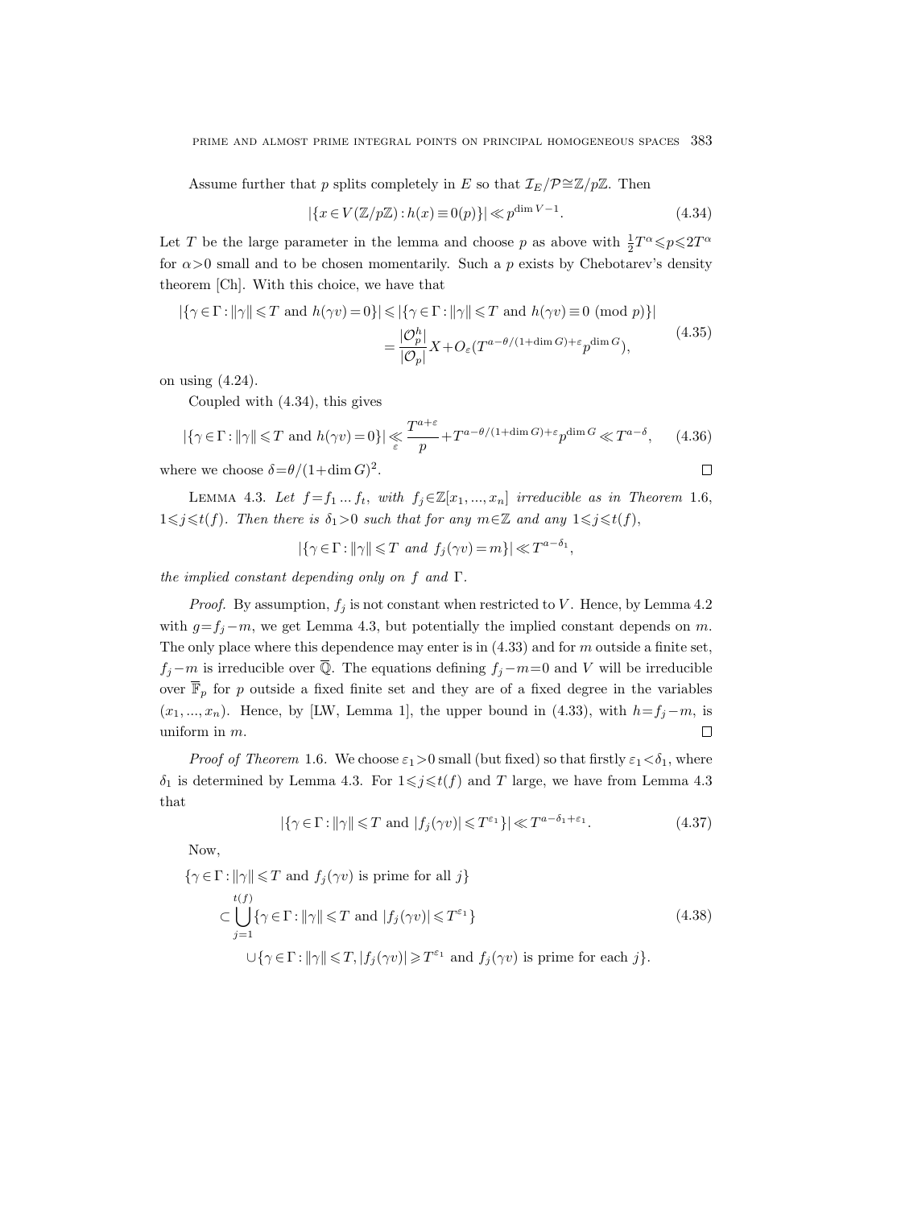Assume further that $p$ splits completely in $E$ so that $\mathcal{I}_E/\mathcal{P}\cong\mathbb{Z}/p\mathbb{Z}$. Then

$$|\{x\in V(\mathbb{Z}/p\mathbb{Z}):h(x)\equiv 0(p)\}|\ll p^{\dim V-1}. \tag{4.34}$$

Let $T$ be the large parameter in the lemma and choose $p$ as above with $\frac{1}{2}T^\alpha\leqslant p\leqslant 2T^\alpha$ for $\alpha>0$ small and to be chosen momentarily. Such a $p$ exists by Chebotarev's density theorem [Ch]. With this choice, we have that

$$\begin{aligned}|\{\gamma\in\Gamma:\|\gamma\|\leqslant T \text{ and } h(\gamma v)=0\}| &\leqslant |\{\gamma\in\Gamma:\|\gamma\|\leqslant T \text{ and } h(\gamma v)\equiv 0 \ (\mathrm{mod}\ p)\}| \\ &= \frac{|\mathcal{O}_p^h|}{|\mathcal{O}_p|}X+O_\varepsilon(T^{a-\theta/(1+\dim G)+\varepsilon}p^{\dim G}),\end{aligned} \tag{4.35}$$

on using (4.24).

Coupled with (4.34), this gives

$$|\{\gamma\in\Gamma:\|\gamma\|\leqslant T \text{ and } h(\gamma v)=0\}|\ll_\varepsilon \frac{T^{a+\varepsilon}}{p}+T^{a-\theta/(1+\dim G)+\varepsilon}p^{\dim G}\ll T^{a-\delta}, \tag{4.36}$$

where we choose $\delta=\theta/(1+\dim G)^2$. $\square$

Lemma 4.3. *Let $f=f_1\dots f_t$, with $f_j\in\mathbb{Z}[x_1,\dots,x_n]$ irreducible as in Theorem* 1.6, *$1\leqslant j\leqslant t(f)$. Then there is $\delta_1>0$ such that for any $m\in\mathbb{Z}$ and any $1\leqslant j\leqslant t(f)$,*

$$|\{\gamma\in\Gamma:\|\gamma\|\leqslant T \text{ and } f_j(\gamma v)=m\}|\ll T^{a-\delta_1},$$

*the implied constant depending only on $f$ and $\Gamma$.*

*Proof.* By assumption, $f_j$ is not constant when restricted to $V$. Hence, by Lemma 4.2 with $g=f_j-m$, we get Lemma 4.3, but potentially the implied constant depends on $m$. The only place where this dependence may enter is in (4.33) and for $m$ outside a finite set, $f_j-m$ is irreducible over $\overline{\mathbb{Q}}$. The equations defining $f_j-m=0$ and $V$ will be irreducible over $\overline{\mathbb{F}}_p$ for $p$ outside a fixed finite set and they are of a fixed degree in the variables $(x_1,\dots,x_n)$. Hence, by [LW, Lemma 1], the upper bound in (4.33), with $h=f_j-m$, is uniform in $m$. $\square$

*Proof of Theorem* 1.6. We choose $\varepsilon_1>0$ small (but fixed) so that firstly $\varepsilon_1<\delta_1$, where $\delta_1$ is determined by Lemma 4.3. For $1\leqslant j\leqslant t(f)$ and $T$ large, we have from Lemma 4.3 that

$$|\{\gamma\in\Gamma:\|\gamma\|\leqslant T \text{ and } |f_j(\gamma v)|\leqslant T^{\varepsilon_1}\}|\ll T^{a-\delta_1+\varepsilon_1}. \tag{4.37}$$

Now,

$$\begin{aligned}&\{\gamma\in\Gamma:\|\gamma\|\leqslant T \text{ and } f_j(\gamma v) \text{ is prime for all } j\}\\ &\qquad\subset\bigcup_{j=1}^{t(f)}\{\gamma\in\Gamma:\|\gamma\|\leqslant T \text{ and } |f_j(\gamma v)|\leqslant T^{\varepsilon_1}\}\\ &\qquad\qquad\cup\{\gamma\in\Gamma:\|\gamma\|\leqslant T, |f_j(\gamma v)|\geqslant T^{\varepsilon_1} \text{ and } f_j(\gamma v) \text{ is prime for each } j\}.\end{aligned} \tag{4.38}$$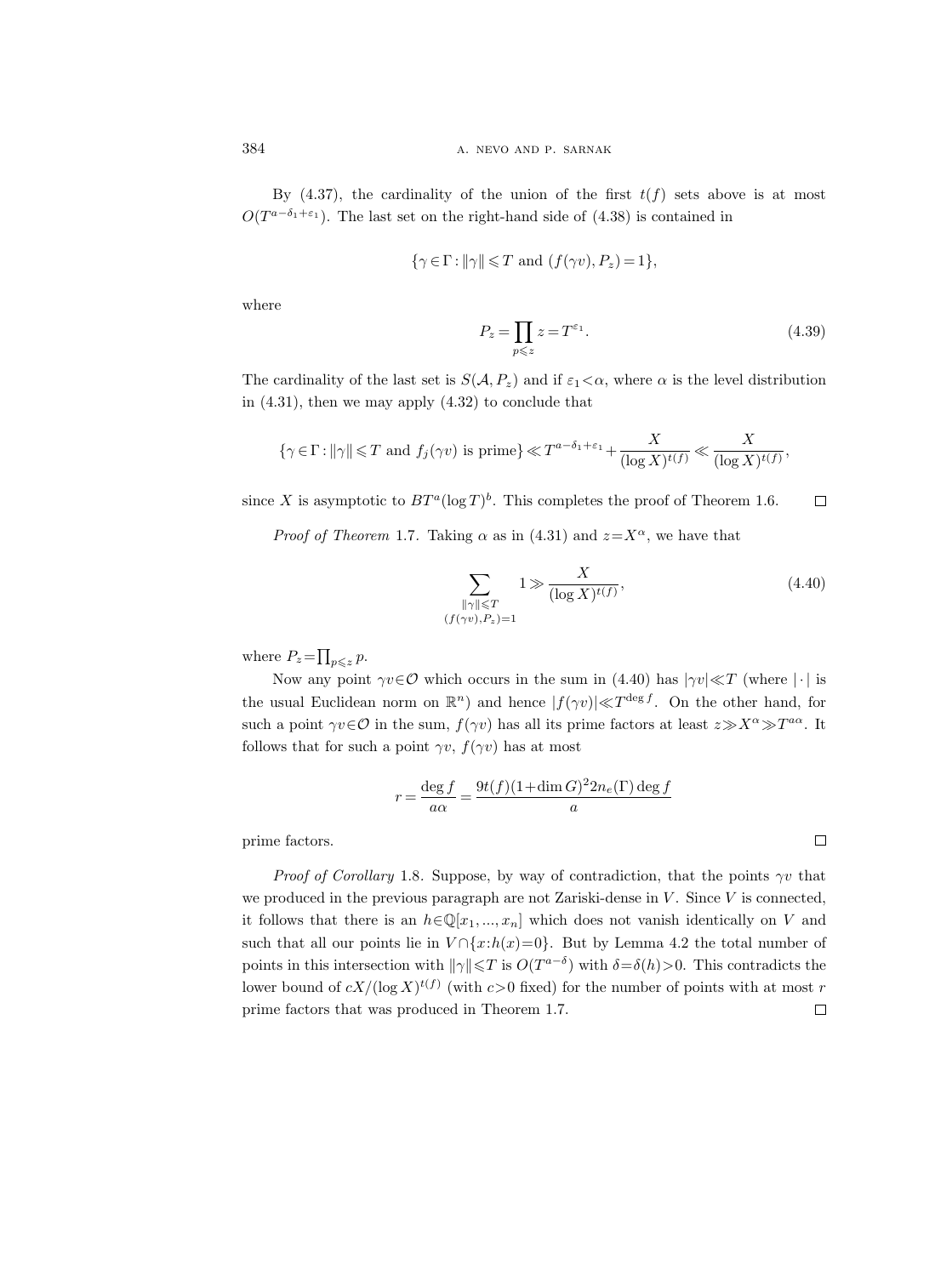By (4.37), the cardinality of the union of the first $t(f)$ sets above is at most $O(T^{a-\delta_1+\varepsilon_1})$. The last set on the right-hand side of (4.38) is contained in

$$\{\gamma\in\Gamma : \|\gamma\|\leqslant T \text{ and } (f(\gamma v), P_z)=1\},$$

where

$$P_z=\prod_{p\leqslant z} z=T^{\varepsilon_1}. \tag{4.39}$$

The cardinality of the last set is $S(\mathcal{A}, P_z)$ and if $\varepsilon_1<\alpha$, where $\alpha$ is the level distribution in (4.31), then we may apply (4.32) to conclude that

$$\{\gamma\in\Gamma : \|\gamma\|\leqslant T \text{ and } f_j(\gamma v) \text{ is prime}\}\ll T^{a-\delta_1+\varepsilon_1}+\frac{X}{(\log X)^{t(f)}}\ll\frac{X}{(\log X)^{t(f)}},$$

since $X$ is asymptotic to $BT^a(\log T)^b$. This completes the proof of Theorem 1.6. $\square$

*Proof of Theorem* 1.7. Taking $\alpha$ as in (4.31) and $z=X^\alpha$, we have that

$$\sum_{\substack{\|\gamma\|\leqslant T\\ (f(\gamma v),P_z)=1}} 1\gg\frac{X}{(\log X)^{t(f)}}, \tag{4.40}$$

where $P_z=\prod_{p\leqslant z} p$.

Now any point $\gamma v\in\mathcal{O}$ which occurs in the sum in (4.40) has $|\gamma v|\ll T$ (where $|\cdot|$ is the usual Euclidean norm on $\mathbb{R}^n$) and hence $|f(\gamma v)|\ll T^{\deg f}$. On the other hand, for such a point $\gamma v\in\mathcal{O}$ in the sum, $f(\gamma v)$ has all its prime factors at least $z\gg X^\alpha\gg T^{a\alpha}$. It follows that for such a point $\gamma v$, $f(\gamma v)$ has at most

$$r=\frac{\deg f}{a\alpha}=\frac{9t(f)(1+\dim G)^2 2n_e(\Gamma)\deg f}{a}$$

prime factors. $\square$

*Proof of Corollary* 1.8. Suppose, by way of contradiction, that the points $\gamma v$ that we produced in the previous paragraph are not Zariski-dense in $V$. Since $V$ is connected, it follows that there is an $h\in\mathbb{Q}[x_1,...,x_n]$ which does not vanish identically on $V$ and such that all our points lie in $V\cap\{x:h(x)=0\}$. But by Lemma 4.2 the total number of points in this intersection with $\|\gamma\|\leqslant T$ is $O(T^{a-\delta})$ with $\delta=\delta(h)>0$. This contradicts the lower bound of $cX/(\log X)^{t(f)}$ (with $c>0$ fixed) for the number of points with at most $r$ prime factors that was produced in Theorem 1.7. $\square$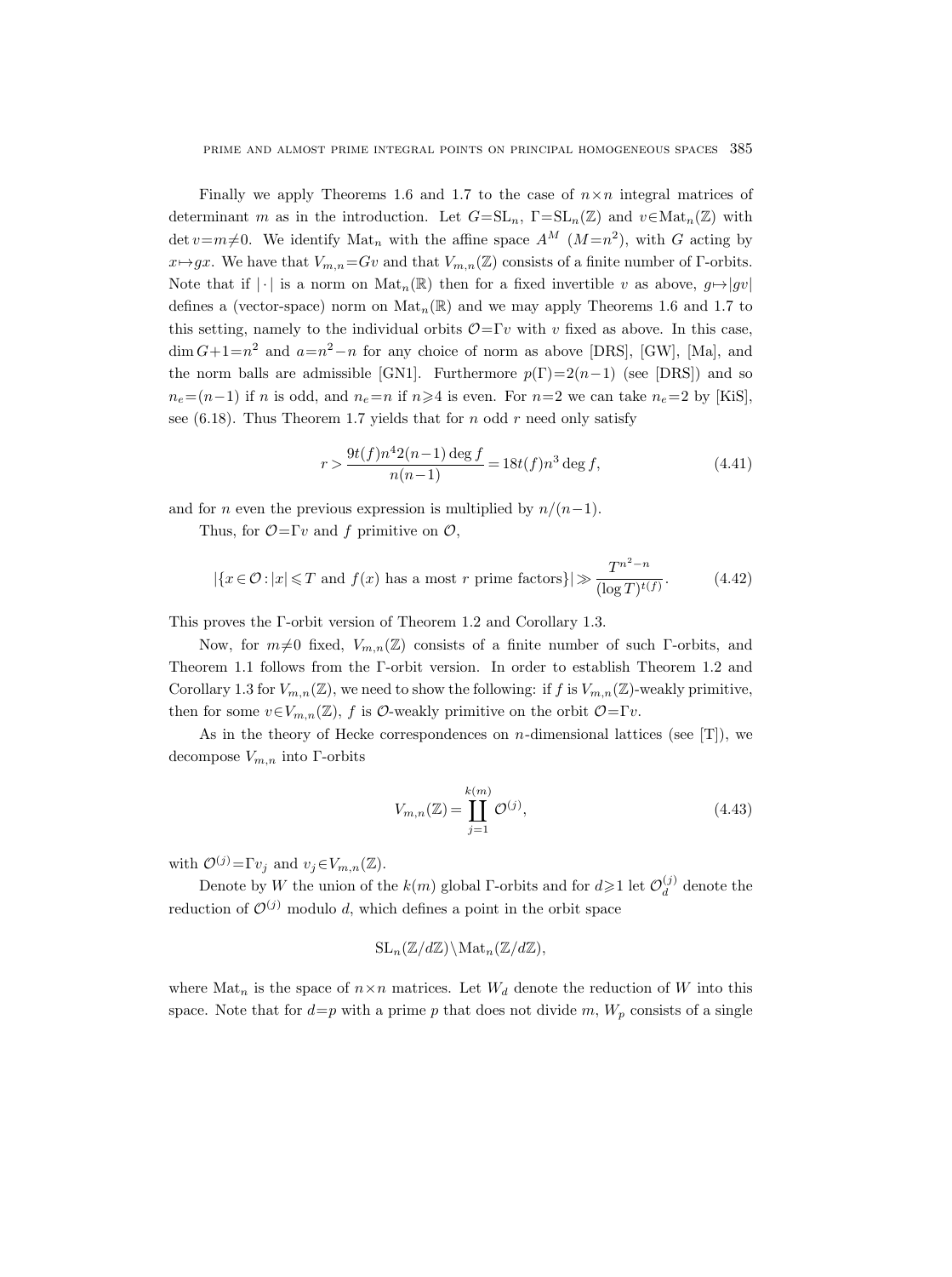Finally we apply Theorems 1.6 and 1.7 to the case of $n\times n$ integral matrices of determinant $m$ as in the introduction. Let $G=\mathrm{SL}_n$, $\Gamma=\mathrm{SL}_n(\mathbb{Z})$ and $v\in\mathrm{Mat}_n(\mathbb{Z})$ with $\det v=m\neq 0$. We identify $\mathrm{Mat}_n$ with the affine space $A^M$ ($M=n^2$), with $G$ acting by $x\mapsto gx$. We have that $V_{m,n}=Gv$ and that $V_{m,n}(\mathbb{Z})$ consists of a finite number of $\Gamma$-orbits. Note that if $|\cdot|$ is a norm on $\mathrm{Mat}_n(\mathbb{R})$ then for a fixed invertible $v$ as above, $g\mapsto|gv|$ defines a (vector-space) norm on $\mathrm{Mat}_n(\mathbb{R})$ and we may apply Theorems 1.6 and 1.7 to this setting, namely to the individual orbits $\mathcal{O}=\Gamma v$ with $v$ fixed as above. In this case, $\dim G+1=n^2$ and $a=n^2-n$ for any choice of norm as above [DRS], [GW], [Ma], and the norm balls are admissible [GN1]. Furthermore $p(\Gamma)=2(n-1)$ (see [DRS]) and so $n_e=(n-1)$ if $n$ is odd, and $n_e=n$ if $n\geqslant 4$ is even. For $n=2$ we can take $n_e=2$ by [KiS], see (6.18). Thus Theorem 1.7 yields that for $n$ odd $r$ need only satisfy

$$r>\frac{9t(f)n^4 2(n-1)\deg f}{n(n-1)}=18t(f)n^3\deg f, \tag{4.41}$$

and for $n$ even the previous expression is multiplied by $n/(n-1)$.

Thus, for $\mathcal{O}=\Gamma v$ and $f$ primitive on $\mathcal{O}$,

$$|\{x\in\mathcal{O}:|x|\leqslant T \text{ and } f(x) \text{ has a most } r \text{ prime factors}\}|\gg\frac{T^{n^2-n}}{(\log T)^{t(f)}}. \tag{4.42}$$

This proves the $\Gamma$-orbit version of Theorem 1.2 and Corollary 1.3.

Now, for $m\neq 0$ fixed, $V_{m,n}(\mathbb{Z})$ consists of a finite number of such $\Gamma$-orbits, and Theorem 1.1 follows from the $\Gamma$-orbit version. In order to establish Theorem 1.2 and Corollary 1.3 for $V_{m,n}(\mathbb{Z})$, we need to show the following: if $f$ is $V_{m,n}(\mathbb{Z})$-weakly primitive, then for some $v\in V_{m,n}(\mathbb{Z})$, $f$ is $\mathcal{O}$-weakly primitive on the orbit $\mathcal{O}=\Gamma v$.

As in the theory of Hecke correspondences on $n$-dimensional lattices (see [T]), we decompose $V_{m,n}$ into $\Gamma$-orbits

$$V_{m,n}(\mathbb{Z})=\coprod_{j=1}^{k(m)}\mathcal{O}^{(j)}, \tag{4.43}$$

with $\mathcal{O}^{(j)}=\Gamma v_j$ and $v_j\in V_{m,n}(\mathbb{Z})$.

Denote by $W$ the union of the $k(m)$ global $\Gamma$-orbits and for $d\geqslant 1$ let $\mathcal{O}_d^{(j)}$ denote the reduction of $\mathcal{O}^{(j)}$ modulo $d$, which defines a point in the orbit space

$$\mathrm{SL}_n(\mathbb{Z}/d\mathbb{Z})\backslash\mathrm{Mat}_n(\mathbb{Z}/d\mathbb{Z}),$$

where $\mathrm{Mat}_n$ is the space of $n\times n$ matrices. Let $W_d$ denote the reduction of $W$ into this space. Note that for $d=p$ with a prime $p$ that does not divide $m$, $W_p$ consists of a single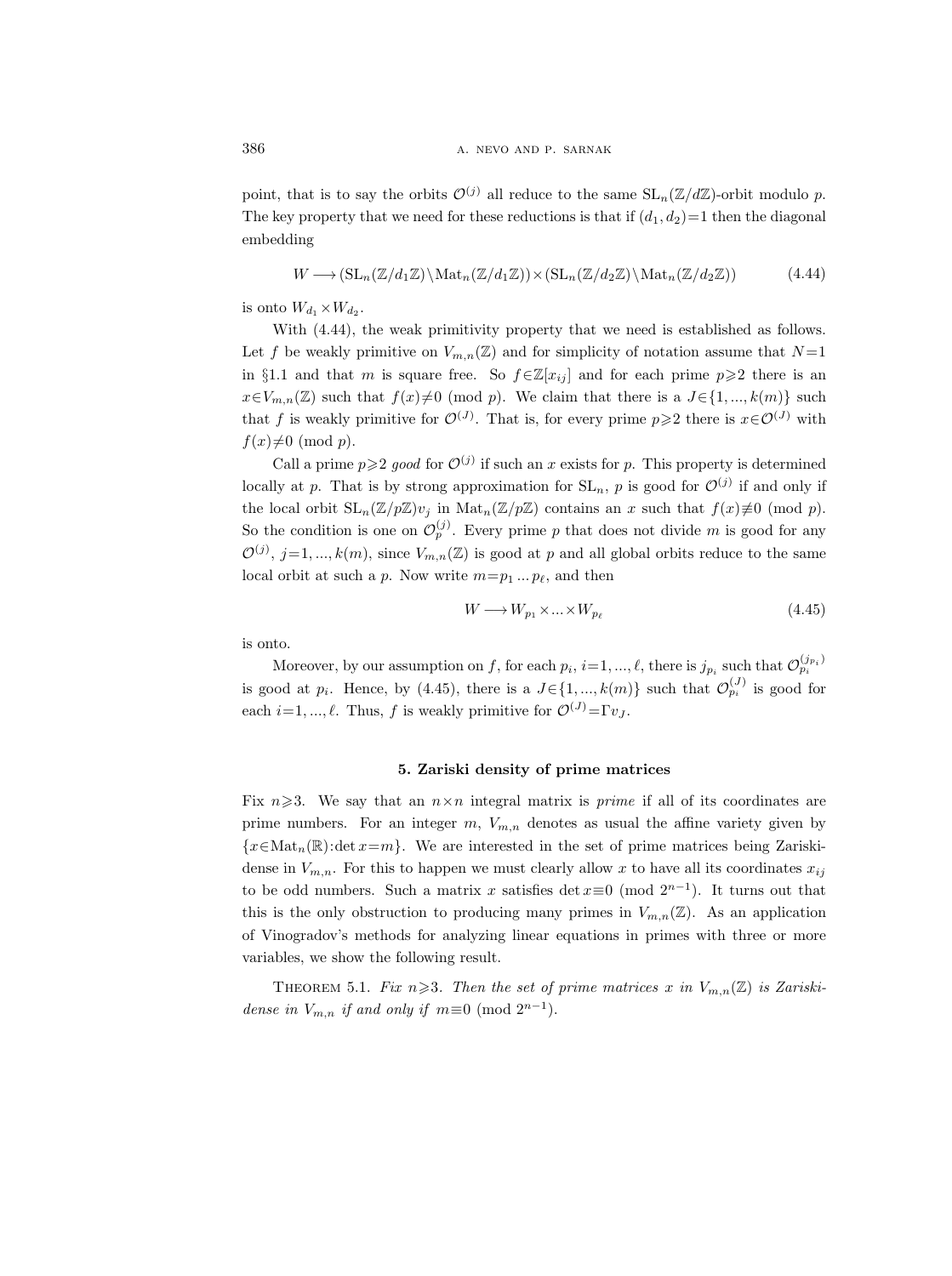point, that is to say the orbits $\mathcal{O}^{(j)}$ all reduce to the same $\mathrm{SL}_n(\mathbb{Z}/d\mathbb{Z})$-orbit modulo $p$. The key property that we need for these reductions is that if $(d_1, d_2)=1$ then the diagonal embedding

$$W \longrightarrow (\mathrm{SL}_n(\mathbb{Z}/d_1\mathbb{Z})\backslash \mathrm{Mat}_n(\mathbb{Z}/d_1\mathbb{Z})) \times (\mathrm{SL}_n(\mathbb{Z}/d_2\mathbb{Z})\backslash \mathrm{Mat}_n(\mathbb{Z}/d_2\mathbb{Z})) \tag{4.44}$$

is onto $W_{d_1} \times W_{d_2}$.

With (4.44), the weak primitivity property that we need is established as follows. Let $f$ be weakly primitive on $V_{m,n}(\mathbb{Z})$ and for simplicity of notation assume that $N=1$ in §1.1 and that $m$ is square free. So $f \in \mathbb{Z}[x_{ij}]$ and for each prime $p \geqslant 2$ there is an $x \in V_{m,n}(\mathbb{Z})$ such that $f(x) \neq 0 \pmod p$. We claim that there is a $J \in \{1, ..., k(m)\}$ such that $f$ is weakly primitive for $\mathcal{O}^{(J)}$. That is, for every prime $p \geqslant 2$ there is $x \in \mathcal{O}^{(J)}$ with $f(x) \neq 0 \pmod p$.

Call a prime $p \geqslant 2$ *good* for $\mathcal{O}^{(j)}$ if such an $x$ exists for $p$. This property is determined locally at $p$. That is by strong approximation for $\mathrm{SL}_n$, $p$ is good for $\mathcal{O}^{(j)}$ if and only if the local orbit $\mathrm{SL}_n(\mathbb{Z}/p\mathbb{Z})v_j$ in $\mathrm{Mat}_n(\mathbb{Z}/p\mathbb{Z})$ contains an $x$ such that $f(x) \not\equiv 0 \pmod p$. So the condition is one on $\mathcal{O}_p^{(j)}$. Every prime $p$ that does not divide $m$ is good for any $\mathcal{O}^{(j)}$, $j=1, ..., k(m)$, since $V_{m,n}(\mathbb{Z})$ is good at $p$ and all global orbits reduce to the same local orbit at such a $p$. Now write $m=p_1 \dots p_\ell$, and then

$$W \longrightarrow W_{p_1} \times \dots \times W_{p_\ell} \tag{4.45}$$

is onto.

Moreover, by our assumption on $f$, for each $p_i$, $i=1, ..., \ell$, there is $j_{p_i}$ such that $\mathcal{O}_{p_i}^{(j_{p_i})}$ is good at $p_i$. Hence, by (4.45), there is a $J \in \{1, ..., k(m)\}$ such that $\mathcal{O}_{p_i}^{(J)}$ is good for each $i=1, ..., \ell$. Thus, $f$ is weakly primitive for $\mathcal{O}^{(J)} = \Gamma v_J$.

## 5. Zariski density of prime matrices

Fix $n \geqslant 3$. We say that an $n \times n$ integral matrix is *prime* if all of its coordinates are prime numbers. For an integer $m$, $V_{m,n}$ denotes as usual the affine variety given by $\{x \in \mathrm{Mat}_n(\mathbb{R}) : \det x = m\}$. We are interested in the set of prime matrices being Zariski-dense in $V_{m,n}$. For this to happen we must clearly allow $x$ to have all its coordinates $x_{ij}$ to be odd numbers. Such a matrix $x$ satisfies $\det x \equiv 0 \pmod{2^{n-1}}$. It turns out that this is the only obstruction to producing many primes in $V_{m,n}(\mathbb{Z})$. As an application of Vinogradov's methods for analyzing linear equations in primes with three or more variables, we show the following result.

Theorem 5.1. *Fix $n \geqslant 3$. Then the set of prime matrices $x$ in $V_{m,n}(\mathbb{Z})$ is Zariski-dense in $V_{m,n}$ if and only if $m \equiv 0 \pmod{2^{n-1}}$.*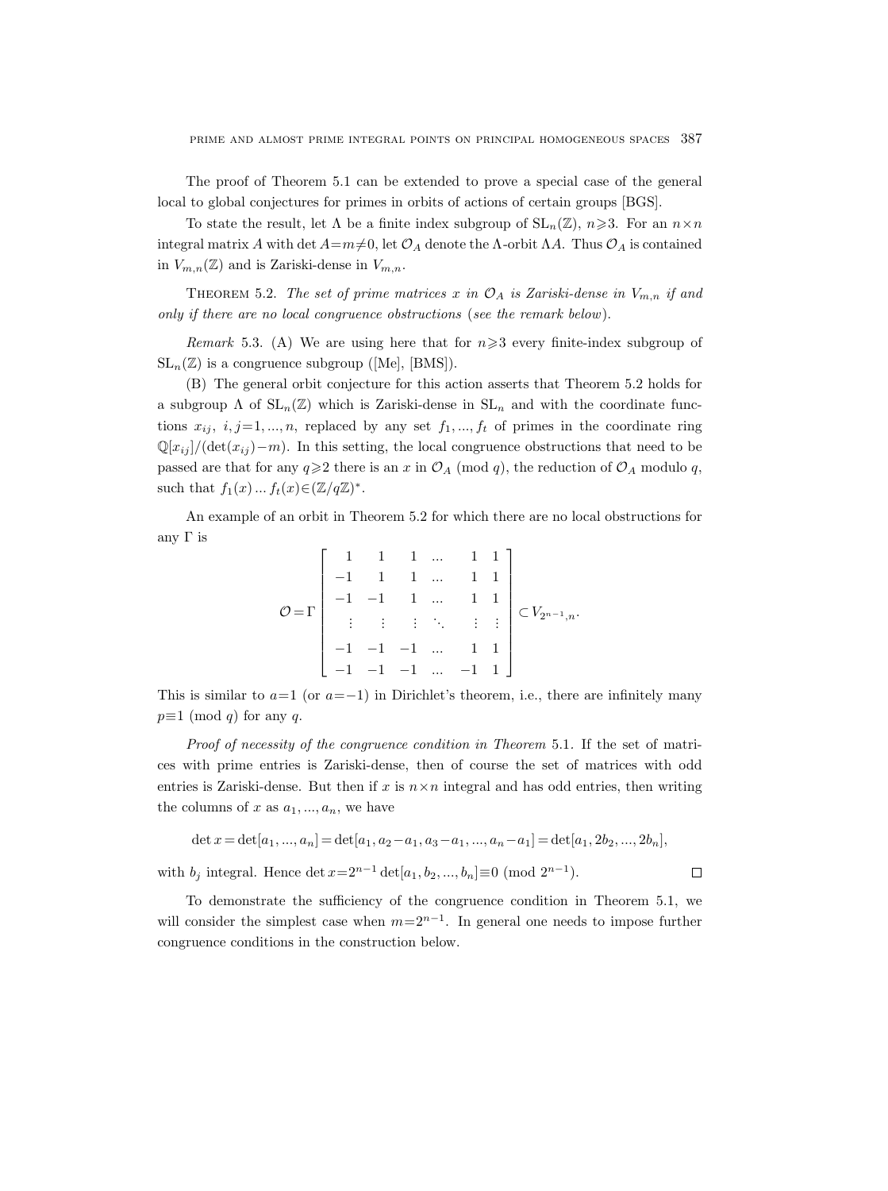The proof of Theorem 5.1 can be extended to prove a special case of the general local to global conjectures for primes in orbits of actions of certain groups [BGS].

To state the result, let $\Lambda$ be a finite index subgroup of $\mathrm{SL}_n(\mathbb{Z})$, $n\geqslant 3$. For an $n\times n$ integral matrix $A$ with $\det A=m\neq 0$, let $\mathcal{O}_A$ denote the $\Lambda$-orbit $\Lambda A$. Thus $\mathcal{O}_A$ is contained in $V_{m,n}(\mathbb{Z})$ and is Zariski-dense in $V_{m,n}$.

Theorem 5.2. *The set of prime matrices $x$ in $\mathcal{O}_A$ is Zariski-dense in $V_{m,n}$ if and only if there are no local congruence obstructions* (*see the remark below*).

*Remark* 5.3. (A) We are using here that for $n\geqslant 3$ every finite-index subgroup of $\mathrm{SL}_n(\mathbb{Z})$ is a congruence subgroup ([Me], [BMS]).

(B) The general orbit conjecture for this action asserts that Theorem 5.2 holds for a subgroup $\Lambda$ of $\mathrm{SL}_n(\mathbb{Z})$ which is Zariski-dense in $\mathrm{SL}_n$ and with the coordinate functions $x_{ij}$, $i,j=1,...,n$, replaced by any set $f_1,...,f_t$ of primes in the coordinate ring $\mathbb{Q}[x_{ij}]/(\det(x_{ij})-m)$. In this setting, the local congruence obstructions that need to be passed are that for any $q\geqslant 2$ there is an $x$ in $\mathcal{O}_A \pmod q$, the reduction of $\mathcal{O}_A$ modulo $q$, such that $f_1(x)\ldots f_t(x)\in(\mathbb{Z}/q\mathbb{Z})^*$.

An example of an orbit in Theorem 5.2 for which there are no local obstructions for any $\Gamma$ is

$$\mathcal{O}=\Gamma\begin{bmatrix} 1 & 1 & 1 & \ldots & 1 & 1 \\ -1 & 1 & 1 & \ldots & 1 & 1 \\ -1 & -1 & 1 & \ldots & 1 & 1 \\ \vdots & \vdots & \vdots & \ddots & \vdots & \vdots \\ -1 & -1 & -1 & \ldots & 1 & 1 \\ -1 & -1 & -1 & \ldots & -1 & 1 \end{bmatrix}\subset V_{2^{n-1},n}.$$

This is similar to $a=1$ (or $a=-1$) in Dirichlet's theorem, i.e., there are infinitely many $p\equiv 1 \pmod q$ for any $q$.

*Proof of necessity of the congruence condition in Theorem* 5.1. If the set of matrices with prime entries is Zariski-dense, then of course the set of matrices with odd entries is Zariski-dense. But then if $x$ is $n\times n$ integral and has odd entries, then writing the columns of $x$ as $a_1,...,a_n$, we have

$$\det x=\det[a_1,...,a_n]=\det[a_1,a_2-a_1,a_3-a_1,...,a_n-a_1]=\det[a_1,2b_2,...,2b_n],$$

with $b_j$ integral. Hence $\det x=2^{n-1}\det[a_1,b_2,...,b_n]\equiv 0 \pmod{2^{n-1}}$. $\square$

To demonstrate the sufficiency of the congruence condition in Theorem 5.1, we will consider the simplest case when $m=2^{n-1}$. In general one needs to impose further congruence conditions in the construction below.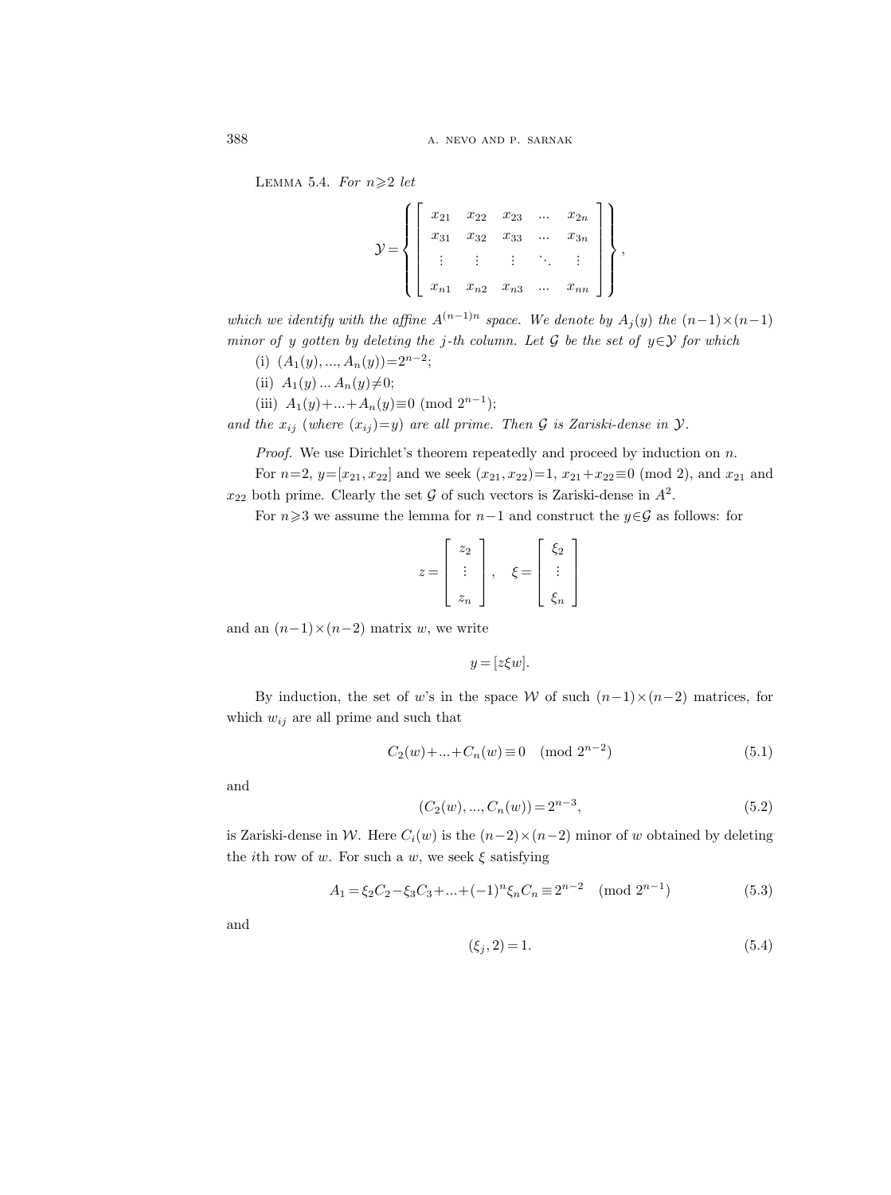Lemma 5.4. *For $n \geqslant 2$ let*

$$\mathcal{Y} = \left\{ \begin{bmatrix} x_{21} & x_{22} & x_{23} & \dots & x_{2n} \\ x_{31} & x_{32} & x_{33} & \dots & x_{3n} \\ \vdots & \vdots & \vdots & \ddots & \vdots \\ x_{n1} & x_{n2} & x_{n3} & \dots & x_{nn} \end{bmatrix} \right\},$$

*which we identify with the affine $A^{(n-1)n}$ space. We denote by $A_j(y)$ the $(n-1)\times(n-1)$ minor of $y$ gotten by deleting the $j$-th column. Let $\mathcal{G}$ be the set of $y \in \mathcal{Y}$ for which*

(i) $(A_1(y), ..., A_n(y)) = 2^{n-2}$;

(ii) $A_1(y) \dots A_n(y) \neq 0$;

(iii) $A_1(y) + ... + A_n(y) \equiv 0 \pmod{2^{n-1}}$;

*and the $x_{ij}$ (where $(x_{ij}) = y$) are all prime. Then $\mathcal{G}$ is Zariski-dense in $\mathcal{Y}$.*

*Proof.* We use Dirichlet's theorem repeatedly and proceed by induction on $n$.

For $n=2$, $y = [x_{21}, x_{22}]$ and we seek $(x_{21}, x_{22}) = 1$, $x_{21} + x_{22} \equiv 0 \pmod 2$, and $x_{21}$ and $x_{22}$ both prime. Clearly the set $\mathcal{G}$ of such vectors is Zariski-dense in $A^2$.

For $n \geqslant 3$ we assume the lemma for $n-1$ and construct the $y \in \mathcal{G}$ as follows: for

$$z = \begin{bmatrix} z_2 \\ \vdots \\ z_n \end{bmatrix}, \quad \xi = \begin{bmatrix} \xi_2 \\ \vdots \\ \xi_n \end{bmatrix}$$

and an $(n-1)\times(n-2)$ matrix $w$, we write

$$y = [z \xi w].$$

By induction, the set of $w$'s in the space $\mathcal{W}$ of such $(n-1)\times(n-2)$ matrices, for which $w_{ij}$ are all prime and such that

$$C_2(w) + ... + C_n(w) \equiv 0 \pmod{2^{n-2}} \tag{5.1}$$

and

$$(C_2(w), ..., C_n(w)) = 2^{n-3}, \tag{5.2}$$

is Zariski-dense in $\mathcal{W}$. Here $C_i(w)$ is the $(n-2)\times(n-2)$ minor of $w$ obtained by deleting the $i$th row of $w$. For such a $w$, we seek $\xi$ satisfying

$$A_1 = \xi_2 C_2 - \xi_3 C_3 + ... + (-1)^n \xi_n C_n \equiv 2^{n-2} \pmod{2^{n-1}} \tag{5.3}$$

and

$$(\xi_j, 2) = 1. \tag{5.4}$$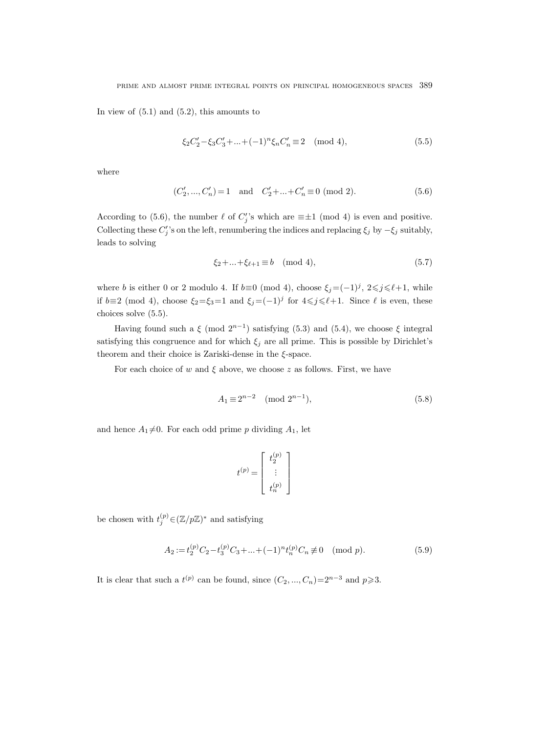In view of (5.1) and (5.2), this amounts to

$$\xi_2 C_2' - \xi_3 C_3' + \ldots + (-1)^n \xi_n C_n' \equiv 2 \pmod 4, \tag{5.5}$$

where

$$(C_2', \ldots, C_n') = 1 \quad \text{and} \quad C_2' + \ldots + C_n' \equiv 0 \ (\mathrm{mod}\ 2). \tag{5.6}$$

According to (5.6), the number $\ell$ of $C_j'$'s which are $\equiv \pm 1 \pmod 4$ is even and positive. Collecting these $C_j'$'s on the left, renumbering the indices and replacing $\xi_j$ by $-\xi_j$ suitably, leads to solving

$$\xi_2 + \ldots + \xi_{\ell+1} \equiv b \pmod 4, \tag{5.7}$$

where $b$ is either 0 or 2 modulo 4. If $b \equiv 0 \pmod 4$, choose $\xi_j = (-1)^j$, $2 \leqslant j \leqslant \ell+1$, while if $b \equiv 2 \pmod 4$, choose $\xi_2 = \xi_3 = 1$ and $\xi_j = (-1)^j$ for $4 \leqslant j \leqslant \ell+1$. Since $\ell$ is even, these choices solve (5.5).

Having found such a $\xi \pmod{2^{n-1}}$ satisfying (5.3) and (5.4), we choose $\xi$ integral satisfying this congruence and for which $\xi_j$ are all prime. This is possible by Dirichlet's theorem and their choice is Zariski-dense in the $\xi$-space.

For each choice of $w$ and $\xi$ above, we choose $z$ as follows. First, we have

$$A_1 \equiv 2^{n-2} \pmod{2^{n-1}}, \tag{5.8}$$

and hence $A_1 \neq 0$. For each odd prime $p$ dividing $A_1$, let

$$t^{(p)} = \begin{bmatrix} t_2^{(p)} \\ \vdots \\ t_n^{(p)} \end{bmatrix}$$

be chosen with $t_j^{(p)} \in (\mathbb{Z}/p\mathbb{Z})^*$ and satisfying

$$A_2 := t_2^{(p)} C_2 - t_3^{(p)} C_3 + \ldots + (-1)^n t_n^{(p)} C_n \not\equiv 0 \pmod p. \tag{5.9}$$

It is clear that such a $t^{(p)}$ can be found, since $(C_2, \ldots, C_n) = 2^{n-3}$ and $p \geqslant 3$.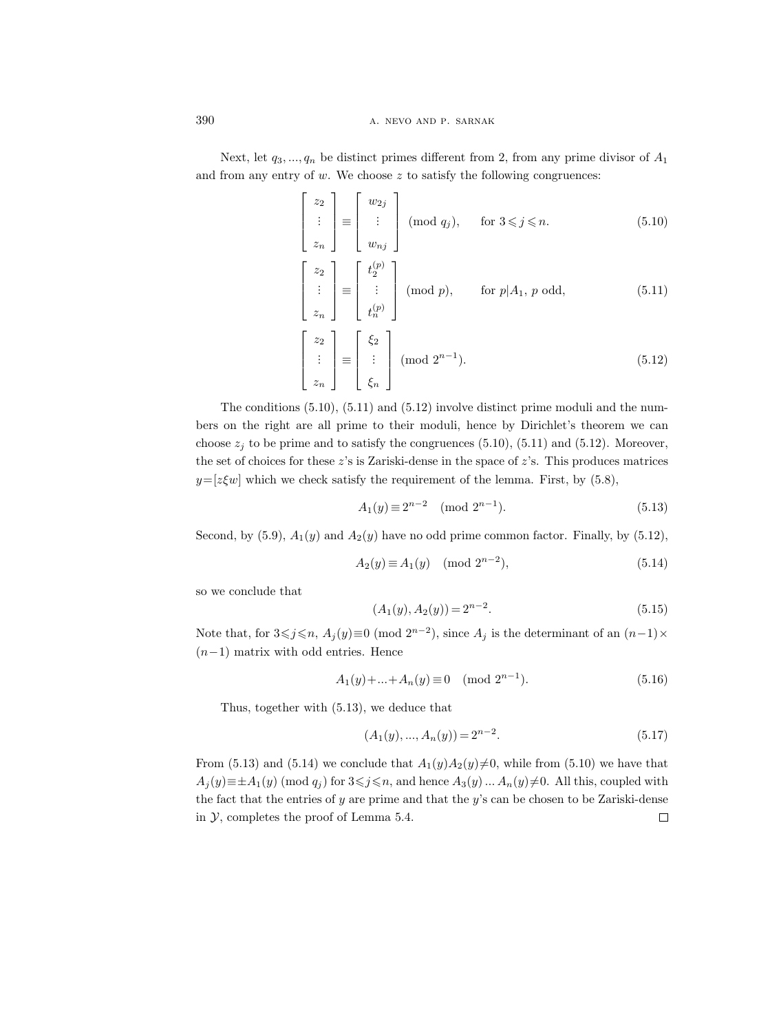Next, let $q_3, ..., q_n$ be distinct primes different from 2, from any prime divisor of $A_1$ and from any entry of $w$. We choose $z$ to satisfy the following congruences:

$$\begin{bmatrix} z_2 \\ \vdots \\ z_n \end{bmatrix} \equiv \begin{bmatrix} w_{2j} \\ \vdots \\ w_{nj} \end{bmatrix} \pmod{q_j}, \qquad \text{for } 3 \leqslant j \leqslant n. \tag{5.10}$$

$$\begin{bmatrix} z_2 \\ \vdots \\ z_n \end{bmatrix} \equiv \begin{bmatrix} t_2^{(p)} \\ \vdots \\ t_n^{(p)} \end{bmatrix} \pmod{p}, \qquad \text{for } p|A_1,\ p \text{ odd}, \tag{5.11}$$

$$\begin{bmatrix} z_2 \\ \vdots \\ z_n \end{bmatrix} \equiv \begin{bmatrix} \xi_2 \\ \vdots \\ \xi_n \end{bmatrix} \pmod{2^{n-1}}. \tag{5.12}$$

The conditions (5.10), (5.11) and (5.12) involve distinct prime moduli and the numbers on the right are all prime to their moduli, hence by Dirichlet's theorem we can choose $z_j$ to be prime and to satisfy the congruences (5.10), (5.11) and (5.12). Moreover, the set of choices for these $z$'s is Zariski-dense in the space of $z$'s. This produces matrices $y=[z\xi w]$ which we check satisfy the requirement of the lemma. First, by (5.8),

$$A_1(y) \equiv 2^{n-2} \pmod{2^{n-1}}. \tag{5.13}$$

Second, by (5.9), $A_1(y)$ and $A_2(y)$ have no odd prime common factor. Finally, by (5.12),

$$A_2(y) \equiv A_1(y) \pmod{2^{n-2}}, \tag{5.14}$$

so we conclude that

$$(A_1(y), A_2(y)) = 2^{n-2}. \tag{5.15}$$

Note that, for $3 \leqslant j \leqslant n$, $A_j(y) \equiv 0 \pmod{2^{n-2}}$, since $A_j$ is the determinant of an $(n-1)\times(n-1)$ matrix with odd entries. Hence

$$A_1(y) + ... + A_n(y) \equiv 0 \pmod{2^{n-1}}. \tag{5.16}$$

Thus, together with (5.13), we deduce that

$$(A_1(y), ..., A_n(y)) = 2^{n-2}. \tag{5.17}$$

From (5.13) and (5.14) we conclude that $A_1(y)A_2(y) \neq 0$, while from (5.10) we have that $A_j(y) \equiv \pm A_1(y) \pmod{q_j}$ for $3 \leqslant j \leqslant n$, and hence $A_3(y) ... A_n(y) \neq 0$. All this, coupled with the fact that the entries of $y$ are prime and that the $y$'s can be chosen to be Zariski-dense in $\mathcal{Y}$, completes the proof of Lemma 5.4. $\square$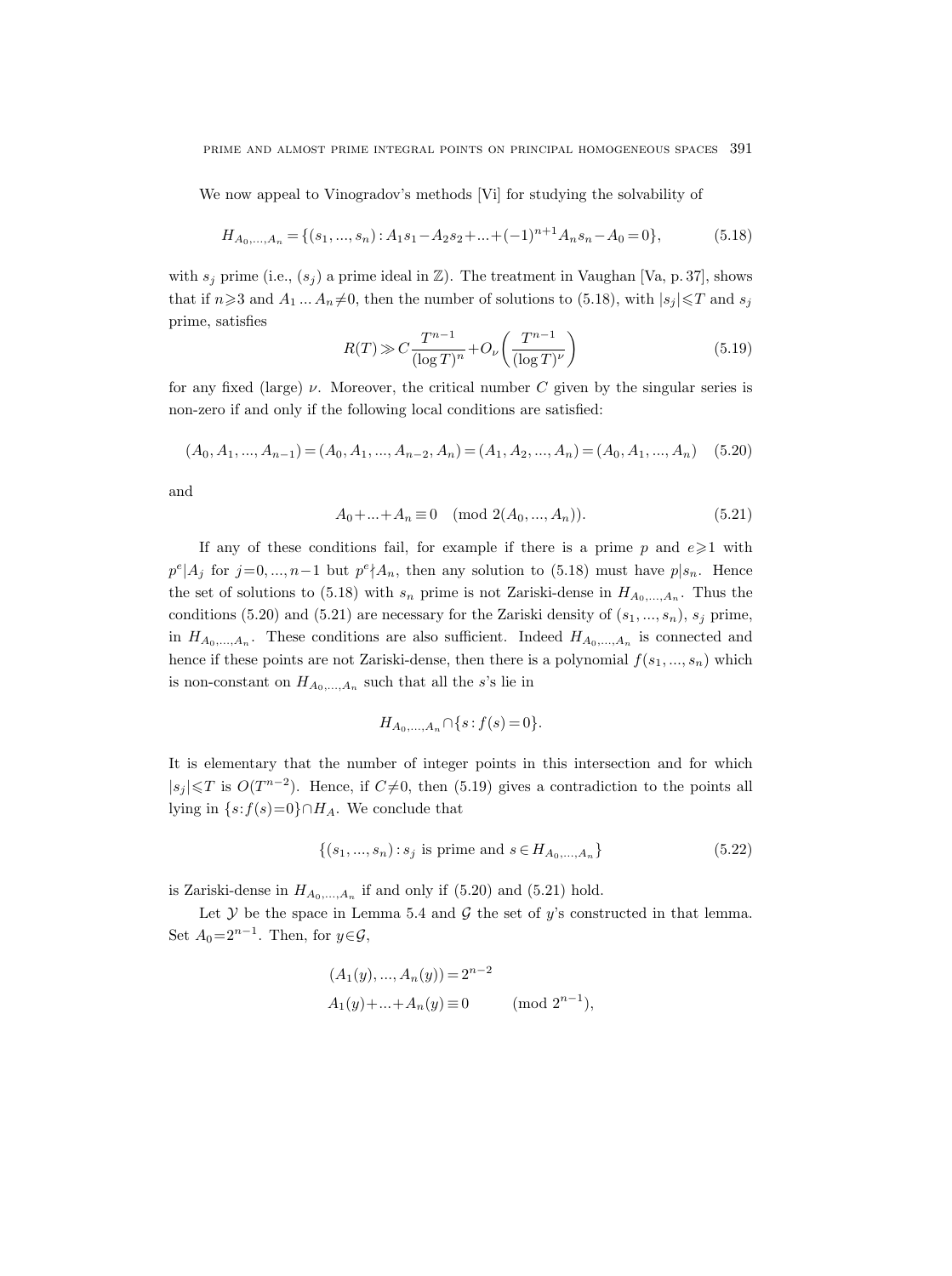We now appeal to Vinogradov's methods [Vi] for studying the solvability of

$$H_{A_0,...,A_n} = \{(s_1,...,s_n) : A_1 s_1 - A_2 s_2 + ... + (-1)^{n+1} A_n s_n - A_0 = 0\}, \tag{5.18}$$

with $s_j$ prime (i.e., $(s_j)$ a prime ideal in $\mathbb{Z}$). The treatment in Vaughan [Va, p. 37], shows that if $n \geqslant 3$ and $A_1 ... A_n \neq 0$, then the number of solutions to (5.18), with $|s_j| \leqslant T$ and $s_j$ prime, satisfies

$$R(T) \gg C \frac{T^{n-1}}{(\log T)^n} + O_\nu\left(\frac{T^{n-1}}{(\log T)^\nu}\right) \tag{5.19}$$

for any fixed (large) $\nu$. Moreover, the critical number $C$ given by the singular series is non-zero if and only if the following local conditions are satisfied:

$$(A_0, A_1, ..., A_{n-1}) = (A_0, A_1, ..., A_{n-2}, A_n) = (A_1, A_2, ..., A_n) = (A_0, A_1, ..., A_n) \tag{5.20}$$

and

$$A_0 + ... + A_n \equiv 0 \pmod{2(A_0, ..., A_n)}. \tag{5.21}$$

If any of these conditions fail, for example if there is a prime $p$ and $e \geqslant 1$ with $p^e | A_j$ for $j = 0, ..., n-1$ but $p^e \nmid A_n$, then any solution to (5.18) must have $p | s_n$. Hence the set of solutions to (5.18) with $s_n$ prime is not Zariski-dense in $H_{A_0,...,A_n}$. Thus the conditions (5.20) and (5.21) are necessary for the Zariski density of $(s_1, ..., s_n)$, $s_j$ prime, in $H_{A_0,...,A_n}$. These conditions are also sufficient. Indeed $H_{A_0,...,A_n}$ is connected and hence if these points are not Zariski-dense, then there is a polynomial $f(s_1, ..., s_n)$ which is non-constant on $H_{A_0,...,A_n}$ such that all the $s$'s lie in

$$H_{A_0,...,A_n} \cap \{s : f(s) = 0\}.$$

It is elementary that the number of integer points in this intersection and for which $|s_j| \leqslant T$ is $O(T^{n-2})$. Hence, if $C \neq 0$, then (5.19) gives a contradiction to the points all lying in $\{s : f(s) = 0\} \cap H_A$. We conclude that

$$\{(s_1, ..., s_n) : s_j \text{ is prime and } s \in H_{A_0,...,A_n}\} \tag{5.22}$$

is Zariski-dense in $H_{A_0,...,A_n}$ if and only if (5.20) and (5.21) hold.

Let $\mathcal{Y}$ be the space in Lemma 5.4 and $\mathcal{G}$ the set of $y$'s constructed in that lemma. Set $A_0 = 2^{n-1}$. Then, for $y \in \mathcal{G}$,

$$\begin{aligned} &(A_1(y), ..., A_n(y)) = 2^{n-2} \\ &A_1(y) + ... + A_n(y) \equiv 0 \qquad \pmod{2^{n-1}}, \end{aligned}$$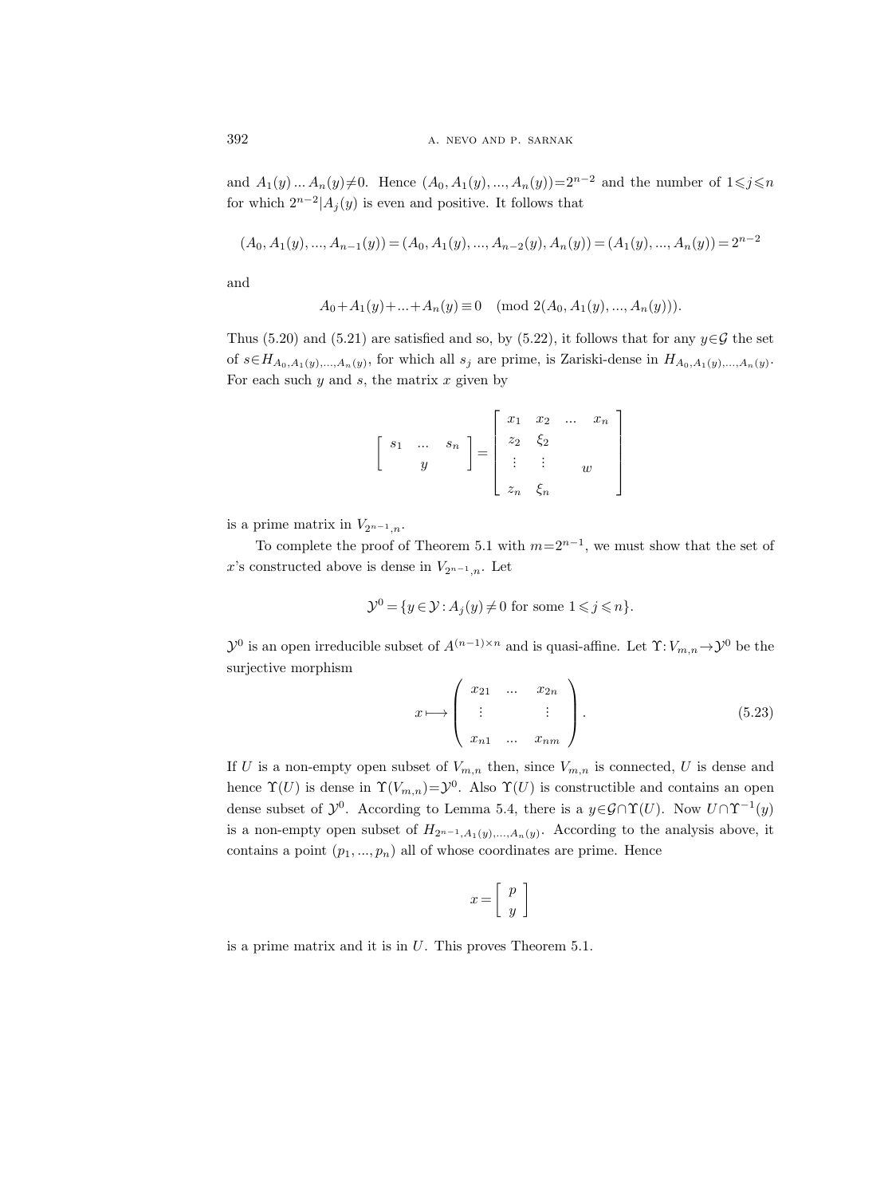and $A_1(y) ... A_n(y) \neq 0$. Hence $(A_0, A_1(y), ..., A_n(y)) = 2^{n-2}$ and the number of $1 \leqslant j \leqslant n$ for which $2^{n-2} | A_j(y)$ is even and positive. It follows that

$$(A_0, A_1(y), ..., A_{n-1}(y)) = (A_0, A_1(y), ..., A_{n-2}(y), A_n(y)) = (A_1(y), ..., A_n(y)) = 2^{n-2}$$

and

$$A_0 + A_1(y) + ... + A_n(y) \equiv 0 \pmod{2(A_0, A_1(y), ..., A_n(y))}.$$

Thus (5.20) and (5.21) are satisfied and so, by (5.22), it follows that for any $y \in \mathcal{G}$ the set of $s \in H_{A_0, A_1(y), ..., A_n(y)}$, for which all $s_j$ are prime, is Zariski-dense in $H_{A_0, A_1(y), ..., A_n(y)}$. For each such $y$ and $s$, the matrix $x$ given by

$$\begin{bmatrix} s_1 & ... & s_n \\ & y & \end{bmatrix} = \begin{bmatrix} x_1 & x_2 & ... & x_n \\ z_2 & \xi_2 & & \\ \vdots & \vdots & & w \\ z_n & \xi_n & & \end{bmatrix}$$

is a prime matrix in $V_{2^{n-1}, n}$.

To complete the proof of Theorem 5.1 with $m = 2^{n-1}$, we must show that the set of $x$'s constructed above is dense in $V_{2^{n-1}, n}$. Let

$$\mathcal{Y}^0 = \{y \in \mathcal{Y} : A_j(y) \neq 0 \text{ for some } 1 \leqslant j \leqslant n\}.$$

$\mathcal{Y}^0$ is an open irreducible subset of $A^{(n-1) \times n}$ and is quasi-affine. Let $\Upsilon: V_{m,n} \to \mathcal{Y}^0$ be the surjective morphism

$$x \longmapsto \begin{pmatrix} x_{21} & ... & x_{2n} \\ \vdots & & \vdots \\ x_{n1} & ... & x_{nm} \end{pmatrix}. \tag{5.23}$$

If $U$ is a non-empty open subset of $V_{m,n}$ then, since $V_{m,n}$ is connected, $U$ is dense and hence $\Upsilon(U)$ is dense in $\Upsilon(V_{m,n}) = \mathcal{Y}^0$. Also $\Upsilon(U)$ is constructible and contains an open dense subset of $\mathcal{Y}^0$. According to Lemma 5.4, there is a $y \in \mathcal{G} \cap \Upsilon(U)$. Now $U \cap \Upsilon^{-1}(y)$ is a non-empty open subset of $H_{2^{n-1}, A_1(y), ..., A_n(y)}$. According to the analysis above, it contains a point $(p_1, ..., p_n)$ all of whose coordinates are prime. Hence

$$x = \begin{bmatrix} p \\ y \end{bmatrix}$$

is a prime matrix and it is in $U$. This proves Theorem 5.1.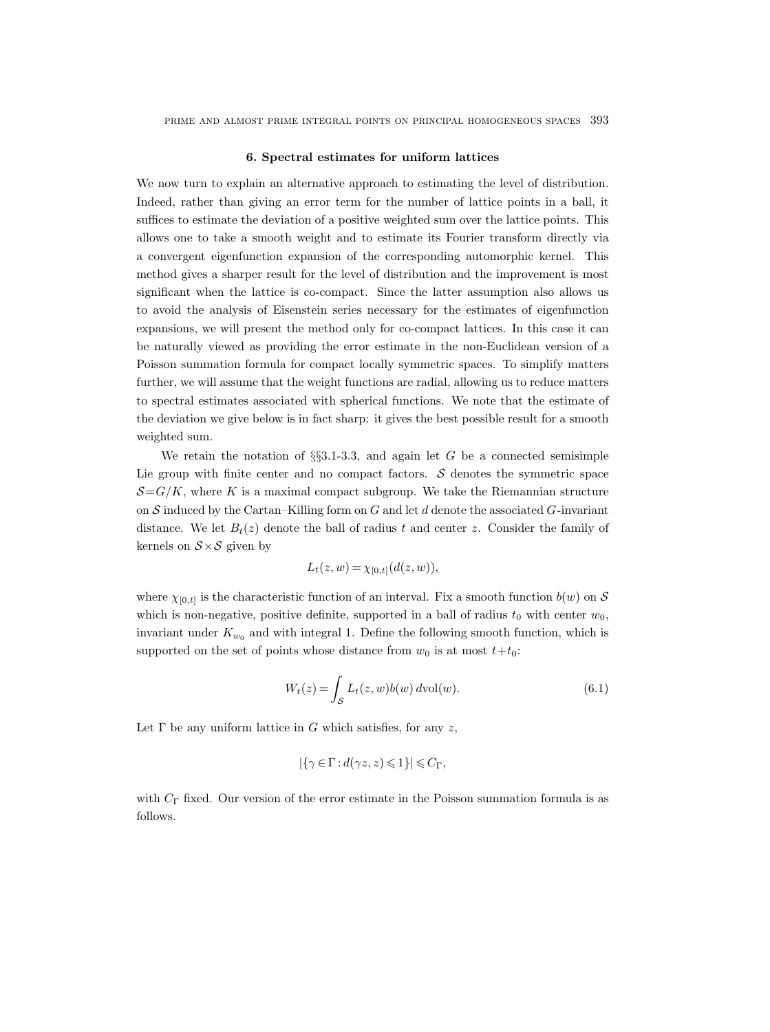## 6. Spectral estimates for uniform lattices

We now turn to explain an alternative approach to estimating the level of distribution. Indeed, rather than giving an error term for the number of lattice points in a ball, it suffices to estimate the deviation of a positive weighted sum over the lattice points. This allows one to take a smooth weight and to estimate its Fourier transform directly via a convergent eigenfunction expansion of the corresponding automorphic kernel. This method gives a sharper result for the level of distribution and the improvement is most significant when the lattice is co-compact. Since the latter assumption also allows us to avoid the analysis of Eisenstein series necessary for the estimates of eigenfunction expansions, we will present the method only for co-compact lattices. In this case it can be naturally viewed as providing the error estimate in the non-Euclidean version of a Poisson summation formula for compact locally symmetric spaces. To simplify matters further, we will assume that the weight functions are radial, allowing us to reduce matters to spectral estimates associated with spherical functions. We note that the estimate of the deviation we give below is in fact sharp: it gives the best possible result for a smooth weighted sum.

We retain the notation of §§3.1-3.3, and again let $G$ be a connected semisimple Lie group with finite center and no compact factors. $\mathcal{S}$ denotes the symmetric space $\mathcal{S}=G/K$, where $K$ is a maximal compact subgroup. We take the Riemannian structure on $\mathcal{S}$ induced by the Cartan–Killing form on $G$ and let $d$ denote the associated $G$-invariant distance. We let $B_t(z)$ denote the ball of radius $t$ and center $z$. Consider the family of kernels on $\mathcal{S}\times\mathcal{S}$ given by

$$L_t(z,w)=\chi_{[0,t]}(d(z,w)),$$

where $\chi_{[0,t]}$ is the characteristic function of an interval. Fix a smooth function $b(w)$ on $\mathcal{S}$ which is non-negative, positive definite, supported in a ball of radius $t_0$ with center $w_0$, invariant under $K_{w_0}$ and with integral 1. Define the following smooth function, which is supported on the set of points whose distance from $w_0$ is at most $t+t_0$:

$$W_t(z)=\int_{\mathcal{S}} L_t(z,w)b(w)\,d\mathrm{vol}(w). \tag{6.1}$$

Let $\Gamma$ be any uniform lattice in $G$ which satisfies, for any $z$,

$$|\{\gamma\in\Gamma : d(\gamma z,z)\leqslant 1\}|\leqslant C_\Gamma,$$

with $C_\Gamma$ fixed. Our version of the error estimate in the Poisson summation formula is as follows.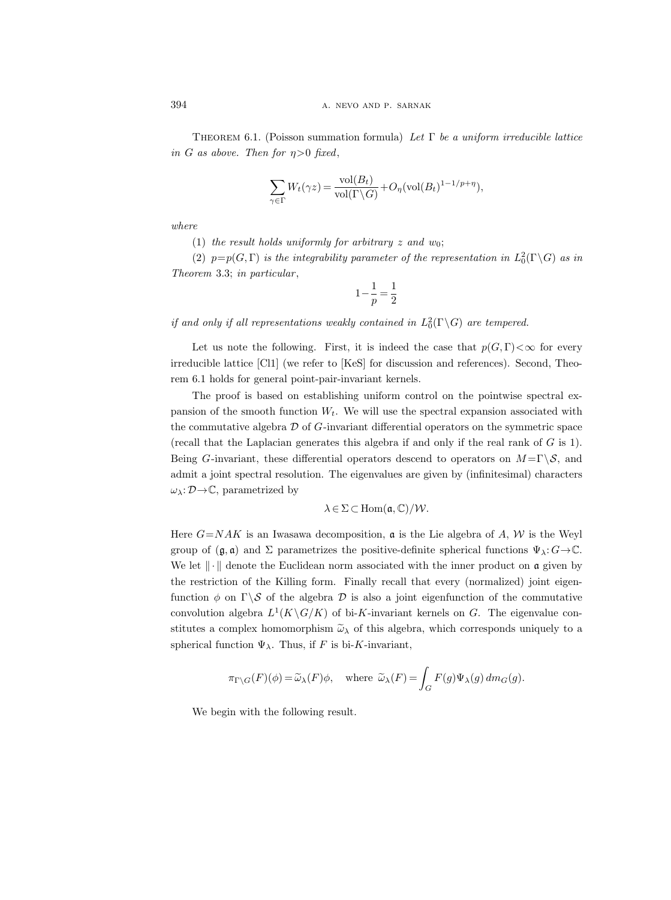**Theorem 6.1.** (Poisson summation formula) *Let $\Gamma$ be a uniform irreducible lattice in $G$ as above. Then for $\eta>0$ fixed,*

$$\sum_{\gamma\in\Gamma} W_t(\gamma z) = \frac{\operatorname{vol}(B_t)}{\operatorname{vol}(\Gamma\backslash G)} + O_\eta(\operatorname{vol}(B_t)^{1-1/p+\eta}),$$

*where*

(1) *the result holds uniformly for arbitrary $z$ and $w_0$;*

(2) *$p=p(G,\Gamma)$ is the integrability parameter of the representation in $L_0^2(\Gamma\backslash G)$ as in Theorem 3.3; in particular,*

$$1-\frac{1}{p}=\frac{1}{2}$$

*if and only if all representations weakly contained in $L_0^2(\Gamma\backslash G)$ are tempered.*

Let us note the following. First, it is indeed the case that $p(G,\Gamma)<\infty$ for every irreducible lattice [Cl1] (we refer to [KeS] for discussion and references). Second, Theorem 6.1 holds for general point-pair-invariant kernels.

The proof is based on establishing uniform control on the pointwise spectral expansion of the smooth function $W_t$. We will use the spectral expansion associated with the commutative algebra $\mathcal{D}$ of $G$-invariant differential operators on the symmetric space (recall that the Laplacian generates this algebra if and only if the real rank of $G$ is 1). Being $G$-invariant, these differential operators descend to operators on $M=\Gamma\backslash\mathcal{S}$, and admit a joint spectral resolution. The eigenvalues are given by (infinitesimal) characters $\omega_\lambda: \mathcal{D}\to\mathbb{C}$, parametrized by

$$\lambda\in\Sigma\subset \operatorname{Hom}(\mathfrak{a},\mathbb{C})/\mathcal{W}.$$

Here $G=NAK$ is an Iwasawa decomposition, $\mathfrak{a}$ is the Lie algebra of $A$, $\mathcal{W}$ is the Weyl group of $(\mathfrak{g},\mathfrak{a})$ and $\Sigma$ parametrizes the positive-definite spherical functions $\Psi_\lambda: G\to\mathbb{C}$. We let $\|\cdot\|$ denote the Euclidean norm associated with the inner product on $\mathfrak{a}$ given by the restriction of the Killing form. Finally recall that every (normalized) joint eigenfunction $\phi$ on $\Gamma\backslash\mathcal{S}$ of the algebra $\mathcal{D}$ is also a joint eigenfunction of the commutative convolution algebra $L^1(K\backslash G/K)$ of bi-$K$-invariant kernels on $G$. The eigenvalue constitutes a complex homomorphism $\widetilde{\omega}_\lambda$ of this algebra, which corresponds uniquely to a spherical function $\Psi_\lambda$. Thus, if $F$ is bi-$K$-invariant,

$$\pi_{\Gamma\backslash G}(F)(\phi) = \widetilde{\omega}_\lambda(F)\phi, \quad \text{where } \widetilde{\omega}_\lambda(F) = \int_G F(g)\Psi_\lambda(g)\, dm_G(g).$$

We begin with the following result.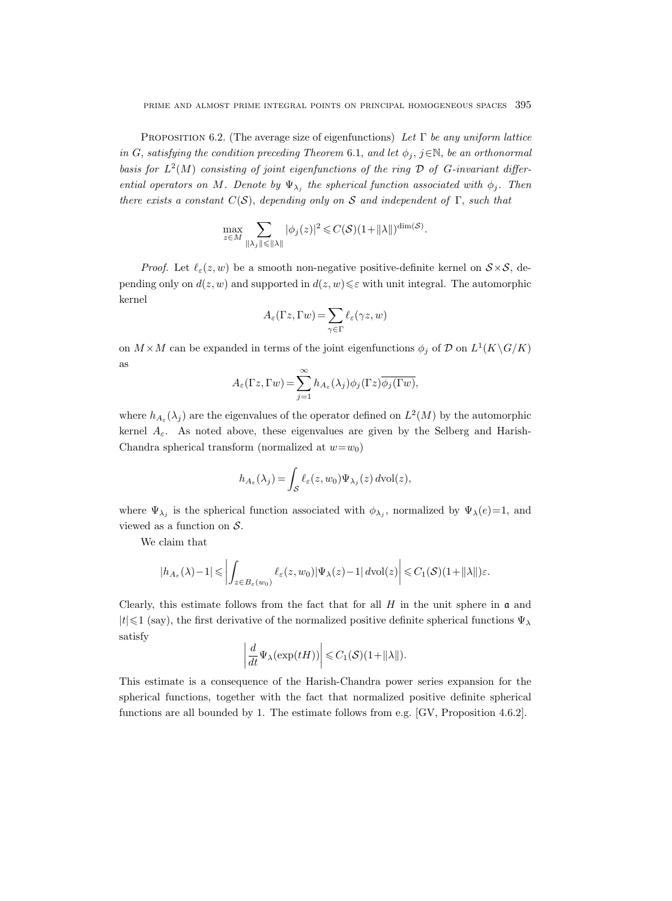Proposition 6.2. (The average size of eigenfunctions) *Let $\Gamma$ be any uniform lattice in $G$, satisfying the condition preceding Theorem* 6.1, *and let $\phi_j$, $j\in\mathbb{N}$, be an orthonormal basis for $L^2(M)$ consisting of joint eigenfunctions of the ring $\mathcal{D}$ of $G$-invariant differential operators on $M$. Denote by $\Psi_{\lambda_j}$ the spherical function associated with $\phi_j$. Then there exists a constant $C(\mathcal{S})$, depending only on $\mathcal{S}$ and independent of $\Gamma$, such that*

$$\max_{z\in M} \sum_{\|\lambda_j\|\leqslant\|\lambda\|} |\phi_j(z)|^2 \leqslant C(\mathcal{S})(1+\|\lambda\|)^{\dim(\mathcal{S})}.$$

*Proof.* Let $\ell_\varepsilon(z,w)$ be a smooth non-negative positive-definite kernel on $\mathcal{S}\times\mathcal{S}$, depending only on $d(z,w)$ and supported in $d(z,w)\leqslant\varepsilon$ with unit integral. The automorphic kernel

$$A_\varepsilon(\Gamma z,\Gamma w)=\sum_{\gamma\in\Gamma}\ell_\varepsilon(\gamma z,w)$$

on $M\times M$ can be expanded in terms of the joint eigenfunctions $\phi_j$ of $\mathcal{D}$ on $L^1(K\backslash G/K)$ as

$$A_\varepsilon(\Gamma z,\Gamma w)=\sum_{j=1}^{\infty} h_{A_\varepsilon}(\lambda_j)\phi_j(\Gamma z)\overline{\phi_j(\Gamma w)},$$

where $h_{A_\varepsilon}(\lambda_j)$ are the eigenvalues of the operator defined on $L^2(M)$ by the automorphic kernel $A_\varepsilon$. As noted above, these eigenvalues are given by the Selberg and Harish-Chandra spherical transform (normalized at $w=w_0$)

$$h_{A_\varepsilon}(\lambda_j)=\int_{\mathcal{S}}\ell_\varepsilon(z,w_0)\Psi_{\lambda_j}(z)\,d\mathrm{vol}(z),$$

where $\Psi_{\lambda_j}$ is the spherical function associated with $\phi_{\lambda_j}$, normalized by $\Psi_\lambda(e)=1$, and viewed as a function on $\mathcal{S}$.

We claim that

$$|h_{A_\varepsilon}(\lambda)-1|\leqslant\left|\int_{z\in B_\varepsilon(w_0)}\ell_\varepsilon(z,w_0)|\Psi_\lambda(z)-1|\,d\mathrm{vol}(z)\right|\leqslant C_1(\mathcal{S})(1+\|\lambda\|)\varepsilon.$$

Clearly, this estimate follows from the fact that for all $H$ in the unit sphere in $\mathfrak{a}$ and $|t|\leqslant 1$ (say), the first derivative of the normalized positive definite spherical functions $\Psi_\lambda$ satisfy

$$\left|\frac{d}{dt}\Psi_\lambda(\exp(tH))\right|\leqslant C_1(\mathcal{S})(1+\|\lambda\|).$$

This estimate is a consequence of the Harish-Chandra power series expansion for the spherical functions, together with the fact that normalized positive definite spherical functions are all bounded by 1. The estimate follows from e.g. [GV, Proposition 4.6.2].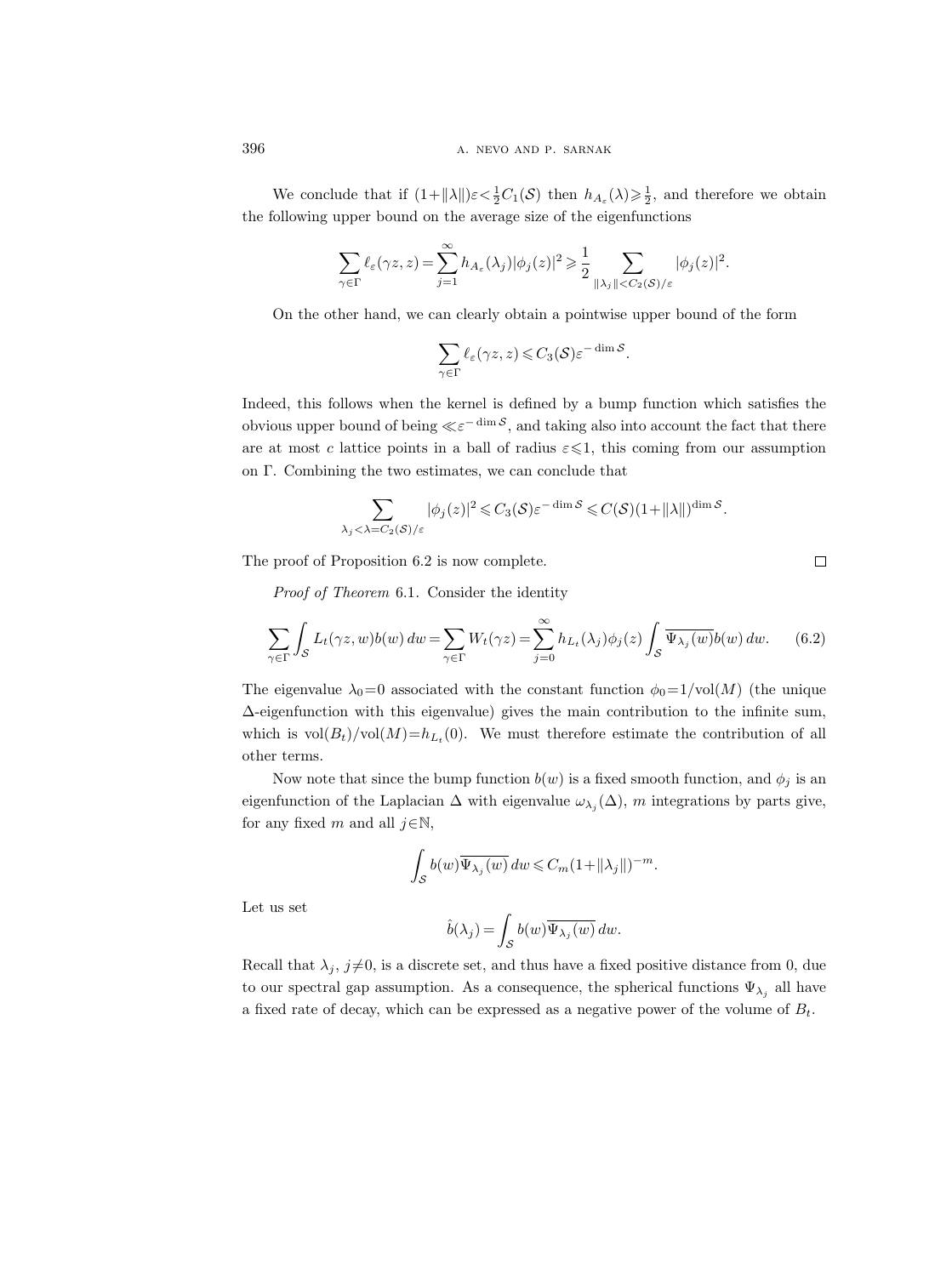We conclude that if $(1+\|\lambda\|)\varepsilon<\frac{1}{2}C_1(\mathcal{S})$ then $h_{A_\varepsilon}(\lambda)\geqslant\frac{1}{2}$, and therefore we obtain the following upper bound on the average size of the eigenfunctions

$$\sum_{\gamma\in\Gamma}\ell_\varepsilon(\gamma z,z)=\sum_{j=1}^{\infty}h_{A_\varepsilon}(\lambda_j)|\phi_j(z)|^2\geqslant\frac{1}{2}\sum_{\|\lambda_j\|<C_2(\mathcal{S})/\varepsilon}|\phi_j(z)|^2.$$

On the other hand, we can clearly obtain a pointwise upper bound of the form

$$\sum_{\gamma\in\Gamma}\ell_\varepsilon(\gamma z,z)\leqslant C_3(\mathcal{S})\varepsilon^{-\dim\mathcal{S}}.$$

Indeed, this follows when the kernel is defined by a bump function which satisfies the obvious upper bound of being $\ll\varepsilon^{-\dim\mathcal{S}}$, and taking also into account the fact that there are at most $c$ lattice points in a ball of radius $\varepsilon\leqslant 1$, this coming from our assumption on $\Gamma$. Combining the two estimates, we can conclude that

$$\sum_{\lambda_j<\lambda=C_2(\mathcal{S})/\varepsilon}|\phi_j(z)|^2\leqslant C_3(\mathcal{S})\varepsilon^{-\dim\mathcal{S}}\leqslant C(\mathcal{S})(1+\|\lambda\|)^{\dim\mathcal{S}}.$$

The proof of Proposition 6.2 is now complete. $\square$

*Proof of Theorem* 6.1. Consider the identity

$$\sum_{\gamma\in\Gamma}\int_{\mathcal{S}}L_t(\gamma z,w)b(w)\,dw=\sum_{\gamma\in\Gamma}W_t(\gamma z)=\sum_{j=0}^{\infty}h_{L_t}(\lambda_j)\phi_j(z)\int_{\mathcal{S}}\overline{\Psi_{\lambda_j}(w)}b(w)\,dw. \tag{6.2}$$

The eigenvalue $\lambda_0=0$ associated with the constant function $\phi_0=1/\mathrm{vol}(M)$ (the unique $\Delta$-eigenfunction with this eigenvalue) gives the main contribution to the infinite sum, which is $\mathrm{vol}(B_t)/\mathrm{vol}(M)=h_{L_t}(0)$. We must therefore estimate the contribution of all other terms.

Now note that since the bump function $b(w)$ is a fixed smooth function, and $\phi_j$ is an eigenfunction of the Laplacian $\Delta$ with eigenvalue $\omega_{\lambda_j}(\Delta)$, $m$ integrations by parts give, for any fixed $m$ and all $j\in\mathbb{N}$,

$$\int_{\mathcal{S}}b(w)\overline{\Psi_{\lambda_j}(w)}\,dw\leqslant C_m(1+\|\lambda_j\|)^{-m}.$$

Let us set

$$\hat{b}(\lambda_j)=\int_{\mathcal{S}}b(w)\overline{\Psi_{\lambda_j}(w)}\,dw.$$

Recall that $\lambda_j$, $j\neq 0$, is a discrete set, and thus have a fixed positive distance from 0, due to our spectral gap assumption. As a consequence, the spherical functions $\Psi_{\lambda_j}$ all have a fixed rate of decay, which can be expressed as a negative power of the volume of $B_t$.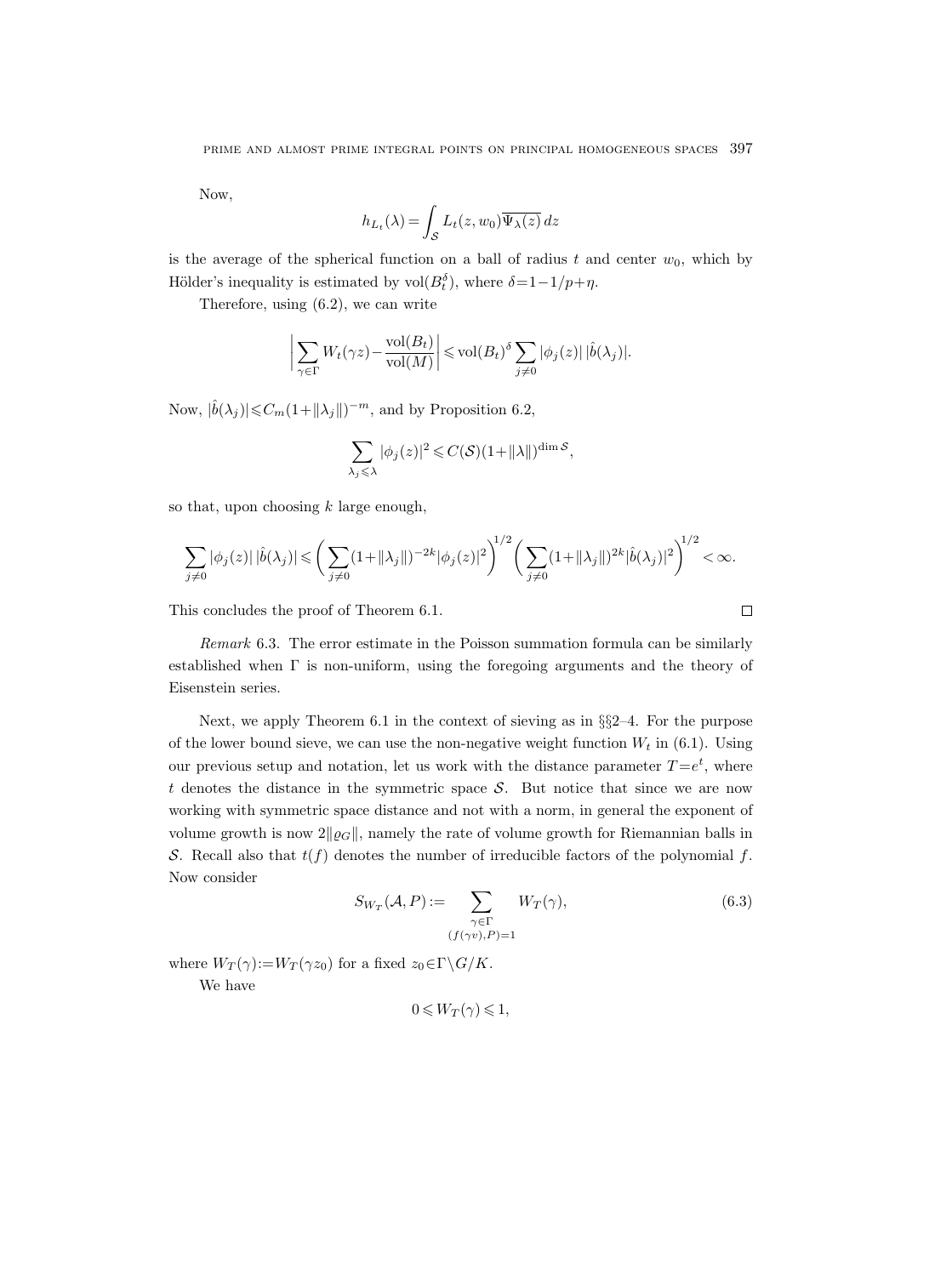Now,

$$h_{L_t}(\lambda) = \int_{\mathcal{S}} L_t(z, w_0)\overline{\Psi_\lambda(z)}\, dz$$

is the average of the spherical function on a ball of radius $t$ and center $w_0$, which by Hölder's inequality is estimated by $\operatorname{vol}(B_t^\delta)$, where $\delta = 1 - 1/p + \eta$.

Therefore, using (6.2), we can write

$$\left| \sum_{\gamma \in \Gamma} W_t(\gamma z) - \frac{\operatorname{vol}(B_t)}{\operatorname{vol}(M)} \right| \leqslant \operatorname{vol}(B_t)^\delta \sum_{j \neq 0} |\phi_j(z)|\, |\hat{b}(\lambda_j)|.$$

Now, $|\hat{b}(\lambda_j)| \leqslant C_m(1 + \|\lambda_j\|)^{-m}$, and by Proposition 6.2,

$$\sum_{\lambda_j \leqslant \lambda} |\phi_j(z)|^2 \leqslant C(\mathcal{S})(1 + \|\lambda\|)^{\dim \mathcal{S}},$$

so that, upon choosing $k$ large enough,

$$\sum_{j \neq 0} |\phi_j(z)|\, |\hat{b}(\lambda_j)| \leqslant \bigg( \sum_{j \neq 0} (1 + \|\lambda_j\|)^{-2k} |\phi_j(z)|^2 \bigg)^{1/2} \bigg( \sum_{j \neq 0} (1 + \|\lambda_j\|)^{2k} |\hat{b}(\lambda_j)|^2 \bigg)^{1/2} < \infty.$$

This concludes the proof of Theorem 6.1. $\square$

*Remark* 6.3. The error estimate in the Poisson summation formula can be similarly established when $\Gamma$ is non-uniform, using the foregoing arguments and the theory of Eisenstein series.

Next, we apply Theorem 6.1 in the context of sieving as in §§2–4. For the purpose of the lower bound sieve, we can use the non-negative weight function $W_t$ in (6.1). Using our previous setup and notation, let us work with the distance parameter $T = e^t$, where $t$ denotes the distance in the symmetric space $\mathcal{S}$. But notice that since we are now working with symmetric space distance and not with a norm, in general the exponent of volume growth is now $2\|\varrho_G\|$, namely the rate of volume growth for Riemannian balls in $\mathcal{S}$. Recall also that $t(f)$ denotes the number of irreducible factors of the polynomial $f$. Now consider

$$S_{W_T}(\mathcal{A}, P) := \sum_{\substack{\gamma \in \Gamma \\ (f(\gamma v), P) = 1}} W_T(\gamma), \tag{6.3}$$

where $W_T(\gamma) := W_T(\gamma z_0)$ for a fixed $z_0 \in \Gamma \backslash G/K$.

We have

$$0 \leqslant W_T(\gamma) \leqslant 1,$$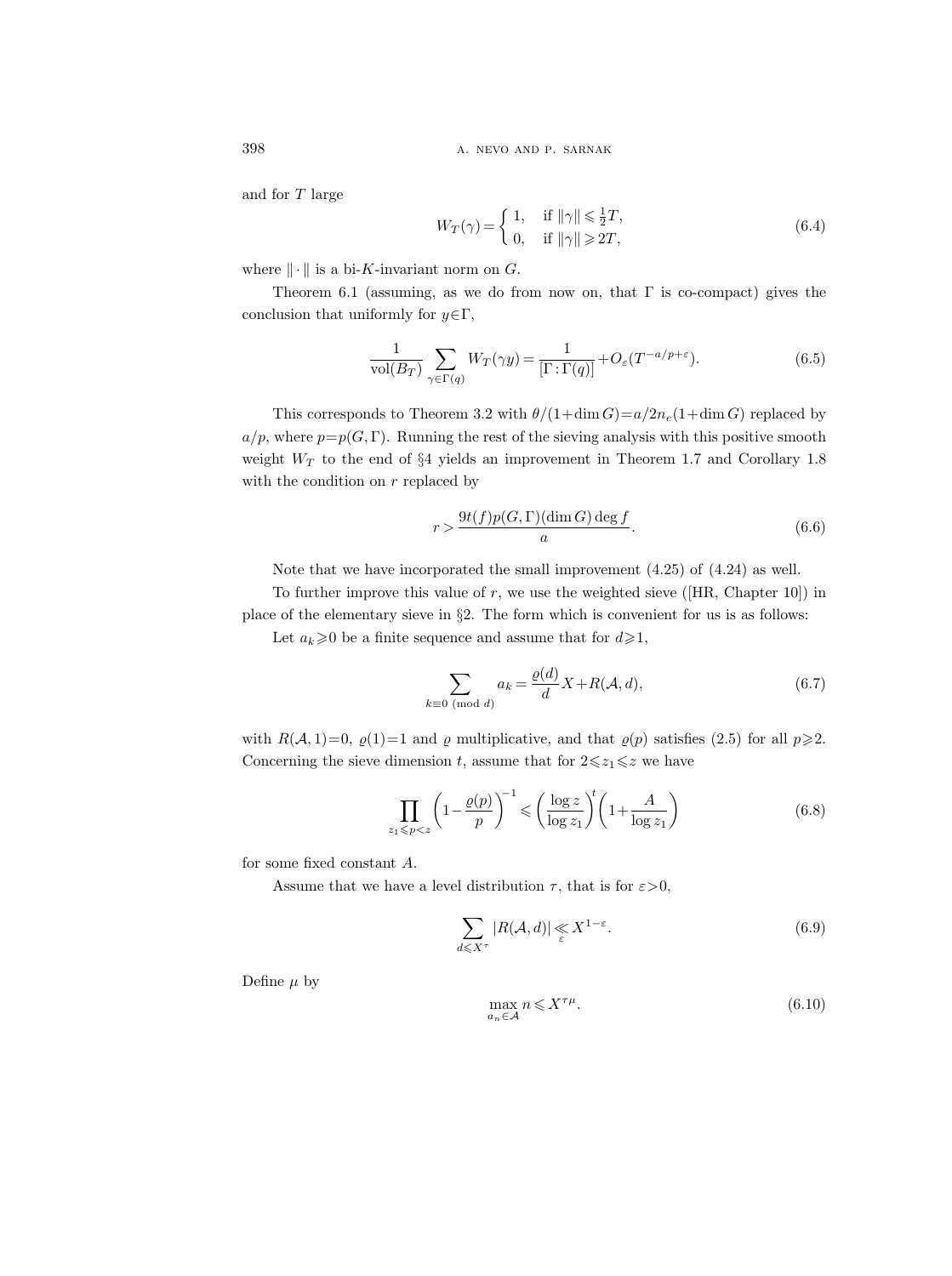and for $T$ large

$$W_T(\gamma) = \begin{cases} 1, & \text{if } \|\gamma\| \leqslant \frac{1}{2}T, \\ 0, & \text{if } \|\gamma\| \geqslant 2T, \end{cases} \tag{6.4}$$

where $\|\cdot\|$ is a bi-$K$-invariant norm on $G$.

Theorem 6.1 (assuming, as we do from now on, that $\Gamma$ is co-compact) gives the conclusion that uniformly for $y \in \Gamma$,

$$\frac{1}{\operatorname{vol}(B_T)} \sum_{\gamma \in \Gamma(q)} W_T(\gamma y) = \frac{1}{[\Gamma : \Gamma(q)]} + O_\varepsilon(T^{-a/p+\varepsilon}). \tag{6.5}$$

This corresponds to Theorem 3.2 with $\theta/(1+\dim G) = a/2n_e(1+\dim G)$ replaced by $a/p$, where $p = p(G,\Gamma)$. Running the rest of the sieving analysis with this positive smooth weight $W_T$ to the end of §4 yields an improvement in Theorem 1.7 and Corollary 1.8 with the condition on $r$ replaced by

$$r > \frac{9t(f)p(G,\Gamma)(\dim G)\deg f}{a}. \tag{6.6}$$

Note that we have incorporated the small improvement (4.25) of (4.24) as well.

To further improve this value of $r$, we use the weighted sieve ([HR, Chapter 10]) in place of the elementary sieve in §2. The form which is convenient for us is as follows:

Let $a_k \geqslant 0$ be a finite sequence and assume that for $d \geqslant 1$,

$$\sum_{k \equiv 0 \pmod{d}} a_k = \frac{\varrho(d)}{d} X + R(\mathcal{A}, d), \tag{6.7}$$

with $R(\mathcal{A}, 1) = 0$, $\varrho(1) = 1$ and $\varrho$ multiplicative, and that $\varrho(p)$ satisfies (2.5) for all $p \geqslant 2$. Concerning the sieve dimension $t$, assume that for $2 \leqslant z_1 \leqslant z$ we have

$$\prod_{z_1 \leqslant p < z} \left(1 - \frac{\varrho(p)}{p}\right)^{-1} \leqslant \left(\frac{\log z}{\log z_1}\right)^t \left(1 + \frac{A}{\log z_1}\right) \tag{6.8}$$

for some fixed constant $A$.

Assume that we have a level distribution $\tau$, that is for $\varepsilon > 0$,

$$\sum_{d \leqslant X^\tau} |R(\mathcal{A}, d)| \ll_\varepsilon X^{1-\varepsilon}. \tag{6.9}$$

Define $\mu$ by

$$\max_{a_n \in \mathcal{A}} n \leqslant X^{\tau\mu}. \tag{6.10}$$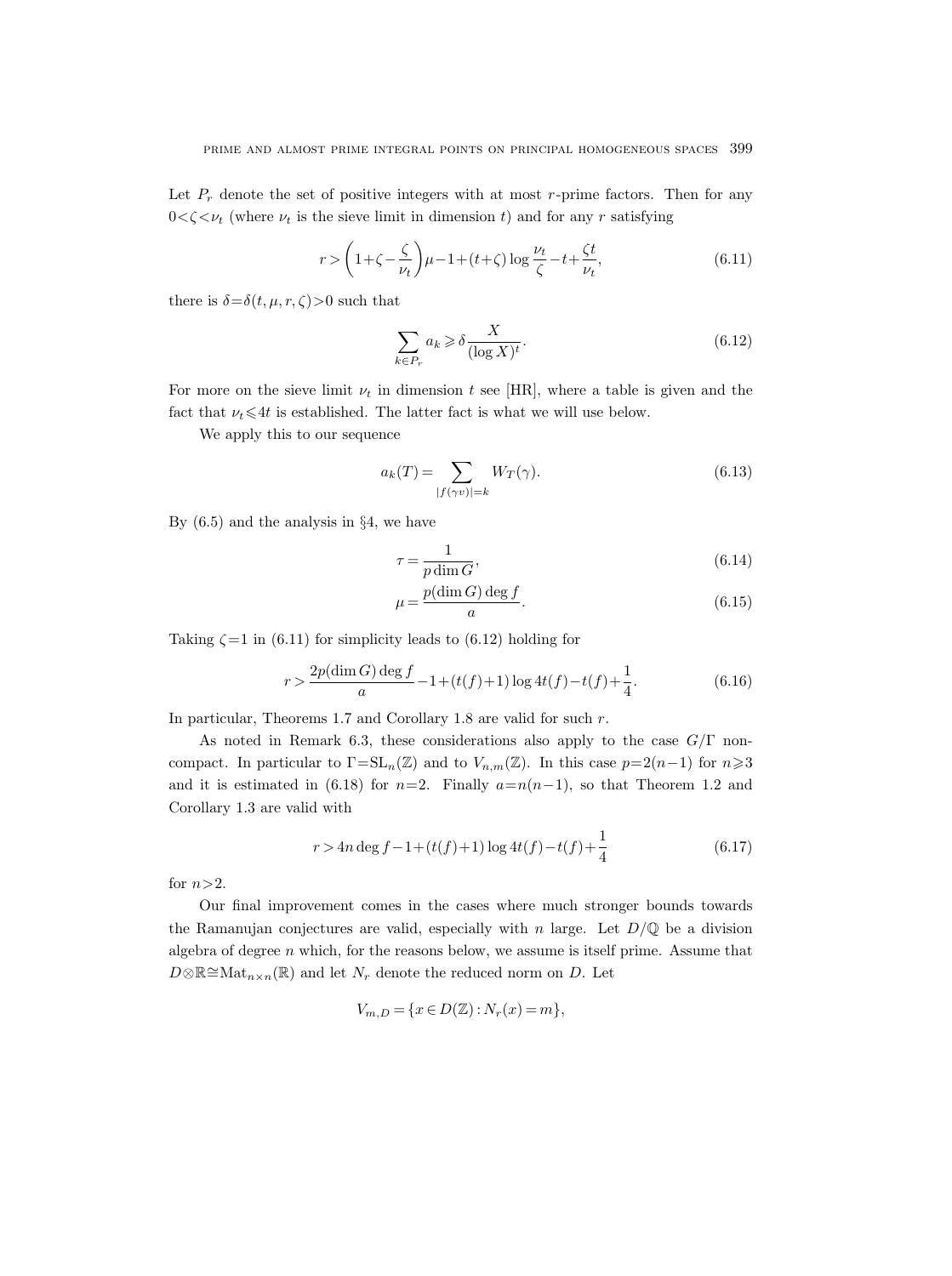Let $P_r$ denote the set of positive integers with at most $r$-prime factors. Then for any $0<\zeta<\nu_t$ (where $\nu_t$ is the sieve limit in dimension $t$) and for any $r$ satisfying

$$r > \left(1+\zeta-\frac{\zeta}{\nu_t}\right)\mu-1+(t+\zeta)\log\frac{\nu_t}{\zeta}-t+\frac{\zeta t}{\nu_t}, \tag{6.11}$$

there is $\delta=\delta(t,\mu,r,\zeta)>0$ such that

$$\sum_{k\in P_r} a_k \geqslant \delta\frac{X}{(\log X)^t}. \tag{6.12}$$

For more on the sieve limit $\nu_t$ in dimension $t$ see [HR], where a table is given and the fact that $\nu_t\leqslant 4t$ is established. The latter fact is what we will use below.

We apply this to our sequence

$$a_k(T)=\sum_{|f(\gamma v)|=k} W_T(\gamma). \tag{6.13}$$

By (6.5) and the analysis in §4, we have

$$\tau=\frac{1}{p\dim G}, \tag{6.14}$$

$$\mu=\frac{p(\dim G)\deg f}{a}. \tag{6.15}$$

Taking $\zeta=1$ in (6.11) for simplicity leads to (6.12) holding for

$$r>\frac{2p(\dim G)\deg f}{a}-1+(t(f)+1)\log 4t(f)-t(f)+\frac{1}{4}. \tag{6.16}$$

In particular, Theorems 1.7 and Corollary 1.8 are valid for such $r$.

As noted in Remark 6.3, these considerations also apply to the case $G/\Gamma$ non-compact. In particular to $\Gamma=\mathrm{SL}_n(\mathbb{Z})$ and to $V_{n,m}(\mathbb{Z})$. In this case $p=2(n-1)$ for $n\geqslant 3$ and it is estimated in (6.18) for $n=2$. Finally $a=n(n-1)$, so that Theorem 1.2 and Corollary 1.3 are valid with

$$r>4n\deg f-1+(t(f)+1)\log 4t(f)-t(f)+\frac{1}{4} \tag{6.17}$$

for $n>2$.

Our final improvement comes in the cases where much stronger bounds towards the Ramanujan conjectures are valid, especially with $n$ large. Let $D/\mathbb{Q}$ be a division algebra of degree $n$ which, for the reasons below, we assume is itself prime. Assume that $D\otimes\mathbb{R}\cong\mathrm{Mat}_{n\times n}(\mathbb{R})$ and let $N_r$ denote the reduced norm on $D$. Let

$$V_{m,D}=\{x\in D(\mathbb{Z}):N_r(x)=m\},$$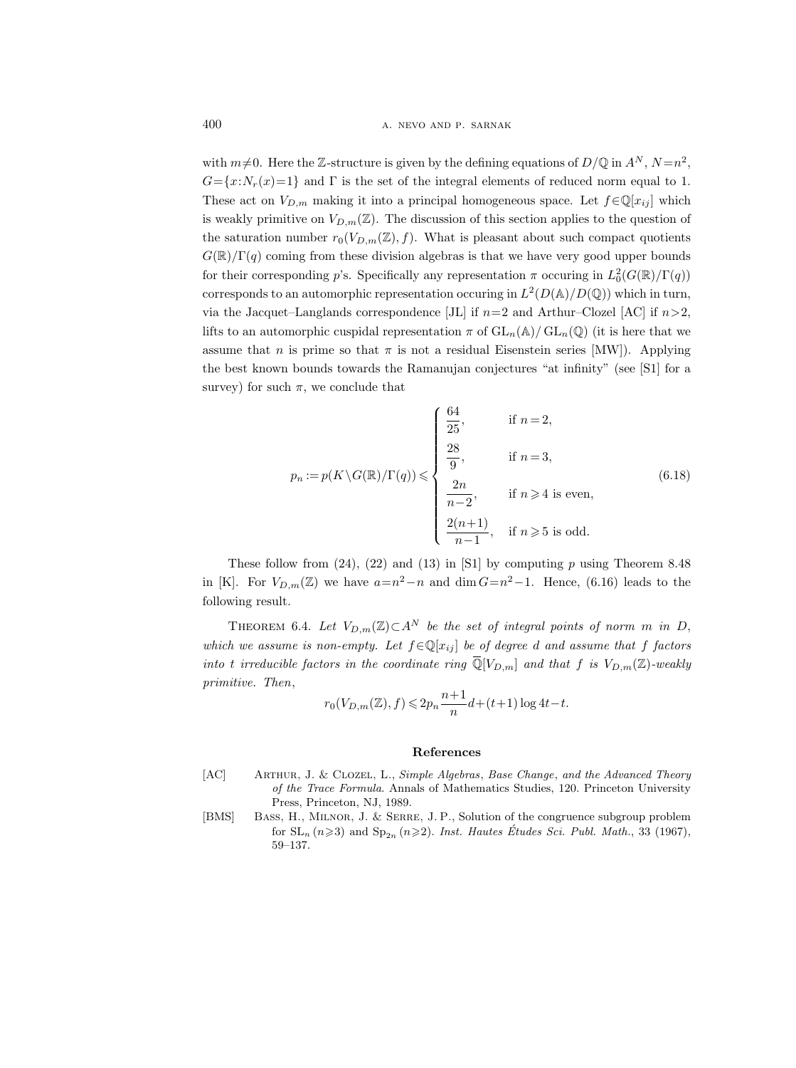with $m\neq 0$. Here the $\mathbb{Z}$-structure is given by the defining equations of $D/\mathbb{Q}$ in $A^N$, $N=n^2$, $G=\{x:N_r(x)=1\}$ and $\Gamma$ is the set of the integral elements of reduced norm equal to 1. These act on $V_{D,m}$ making it into a principal homogeneous space. Let $f\in\mathbb{Q}[x_{ij}]$ which is weakly primitive on $V_{D,m}(\mathbb{Z})$. The discussion of this section applies to the question of the saturation number $r_0(V_{D,m}(\mathbb{Z}),f)$. What is pleasant about such compact quotients $G(\mathbb{R})/\Gamma(q)$ coming from these division algebras is that we have very good upper bounds for their corresponding $p$'s. Specifically any representation $\pi$ occuring in $L^2_0(G(\mathbb{R})/\Gamma(q))$ corresponds to an automorphic representation occuring in $L^2(D(\mathbb{A})/D(\mathbb{Q}))$ which in turn, via the Jacquet–Langlands correspondence [JL] if $n=2$ and Arthur–Clozel [AC] if $n>2$, lifts to an automorphic cuspidal representation $\pi$ of $\mathrm{GL}_n(\mathbb{A})/\mathrm{GL}_n(\mathbb{Q})$ (it is here that we assume that $n$ is prime so that $\pi$ is not a residual Eisenstein series [MW]). Applying the best known bounds towards the Ramanujan conjectures "at infinity" (see [S1] for a survey) for such $\pi$, we conclude that

$$p_n := p(K\backslash G(\mathbb{R})/\Gamma(q)) \leqslant \begin{cases} \dfrac{64}{25}, & \text{if } n=2,\\[2mm] \dfrac{28}{9}, & \text{if } n=3,\\[2mm] \dfrac{2n}{n-2}, & \text{if } n\geqslant 4 \text{ is even},\\[2mm] \dfrac{2(n+1)}{n-1}, & \text{if } n\geqslant 5 \text{ is odd}. \end{cases} \tag{6.18}$$

These follow from (24), (22) and (13) in [S1] by computing $p$ using Theorem 8.48 in [K]. For $V_{D,m}(\mathbb{Z})$ we have $a=n^2-n$ and $\dim G=n^2-1$. Hence, (6.16) leads to the following result.

THEOREM 6.4. *Let $V_{D,m}(\mathbb{Z})\subset A^N$ be the set of integral points of norm $m$ in $D$, which we assume is non-empty. Let $f\in\mathbb{Q}[x_{ij}]$ be of degree $d$ and assume that $f$ factors into $t$ irreducible factors in the coordinate ring $\overline{\mathbb{Q}}[V_{D,m}]$ and that $f$ is $V_{D,m}(\mathbb{Z})$-weakly primitive. Then,*

$$r_0(V_{D,m}(\mathbb{Z}),f)\leqslant 2p_n\frac{n+1}{n}d+(t+1)\log 4t-t.$$

## References

[AC] Arthur, J. & Clozel, L., *Simple Algebras, Base Change, and the Advanced Theory of the Trace Formula*. Annals of Mathematics Studies, 120. Princeton University Press, Princeton, NJ, 1989.

[BMS] Bass, H., Milnor, J. & Serre, J. P., Solution of the congruence subgroup problem for $\mathrm{SL}_n$ $(n\geqslant 3)$ and $\mathrm{Sp}_{2n}$ $(n\geqslant 2)$. *Inst. Hautes Études Sci. Publ. Math.*, 33 (1967), 59–137.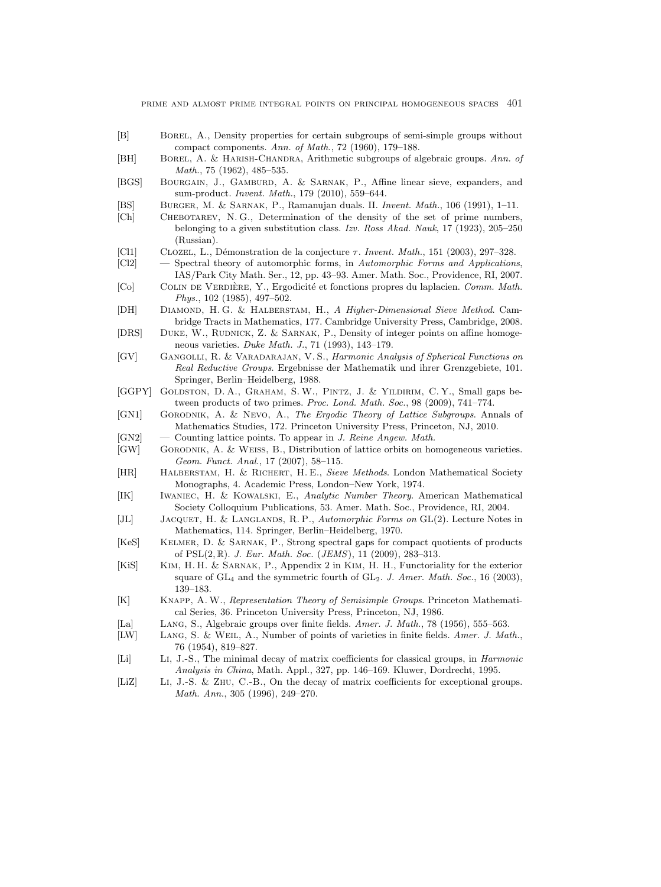[B] Borel, A., Density properties for certain subgroups of semi-simple groups without compact components. *Ann. of Math.*, 72 (1960), 179–188.

[BH] Borel, A. & Harish-Chandra, Arithmetic subgroups of algebraic groups. *Ann. of Math.*, 75 (1962), 485–535.

[BGS] Bourgain, J., Gamburd, A. & Sarnak, P., Affine linear sieve, expanders, and sum-product. *Invent. Math.*, 179 (2010), 559–644.

[BS] Burger, M. & Sarnak, P., Ramanujan duals. II. *Invent. Math.*, 106 (1991), 1–11.

[Ch] Chebotarev, N. G., Determination of the density of the set of prime numbers, belonging to a given substitution class. *Izv. Ross Akad. Nauk*, 17 (1923), 205–250 (Russian).

[Cl1] Clozel, L., Démonstration de la conjecture $\tau$. *Invent. Math.*, 151 (2003), 297–328.

[Cl2] — Spectral theory of automorphic forms, in *Automorphic Forms and Applications*, IAS/Park City Math. Ser., 12, pp. 43–93. Amer. Math. Soc., Providence, RI, 2007.

[Co] Colin de Verdière, Y., Ergodicité et fonctions propres du laplacien. *Comm. Math. Phys.*, 102 (1985), 497–502.

[DH] Diamond, H. G. & Halberstam, H., *A Higher-Dimensional Sieve Method*. Cambridge Tracts in Mathematics, 177. Cambridge University Press, Cambridge, 2008.

[DRS] Duke, W., Rudnick, Z. & Sarnak, P., Density of integer points on affine homogeneous varieties. *Duke Math. J.*, 71 (1993), 143–179.

[GV] Gangolli, R. & Varadarajan, V. S., *Harmonic Analysis of Spherical Functions on Real Reductive Groups*. Ergebnisse der Mathematik und ihrer Grenzgebiete, 101. Springer, Berlin–Heidelberg, 1988.

[GGPY] Goldston, D. A., Graham, S. W., Pintz, J. & Yildirim, C. Y., Small gaps between products of two primes. *Proc. Lond. Math. Soc.*, 98 (2009), 741–774.

[GN1] Gorodnik, A. & Nevo, A., *The Ergodic Theory of Lattice Subgroups*. Annals of Mathematics Studies, 172. Princeton University Press, Princeton, NJ, 2010.

[GN2] — Counting lattice points. To appear in *J. Reine Angew. Math.*

[GW] Gorodnik, A. & Weiss, B., Distribution of lattice orbits on homogeneous varieties. *Geom. Funct. Anal.*, 17 (2007), 58–115.

[HR] Halberstam, H. & Richert, H. E., *Sieve Methods*. London Mathematical Society Monographs, 4. Academic Press, London–New York, 1974.

[IK] Iwaniec, H. & Kowalski, E., *Analytic Number Theory*. American Mathematical Society Colloquium Publications, 53. Amer. Math. Soc., Providence, RI, 2004.

[JL] Jacquet, H. & Langlands, R. P., *Automorphic Forms on* GL(2). Lecture Notes in Mathematics, 114. Springer, Berlin–Heidelberg, 1970.

[KeS] Kelmer, D. & Sarnak, P., Strong spectral gaps for compact quotients of products of $\mathrm{PSL}(2,\mathbb{R})$. *J. Eur. Math. Soc.* (*JEMS*), 11 (2009), 283–313.

[KiS] Kim, H. H. & Sarnak, P., Appendix 2 in Kim, H. H., Functoriality for the exterior square of $\mathrm{GL}_4$ and the symmetric fourth of $\mathrm{GL}_2$. *J. Amer. Math. Soc.*, 16 (2003), 139–183.

[K] Knapp, A. W., *Representation Theory of Semisimple Groups*. Princeton Mathematical Series, 36. Princeton University Press, Princeton, NJ, 1986.

[La] Lang, S., Algebraic groups over finite fields. *Amer. J. Math.*, 78 (1956), 555–563.

[LW] Lang, S. & Weil, A., Number of points of varieties in finite fields. *Amer. J. Math.*, 76 (1954), 819–827.

[Li] Li, J.-S., The minimal decay of matrix coefficients for classical groups, in *Harmonic Analysis in China*, Math. Appl., 327, pp. 146–169. Kluwer, Dordrecht, 1995.

[LiZ] Li, J.-S. & Zhu, C.-B., On the decay of matrix coefficients for exceptional groups. *Math. Ann.*, 305 (1996), 249–270.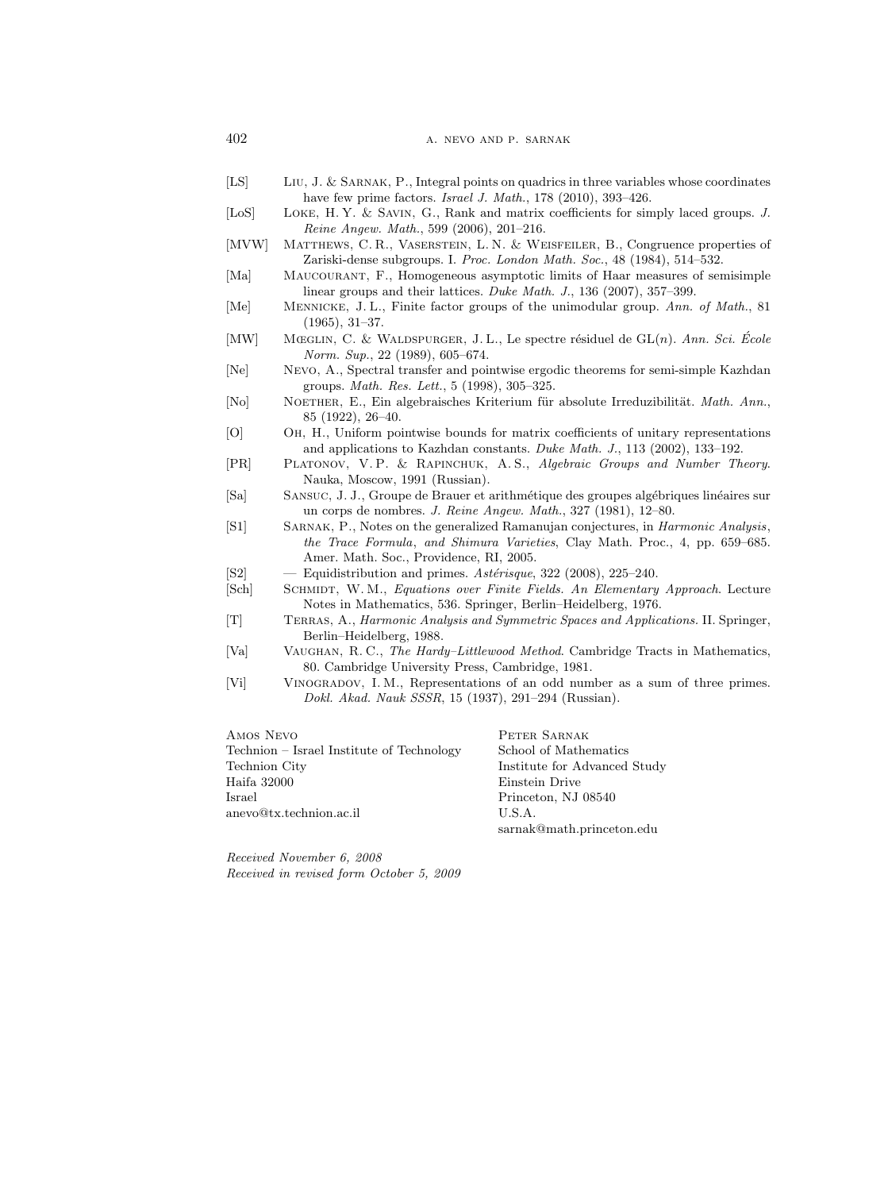[LS] Liu, J. & Sarnak, P., Integral points on quadrics in three variables whose coordinates have few prime factors. *Israel J. Math.*, 178 (2010), 393–426.

[LoS] Loke, H. Y. & Savin, G., Rank and matrix coefficients for simply laced groups. *J. Reine Angew. Math.*, 599 (2006), 201–216.

[MVW] Matthews, C. R., Vaserstein, L. N. & Weisfeiler, B., Congruence properties of Zariski-dense subgroups. I. *Proc. London Math. Soc.*, 48 (1984), 514–532.

[Ma] Maucourant, F., Homogeneous asymptotic limits of Haar measures of semisimple linear groups and their lattices. *Duke Math. J.*, 136 (2007), 357–399.

[Me] Mennicke, J. L., Finite factor groups of the unimodular group. *Ann. of Math.*, 81 (1965), 31–37.

[MW] Mœglin, C. & Waldspurger, J. L., Le spectre résiduel de $\mathrm{GL}(n)$. *Ann. Sci. École Norm. Sup.*, 22 (1989), 605–674.

[Ne] Nevo, A., Spectral transfer and pointwise ergodic theorems for semi-simple Kazhdan groups. *Math. Res. Lett.*, 5 (1998), 305–325.

[No] Noether, E., Ein algebraisches Kriterium für absolute Irreduzibilität. *Math. Ann.*, 85 (1922), 26–40.

[O] Oh, H., Uniform pointwise bounds for matrix coefficients of unitary representations and applications to Kazhdan constants. *Duke Math. J.*, 113 (2002), 133–192.

[PR] Platonov, V. P. & Rapinchuk, A. S., *Algebraic Groups and Number Theory*. Nauka, Moscow, 1991 (Russian).

[Sa] Sansuc, J. J., Groupe de Brauer et arithmétique des groupes algébriques linéaires sur un corps de nombres. *J. Reine Angew. Math.*, 327 (1981), 12–80.

[S1] Sarnak, P., Notes on the generalized Ramanujan conjectures, in *Harmonic Analysis, the Trace Formula, and Shimura Varieties*, Clay Math. Proc., 4, pp. 659–685. Amer. Math. Soc., Providence, RI, 2005.

[S2] — Equidistribution and primes. *Astérisque*, 322 (2008), 225–240.

[Sch] Schmidt, W. M., *Equations over Finite Fields. An Elementary Approach*. Lecture Notes in Mathematics, 536. Springer, Berlin–Heidelberg, 1976.

[T] Terras, A., *Harmonic Analysis and Symmetric Spaces and Applications*. II. Springer, Berlin–Heidelberg, 1988.

[Va] Vaughan, R. C., *The Hardy–Littlewood Method*. Cambridge Tracts in Mathematics, 80. Cambridge University Press, Cambridge, 1981.

[Vi] Vinogradov, I. M., Representations of an odd number as a sum of three primes. *Dokl. Akad. Nauk SSSR*, 15 (1937), 291–294 (Russian).

Amos Nevo
Technion – Israel Institute of Technology
Technion City
Haifa 32000
Israel
anevo@tx.technion.ac.il

Peter Sarnak
School of Mathematics
Institute for Advanced Study
Einstein Drive
Princeton, NJ 08540
U.S.A.
sarnak@math.princeton.edu

*Received November 6, 2008*
*Received in revised form October 5, 2009*